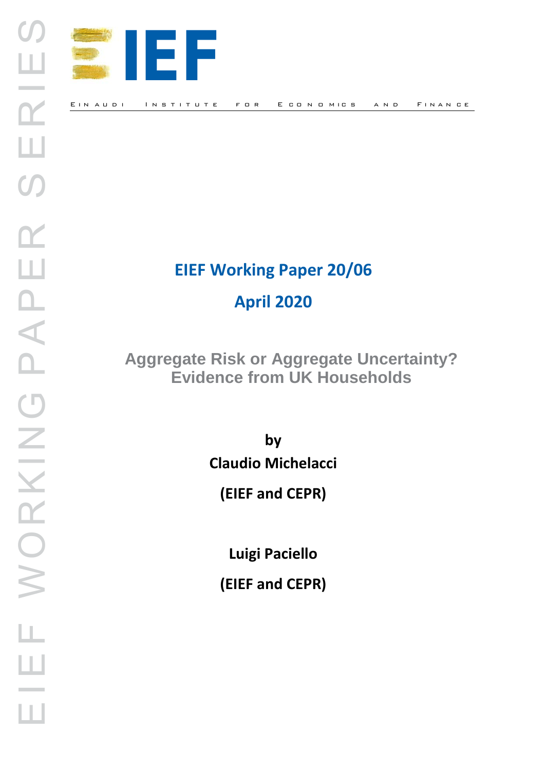IEF

EINAUDI INSTITUTE FOR ECONOMICS AND FINANCE

EIEF WORKING PAPER SERIES

**EIEF Working Paper 20/06**

**April 2020**

# Aggregate Risk or Aggregate Uncertainty? Evidence from UK Households

**by**

**Claudio Michelacci**

**(EIEF and CEPR)**

**Luigi Paciello**

**(EIEF and CEPR)**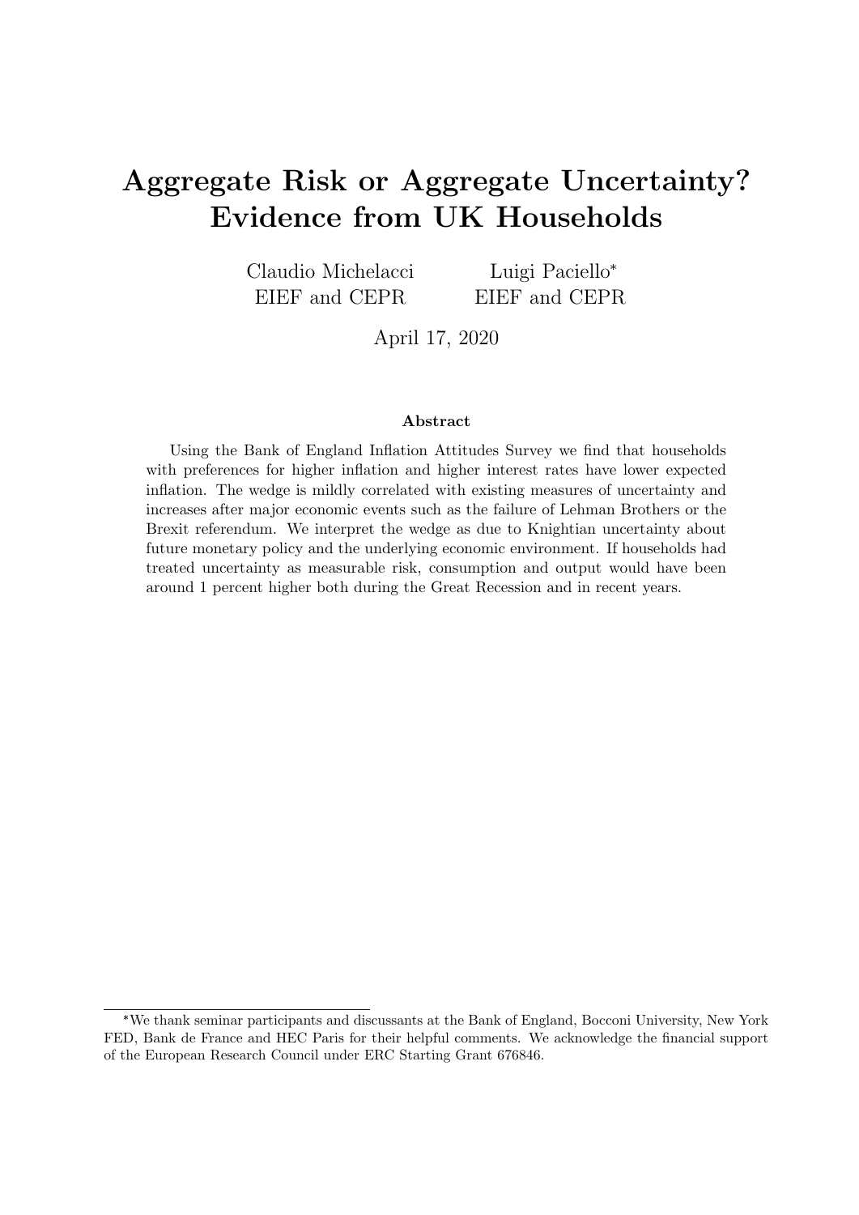# Aggregate Risk or Aggregate Uncertainty? Evidence from UK Households

Claudio Michelacci
EIEF and CEPR

Luigi Paciello*
EIEF and CEPR

April 17, 2020

**Abstract**

Using the Bank of England Inflation Attitudes Survey we find that households with preferences for higher inflation and higher interest rates have lower expected inflation. The wedge is mildly correlated with existing measures of uncertainty and increases after major economic events such as the failure of Lehman Brothers or the Brexit referendum. We interpret the wedge as due to Knightian uncertainty about future monetary policy and the underlying economic environment. If households had treated uncertainty as measurable risk, consumption and output would have been around 1 percent higher both during the Great Recession and in recent years.

---

*We thank seminar participants and discussants at the Bank of England, Bocconi University, New York FED, Bank de France and HEC Paris for their helpful comments. We acknowledge the financial support of the European Research Council under ERC Starting Grant 676846.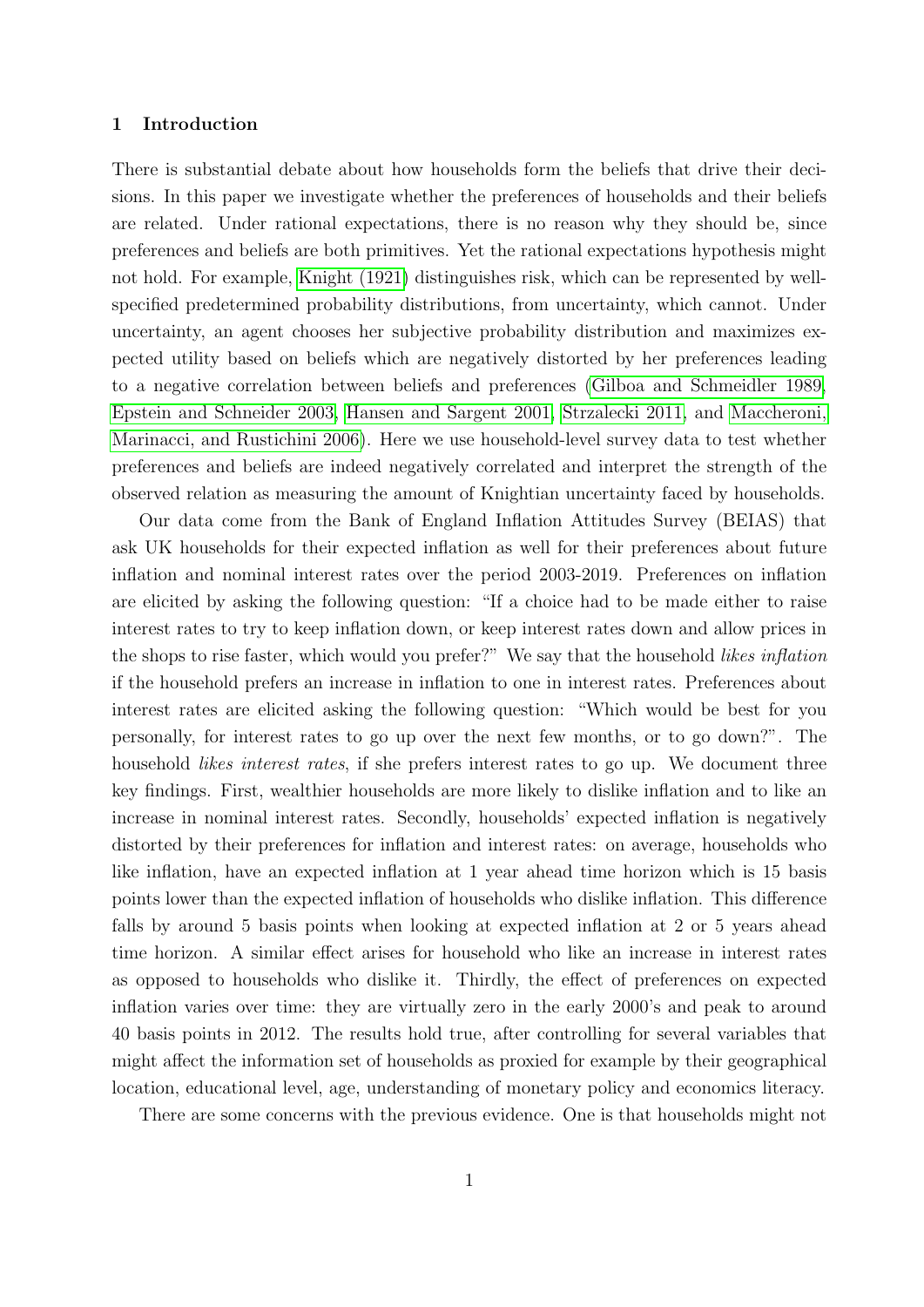## 1 Introduction

There is substantial debate about how households form the beliefs that drive their decisions. In this paper we investigate whether the preferences of households and their beliefs are related. Under rational expectations, there is no reason why they should be, since preferences and beliefs are both primitives. Yet the rational expectations hypothesis might not hold. For example, Knight (1921) distinguishes risk, which can be represented by well-specified predetermined probability distributions, from uncertainty, which cannot. Under uncertainty, an agent chooses her subjective probability distribution and maximizes expected utility based on beliefs which are negatively distorted by her preferences leading to a negative correlation between beliefs and preferences (Gilboa and Schmeidler 1989, Epstein and Schneider 2003, Hansen and Sargent 2001, Strzalecki 2011, and Maccheroni, Marinacci, and Rustichini 2006). Here we use household-level survey data to test whether preferences and beliefs are indeed negatively correlated and interpret the strength of the observed relation as measuring the amount of Knightian uncertainty faced by households.

Our data come from the Bank of England Inflation Attitudes Survey (BEIAS) that ask UK households for their expected inflation as well for their preferences about future inflation and nominal interest rates over the period 2003-2019. Preferences on inflation are elicited by asking the following question: "If a choice had to be made either to raise interest rates to try to keep inflation down, or keep interest rates down and allow prices in the shops to rise faster, which would you prefer?" We say that the household *likes inflation* if the household prefers an increase in inflation to one in interest rates. Preferences about interest rates are elicited asking the following question: "Which would be best for you personally, for interest rates to go up over the next few months, or to go down?". The household *likes interest rates*, if she prefers interest rates to go up. We document three key findings. First, wealthier households are more likely to dislike inflation and to like an increase in nominal interest rates. Secondly, households' expected inflation is negatively distorted by their preferences for inflation and interest rates: on average, households who like inflation, have an expected inflation at 1 year ahead time horizon which is 15 basis points lower than the expected inflation of households who dislike inflation. This difference falls by around 5 basis points when looking at expected inflation at 2 or 5 years ahead time horizon. A similar effect arises for household who like an increase in interest rates as opposed to households who dislike it. Thirdly, the effect of preferences on expected inflation varies over time: they are virtually zero in the early 2000's and peak to around 40 basis points in 2012. The results hold true, after controlling for several variables that might affect the information set of households as proxied for example by their geographical location, educational level, age, understanding of monetary policy and economics literacy.

There are some concerns with the previous evidence. One is that households might not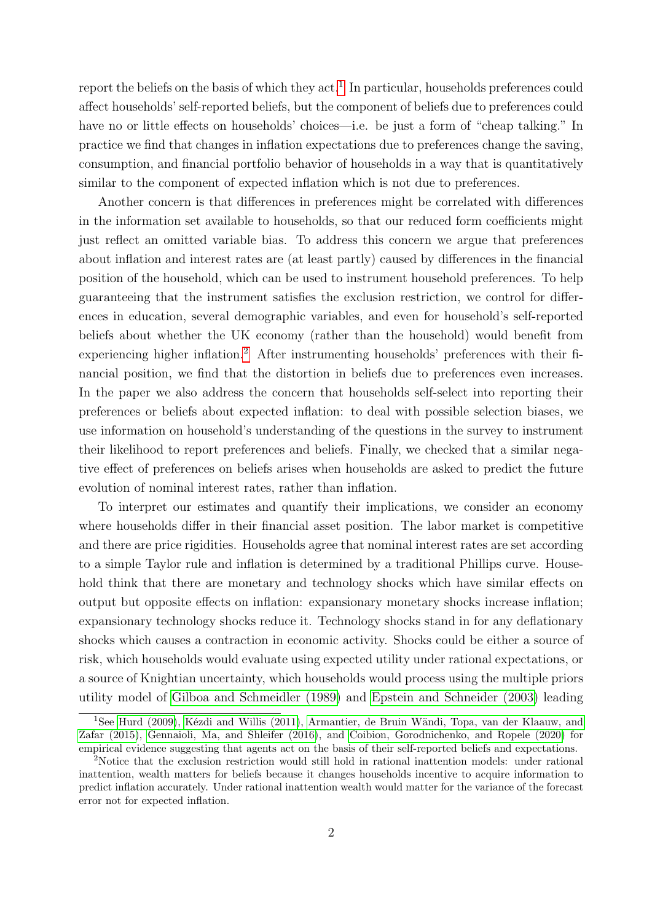report the beliefs on the basis of which they act.[1] In particular, households preferences could affect households' self-reported beliefs, but the component of beliefs due to preferences could have no or little effects on households' choices—i.e. be just a form of "cheap talking." In practice we find that changes in inflation expectations due to preferences change the saving, consumption, and financial portfolio behavior of households in a way that is quantitatively similar to the component of expected inflation which is not due to preferences.

Another concern is that differences in preferences might be correlated with differences in the information set available to households, so that our reduced form coefficients might just reflect an omitted variable bias. To address this concern we argue that preferences about inflation and interest rates are (at least partly) caused by differences in the financial position of the household, which can be used to instrument household preferences. To help guaranteeing that the instrument satisfies the exclusion restriction, we control for differences in education, several demographic variables, and even for household's self-reported beliefs about whether the UK economy (rather than the household) would benefit from experiencing higher inflation.[2] After instrumenting households' preferences with their financial position, we find that the distortion in beliefs due to preferences even increases. In the paper we also address the concern that households self-select into reporting their preferences or beliefs about expected inflation: to deal with possible selection biases, we use information on household's understanding of the questions in the survey to instrument their likelihood to report preferences and beliefs. Finally, we checked that a similar negative effect of preferences on beliefs arises when households are asked to predict the future evolution of nominal interest rates, rather than inflation.

To interpret our estimates and quantify their implications, we consider an economy where households differ in their financial asset position. The labor market is competitive and there are price rigidities. Households agree that nominal interest rates are set according to a simple Taylor rule and inflation is determined by a traditional Phillips curve. Household think that there are monetary and technology shocks which have similar effects on output but opposite effects on inflation: expansionary monetary shocks increase inflation; expansionary technology shocks reduce it. Technology shocks stand in for any deflationary shocks which causes a contraction in economic activity. Shocks could be either a source of risk, which households would evaluate using expected utility under rational expectations, or a source of Knightian uncertainty, which households would process using the multiple priors utility model of Gilboa and Schmeidler (1989) and Epstein and Schneider (2003) leading

[1] See Hurd (2009), Kézdi and Willis (2011), Armantier, de Bruin Wändi, Topa, van der Klaauw, and Zafar (2015), Gennaioli, Ma, and Shleifer (2016), and Coibion, Gorodnichenko, and Ropele (2020) for empirical evidence suggesting that agents act on the basis of their self-reported beliefs and expectations.

[2] Notice that the exclusion restriction would still hold in rational inattention models: under rational inattention, wealth matters for beliefs because it changes households incentive to acquire information to predict inflation accurately. Under rational inattention wealth would matter for the variance of the forecast error not for expected inflation.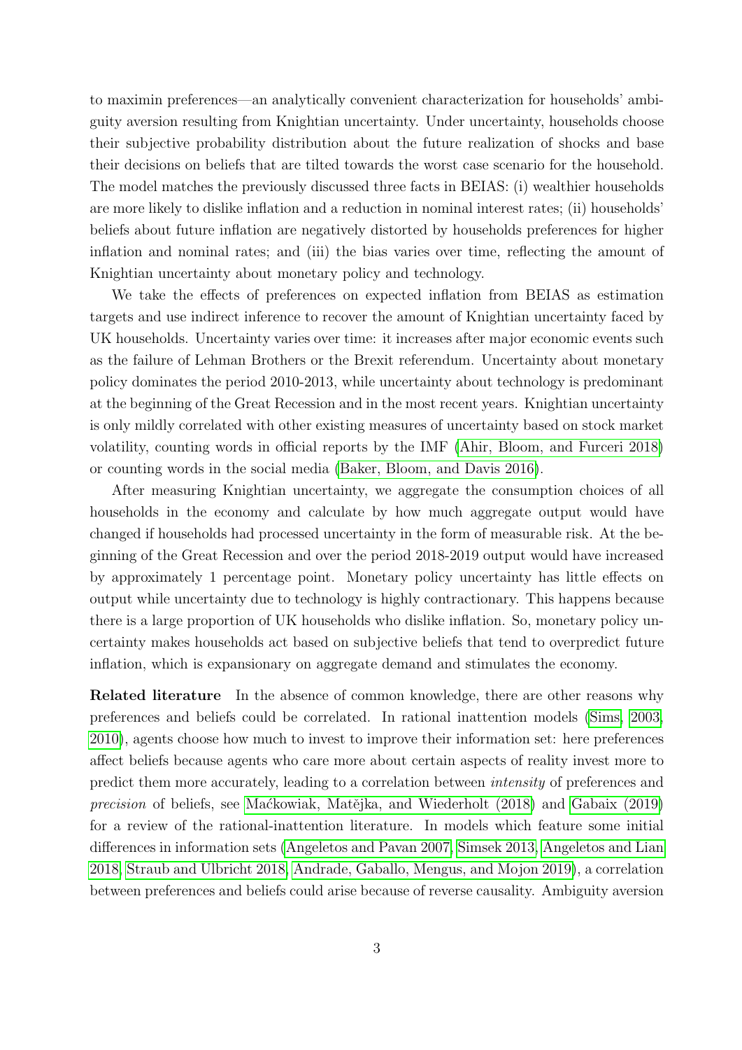to maximin preferences—an analytically convenient characterization for households' ambiguity aversion resulting from Knightian uncertainty. Under uncertainty, households choose their subjective probability distribution about the future realization of shocks and base their decisions on beliefs that are tilted towards the worst case scenario for the household. The model matches the previously discussed three facts in BEIAS: (i) wealthier households are more likely to dislike inflation and a reduction in nominal interest rates; (ii) households' beliefs about future inflation are negatively distorted by households preferences for higher inflation and nominal rates; and (iii) the bias varies over time, reflecting the amount of Knightian uncertainty about monetary policy and technology.

We take the effects of preferences on expected inflation from BEIAS as estimation targets and use indirect inference to recover the amount of Knightian uncertainty faced by UK households. Uncertainty varies over time: it increases after major economic events such as the failure of Lehman Brothers or the Brexit referendum. Uncertainty about monetary policy dominates the period 2010-2013, while uncertainty about technology is predominant at the beginning of the Great Recession and in the most recent years. Knightian uncertainty is only mildly correlated with other existing measures of uncertainty based on stock market volatility, counting words in official reports by the IMF (Ahir, Bloom, and Furceri 2018) or counting words in the social media (Baker, Bloom, and Davis 2016).

After measuring Knightian uncertainty, we aggregate the consumption choices of all households in the economy and calculate by how much aggregate output would have changed if households had processed uncertainty in the form of measurable risk. At the beginning of the Great Recession and over the period 2018-2019 output would have increased by approximately 1 percentage point. Monetary policy uncertainty has little effects on output while uncertainty due to technology is highly contractionary. This happens because there is a large proportion of UK households who dislike inflation. So, monetary policy uncertainty makes households act based on subjective beliefs that tend to overpredict future inflation, which is expansionary on aggregate demand and stimulates the economy.

**Related literature** In the absence of common knowledge, there are other reasons why preferences and beliefs could be correlated. In rational inattention models (Sims, 2003, 2010), agents choose how much to invest to improve their information set: here preferences affect beliefs because agents who care more about certain aspects of reality invest more to predict them more accurately, leading to a correlation between *intensity* of preferences and *precision* of beliefs, see Maćkowiak, Matějka, and Wiederholt (2018) and Gabaix (2019) for a review of the rational-inattention literature. In models which feature some initial differences in information sets (Angeletos and Pavan 2007, Simsek 2013, Angeletos and Lian 2018, Straub and Ulbricht 2018, Andrade, Gaballo, Mengus, and Mojon 2019), a correlation between preferences and beliefs could arise because of reverse causality. Ambiguity aversion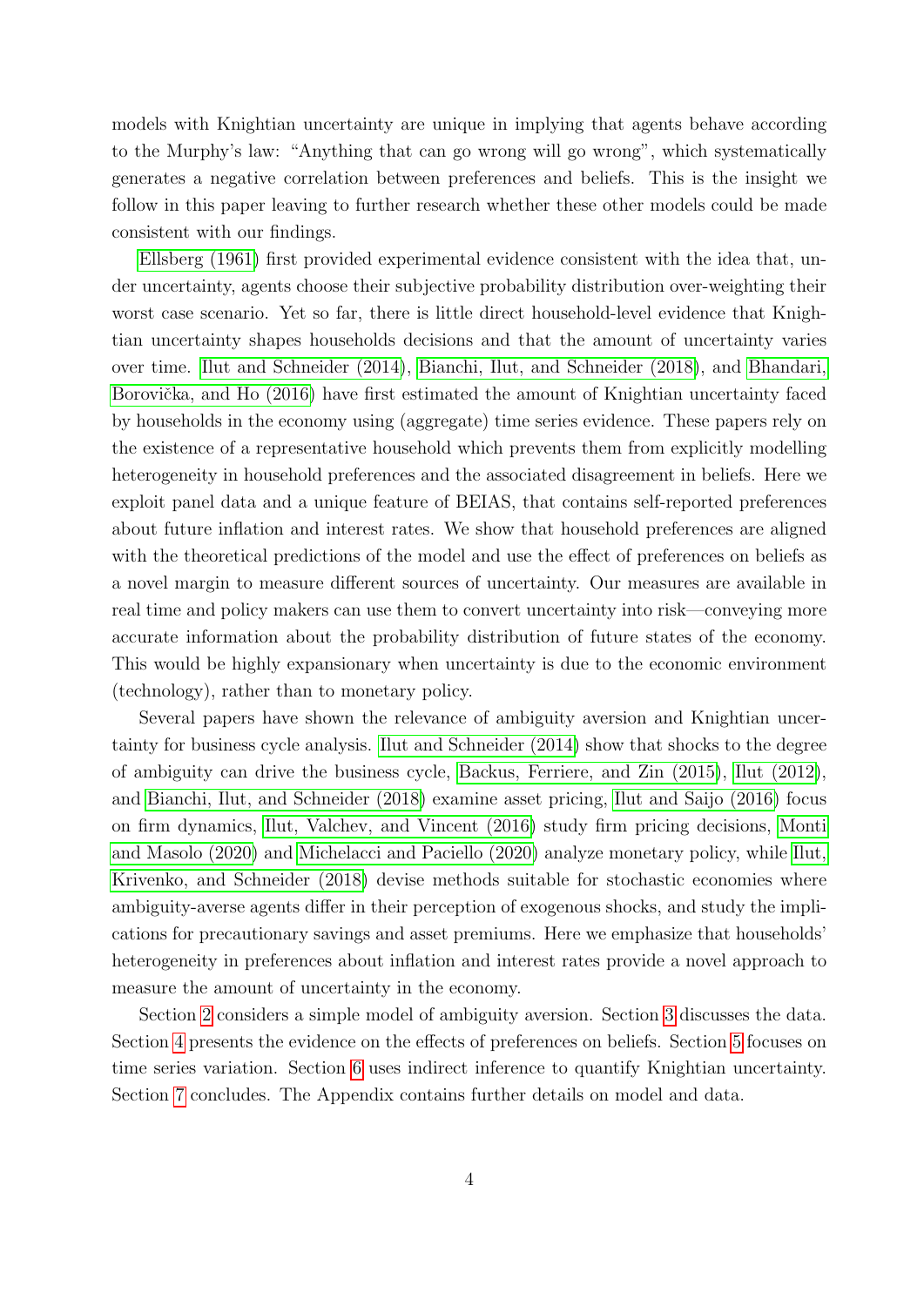models with Knightian uncertainty are unique in implying that agents behave according to the Murphy's law: "Anything that can go wrong will go wrong", which systematically generates a negative correlation between preferences and beliefs. This is the insight we follow in this paper leaving to further research whether these other models could be made consistent with our findings.

Ellsberg (1961) first provided experimental evidence consistent with the idea that, under uncertainty, agents choose their subjective probability distribution over-weighting their worst case scenario. Yet so far, there is little direct household-level evidence that Knightian uncertainty shapes households decisions and that the amount of uncertainty varies over time. Ilut and Schneider (2014), Bianchi, Ilut, and Schneider (2018), and Bhandari, Borovička, and Ho (2016) have first estimated the amount of Knightian uncertainty faced by households in the economy using (aggregate) time series evidence. These papers rely on the existence of a representative household which prevents them from explicitly modelling heterogeneity in household preferences and the associated disagreement in beliefs. Here we exploit panel data and a unique feature of BEIAS, that contains self-reported preferences about future inflation and interest rates. We show that household preferences are aligned with the theoretical predictions of the model and use the effect of preferences on beliefs as a novel margin to measure different sources of uncertainty. Our measures are available in real time and policy makers can use them to convert uncertainty into risk—conveying more accurate information about the probability distribution of future states of the economy. This would be highly expansionary when uncertainty is due to the economic environment (technology), rather than to monetary policy.

Several papers have shown the relevance of ambiguity aversion and Knightian uncertainty for business cycle analysis. Ilut and Schneider (2014) show that shocks to the degree of ambiguity can drive the business cycle, Backus, Ferriere, and Zin (2015), Ilut (2012), and Bianchi, Ilut, and Schneider (2018) examine asset pricing, Ilut and Saijo (2016) focus on firm dynamics, Ilut, Valchev, and Vincent (2016) study firm pricing decisions, Monti and Masolo (2020) and Michelacci and Paciello (2020) analyze monetary policy, while Ilut, Krivenko, and Schneider (2018) devise methods suitable for stochastic economies where ambiguity-averse agents differ in their perception of exogenous shocks, and study the implications for precautionary savings and asset premiums. Here we emphasize that households' heterogeneity in preferences about inflation and interest rates provide a novel approach to measure the amount of uncertainty in the economy.

Section 2 considers a simple model of ambiguity aversion. Section 3 discusses the data. Section 4 presents the evidence on the effects of preferences on beliefs. Section 5 focuses on time series variation. Section 6 uses indirect inference to quantify Knightian uncertainty. Section 7 concludes. The Appendix contains further details on model and data.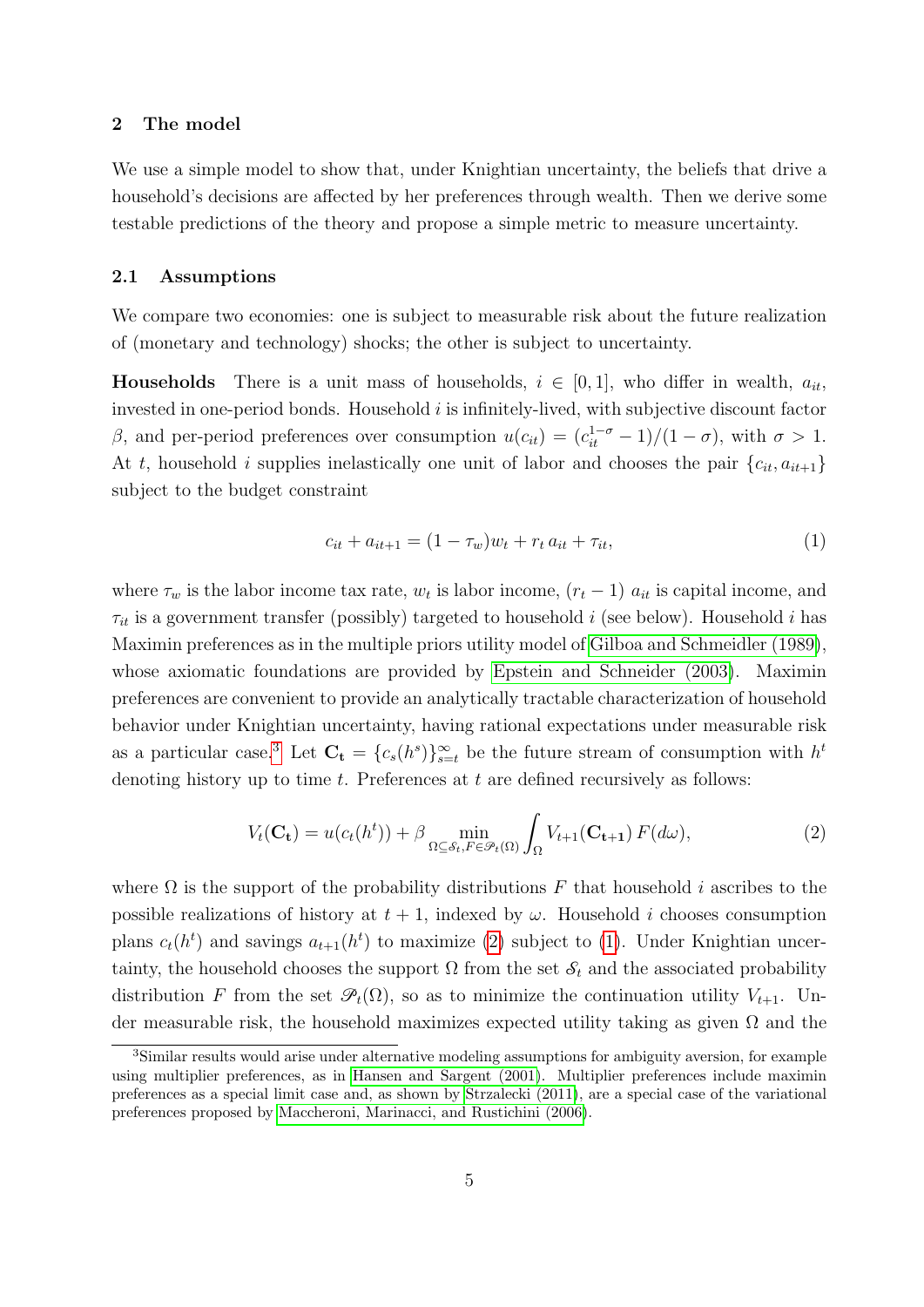## 2 The model

We use a simple model to show that, under Knightian uncertainty, the beliefs that drive a household's decisions are affected by her preferences through wealth. Then we derive some testable predictions of the theory and propose a simple metric to measure uncertainty.

### 2.1 Assumptions

We compare two economies: one is subject to measurable risk about the future realization of (monetary and technology) shocks; the other is subject to uncertainty.

**Households** There is a unit mass of households, $i \in [0,1]$, who differ in wealth, $a_{it}$, invested in one-period bonds. Household $i$ is infinitely-lived, with subjective discount factor $\beta$, and per-period preferences over consumption $u(c_{it}) = (c_{it}^{1-\sigma} - 1)/(1-\sigma)$, with $\sigma > 1$. At $t$, household $i$ supplies inelastically one unit of labor and chooses the pair $\{c_{it}, a_{it+1}\}$ subject to the budget constraint

$$c_{it} + a_{it+1} = (1-\tau_w)w_t + r_t\, a_{it} + \tau_{it}, \tag{1}$$

where $\tau_w$ is the labor income tax rate, $w_t$ is labor income, $(r_t - 1)\; a_{it}$ is capital income, and $\tau_{it}$ is a government transfer (possibly) targeted to household $i$ (see below). Household $i$ has Maximin preferences as in the multiple priors utility model of Gilboa and Schmeidler (1989), whose axiomatic foundations are provided by Epstein and Schneider (2003). Maximin preferences are convenient to provide an analytically tractable characterization of household behavior under Knightian uncertainty, having rational expectations under measurable risk as a particular case.[3] Let $\mathbf{C_t} = \{c_s(h^s)\}_{s=t}^{\infty}$ be the future stream of consumption with $h^t$ denoting history up to time $t$. Preferences at $t$ are defined recursively as follows:

$$V_t(\mathbf{C_t}) = u(c_t(h^t)) + \beta \min_{\Omega \subseteq \mathcal{S}_t, F \in \mathscr{P}_t(\Omega)} \int_{\Omega} V_{t+1}(\mathbf{C_{t+1}})\, F(d\omega), \tag{2}$$

where $\Omega$ is the support of the probability distributions $F$ that household $i$ ascribes to the possible realizations of history at $t+1$, indexed by $\omega$. Household $i$ chooses consumption plans $c_t(h^t)$ and savings $a_{t+1}(h^t)$ to maximize (2) subject to (1). Under Knightian uncertainty, the household chooses the support $\Omega$ from the set $\mathcal{S}_t$ and the associated probability distribution $F$ from the set $\mathscr{P}_t(\Omega)$, so as to minimize the continuation utility $V_{t+1}$. Under measurable risk, the household maximizes expected utility taking as given $\Omega$ and the

[3] Similar results would arise under alternative modeling assumptions for ambiguity aversion, for example using multiplier preferences, as in Hansen and Sargent (2001). Multiplier preferences include maximin preferences as a special limit case and, as shown by Strzalecki (2011), are a special case of the variational preferences proposed by Maccheroni, Marinacci, and Rustichini (2006).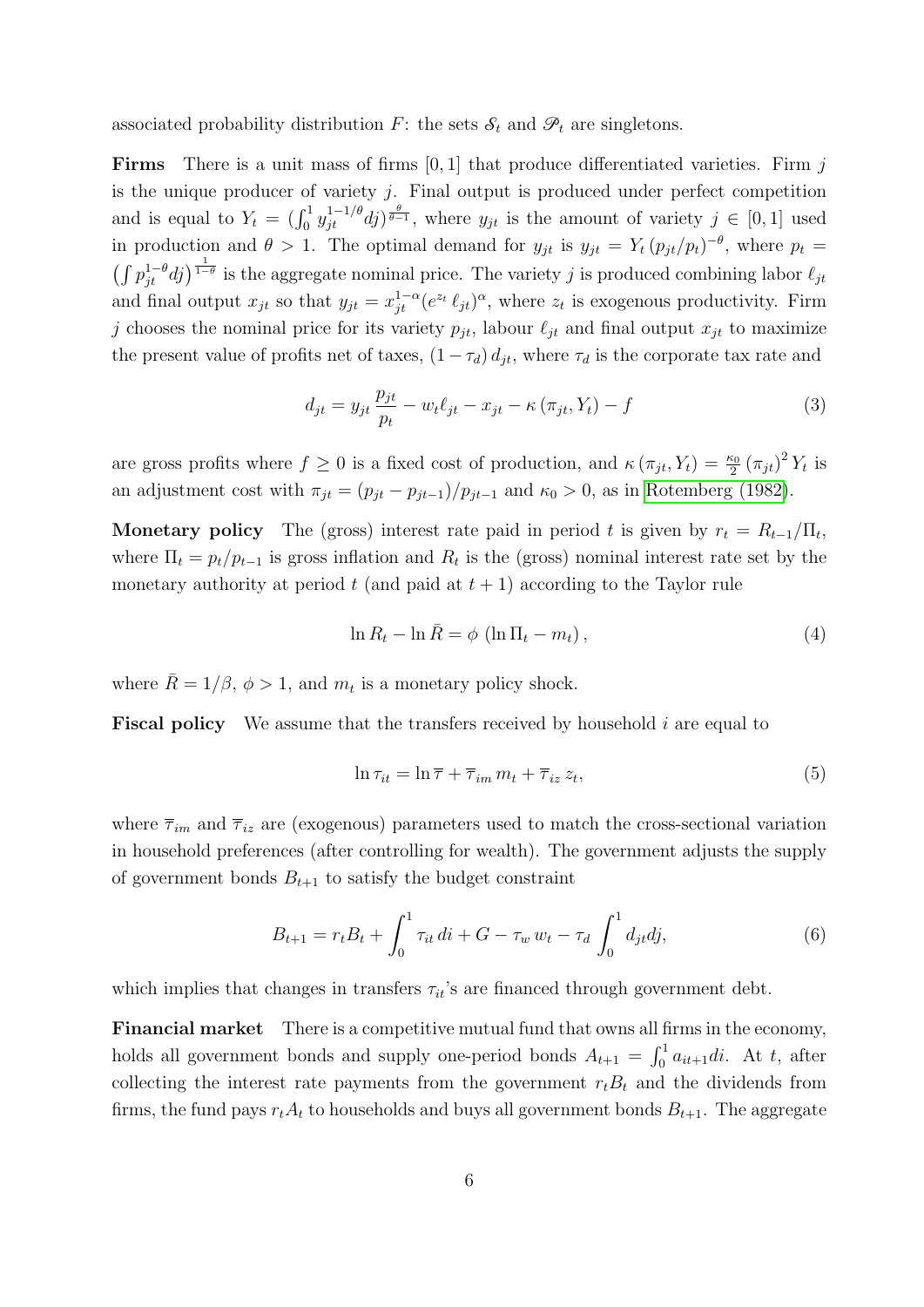associated probability distribution $F$: the sets $\mathcal{S}_t$ and $\mathscr{P}_t$ are singletons.

**Firms** There is a unit mass of firms $[0, 1]$ that produce differentiated varieties. Firm $j$ is the unique producer of variety $j$. Final output is produced under perfect competition and is equal to $Y_t = (\int_0^1 y_{jt}^{1-1/\theta} dj)^{\frac{\theta}{\theta-1}}$, where $y_{jt}$ is the amount of variety $j \in [0, 1]$ used in production and $\theta > 1$. The optimal demand for $y_{jt}$ is $y_{jt} = Y_t (p_{jt}/p_t)^{-\theta}$, where $p_t = \left(\int p_{jt}^{1-\theta} dj\right)^{\frac{1}{1-\theta}}$ is the aggregate nominal price. The variety $j$ is produced combining labor $\ell_{jt}$ and final output $x_{jt}$ so that $y_{jt} = x_{jt}^{1-\alpha}(e^{z_t}\,\ell_{jt})^{\alpha}$, where $z_t$ is exogenous productivity. Firm $j$ chooses the nominal price for its variety $p_{jt}$, labour $\ell_{jt}$ and final output $x_{jt}$ to maximize the present value of profits net of taxes, $(1 - \tau_d)\, d_{jt}$, where $\tau_d$ is the corporate tax rate and

$$d_{jt} = y_{jt}\,\frac{p_{jt}}{p_t} - w_t \ell_{jt} - x_{jt} - \kappa\left(\pi_{jt}, Y_t\right) - f \tag{3}$$

are gross profits where $f \geq 0$ is a fixed cost of production, and $\kappa\left(\pi_{jt}, Y_t\right) = \frac{\kappa_0}{2}\left(\pi_{jt}\right)^2 Y_t$ is an adjustment cost with $\pi_{jt} = (p_{jt} - p_{jt-1})/p_{jt-1}$ and $\kappa_0 > 0$, as in Rotemberg (1982).

**Monetary policy** The (gross) interest rate paid in period $t$ is given by $r_t = R_{t-1}/\Pi_t$, where $\Pi_t = p_t/p_{t-1}$ is gross inflation and $R_t$ is the (gross) nominal interest rate set by the monetary authority at period $t$ (and paid at $t + 1$) according to the Taylor rule

$$\ln R_t - \ln \bar{R} = \phi\,\left(\ln \Pi_t - m_t\right), \tag{4}$$

where $\bar{R} = 1/\beta$, $\phi > 1$, and $m_t$ is a monetary policy shock.

**Fiscal policy** We assume that the transfers received by household $i$ are equal to

$$\ln \tau_{it} = \ln \overline{\tau} + \overline{\tau}_{im}\, m_t + \overline{\tau}_{iz}\, z_t, \tag{5}$$

where $\overline{\tau}_{im}$ and $\overline{\tau}_{iz}$ are (exogenous) parameters used to match the cross-sectional variation in household preferences (after controlling for wealth). The government adjusts the supply of government bonds $B_{t+1}$ to satisfy the budget constraint

$$B_{t+1} = r_t B_t + \int_0^1 \tau_{it}\, di + G - \tau_w\, w_t - \tau_d \int_0^1 d_{jt} dj, \tag{6}$$

which implies that changes in transfers $\tau_{it}$'s are financed through government debt.

**Financial market** There is a competitive mutual fund that owns all firms in the economy, holds all government bonds and supply one-period bonds $A_{t+1} = \int_0^1 a_{it+1} di$. At $t$, after collecting the interest rate payments from the government $r_t B_t$ and the dividends from firms, the fund pays $r_t A_t$ to households and buys all government bonds $B_{t+1}$. The aggregate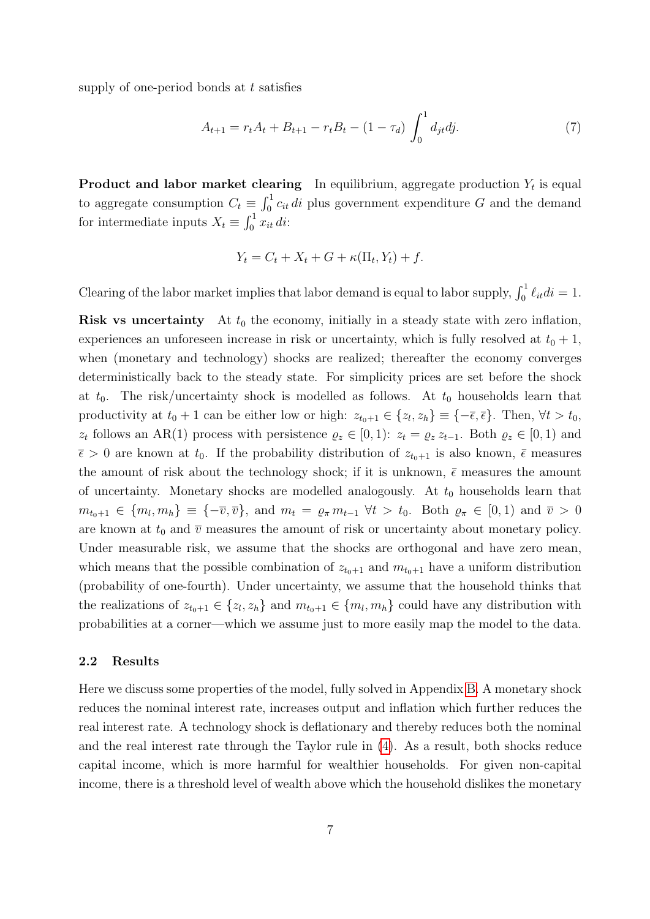supply of one-period bonds at $t$ satisfies

$$A_{t+1} = r_t A_t + B_{t+1} - r_t B_t - (1-\tau_d)\int_0^1 d_{jt} dj. \tag{7}$$

**Product and labor market clearing** In equilibrium, aggregate production $Y_t$ is equal to aggregate consumption $C_t \equiv \int_0^1 c_{it}\, di$ plus government expenditure $G$ and the demand for intermediate inputs $X_t \equiv \int_0^1 x_{it}\, di$:

$$Y_t = C_t + X_t + G + \kappa(\Pi_t, Y_t) + f.$$

Clearing of the labor market implies that labor demand is equal to labor supply, $\int_0^1 \ell_{it} di = 1$.

**Risk vs uncertainty** At $t_0$ the economy, initially in a steady state with zero inflation, experiences an unforeseen increase in risk or uncertainty, which is fully resolved at $t_0+1$, when (monetary and technology) shocks are realized; thereafter the economy converges deterministically back to the steady state. For simplicity prices are set before the shock at $t_0$. The risk/uncertainty shock is modelled as follows. At $t_0$ households learn that productivity at $t_0+1$ can be either low or high: $z_{t_0+1} \in \{z_l, z_h\} \equiv \{-\overline{\epsilon}, \overline{\epsilon}\}$. Then, $\forall t > t_0$, $z_t$ follows an AR(1) process with persistence $\varrho_z \in [0,1)$: $z_t = \varrho_z\, z_{t-1}$. Both $\varrho_z \in [0,1)$ and $\overline{\epsilon} > 0$ are known at $t_0$. If the probability distribution of $z_{t_0+1}$ is also known, $\bar{\epsilon}$ measures the amount of risk about the technology shock; if it is unknown, $\bar{\epsilon}$ measures the amount of uncertainty. Monetary shocks are modelled analogously. At $t_0$ households learn that $m_{t_0+1} \in \{m_l, m_h\} \equiv \{-\overline{v}, \overline{v}\}$, and $m_t = \varrho_\pi\, m_{t-1}$ $\forall t > t_0$. Both $\varrho_\pi \in [0,1)$ and $\overline{v} > 0$ are known at $t_0$ and $\overline{v}$ measures the amount of risk or uncertainty about monetary policy. Under measurable risk, we assume that the shocks are orthogonal and have zero mean, which means that the possible combination of $z_{t_0+1}$ and $m_{t_0+1}$ have a uniform distribution (probability of one-fourth). Under uncertainty, we assume that the household thinks that the realizations of $z_{t_0+1} \in \{z_l, z_h\}$ and $m_{t_0+1} \in \{m_l, m_h\}$ could have any distribution with probabilities at a corner—which we assume just to more easily map the model to the data.

### 2.2 Results

Here we discuss some properties of the model, fully solved in Appendix B. A monetary shock reduces the nominal interest rate, increases output and inflation which further reduces the real interest rate. A technology shock is deflationary and thereby reduces both the nominal and the real interest rate through the Taylor rule in (4). As a result, both shocks reduce capital income, which is more harmful for wealthier households. For given non-capital income, there is a threshold level of wealth above which the household dislikes the monetary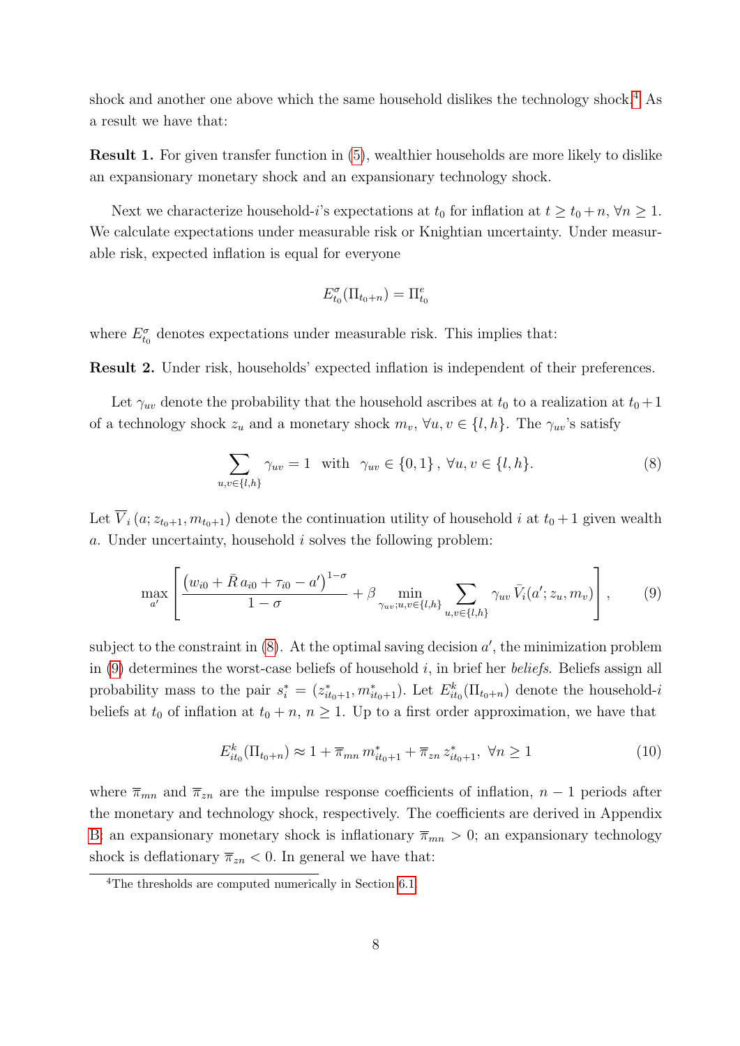shock and another one above which the same household dislikes the technology shock.[4] As a result we have that:

**Result 1.** For given transfer function in (5), wealthier households are more likely to dislike an expansionary monetary shock and an expansionary technology shock.

Next we characterize household-$i$'s expectations at $t_0$ for inflation at $t \geq t_0 + n$, $\forall n \geq 1$. We calculate expectations under measurable risk or Knightian uncertainty. Under measurable risk, expected inflation is equal for everyone

$$E^{\sigma}_{t_0}(\Pi_{t_0+n}) = \Pi^{e}_{t_0}$$

where $E^{\sigma}_{t_0}$ denotes expectations under measurable risk. This implies that:

**Result 2.** Under risk, households' expected inflation is independent of their preferences.

Let $\gamma_{uv}$ denote the probability that the household ascribes at $t_0$ to a realization at $t_0+1$ of a technology shock $z_u$ and a monetary shock $m_v$, $\forall u, v \in \{l, h\}$. The $\gamma_{uv}$'s satisfy

$$\sum_{u,v \in \{l,h\}} \gamma_{uv} = 1 \quad \text{with} \quad \gamma_{uv} \in \{0, 1\}\,, \; \forall u, v \in \{l, h\}. \tag{8}$$

Let $\overline{V}_i\,(a; z_{t_0+1}, m_{t_0+1})$ denote the continuation utility of household $i$ at $t_0+1$ given wealth $a$. Under uncertainty, household $i$ solves the following problem:

$$\max_{a'} \left[ \frac{\left(w_{i0} + \bar{R}\, a_{i0} + \tau_{i0} - a'\right)^{1-\sigma}}{1-\sigma} + \beta \min_{\gamma_{uv}; u,v \in \{l,h\}} \sum_{u,v \in \{l,h\}} \gamma_{uv}\, \bar{V}_i(a'; z_u, m_v) \right], \tag{9}$$

subject to the constraint in (8). At the optimal saving decision $a'$, the minimization problem in (9) determines the worst-case beliefs of household $i$, in brief her *beliefs*. Beliefs assign all probability mass to the pair $s^*_i = (z^*_{it_0+1}, m^*_{it_0+1})$. Let $E^{k}_{it_0}(\Pi_{t_0+n})$ denote the household-$i$ beliefs at $t_0$ of inflation at $t_0+n$, $n \geq 1$. Up to a first order approximation, we have that

$$E^{k}_{it_0}(\Pi_{t_0+n}) \approx 1 + \overline{\pi}_{mn}\, m^*_{it_0+1} + \overline{\pi}_{zn}\, z^*_{it_0+1}, \;\; \forall n \geq 1 \tag{10}$$

where $\overline{\pi}_{mn}$ and $\overline{\pi}_{zn}$ are the impulse response coefficients of inflation, $n-1$ periods after the monetary and technology shock, respectively. The coefficients are derived in Appendix B: an expansionary monetary shock is inflationary $\overline{\pi}_{mn} > 0$; an expansionary technology shock is deflationary $\overline{\pi}_{zn} < 0$. In general we have that:

[4] The thresholds are computed numerically in Section 6.1.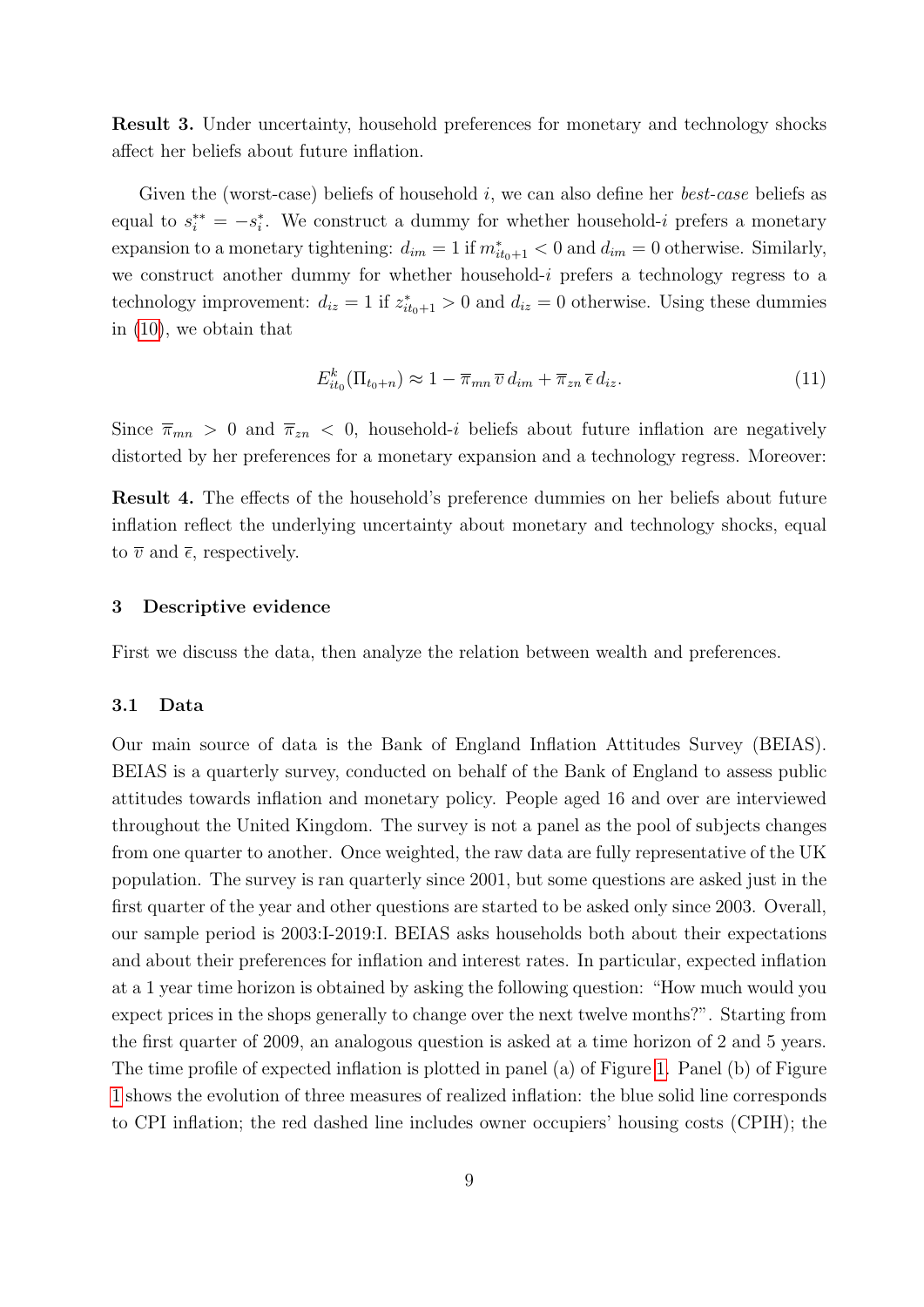**Result 3.** Under uncertainty, household preferences for monetary and technology shocks affect her beliefs about future inflation.

Given the (worst-case) beliefs of household $i$, we can also define her *best-case* beliefs as equal to $s_i^{**} = -s_i^*$. We construct a dummy for whether household-$i$ prefers a monetary expansion to a monetary tightening: $d_{im} = 1$ if $m^*_{it_0+1} < 0$ and $d_{im} = 0$ otherwise. Similarly, we construct another dummy for whether household-$i$ prefers a technology regress to a technology improvement: $d_{iz} = 1$ if $z^*_{it_0+1} > 0$ and $d_{iz} = 0$ otherwise. Using these dummies in (10), we obtain that

$$E^k_{it_0}(\Pi_{t_0+n}) \approx 1 - \overline{\pi}_{mn}\,\overline{\upsilon}\,d_{im} + \overline{\pi}_{zn}\,\overline{\epsilon}\,d_{iz}. \tag{11}$$

Since $\overline{\pi}_{mn} > 0$ and $\overline{\pi}_{zn} < 0$, household-$i$ beliefs about future inflation are negatively distorted by her preferences for a monetary expansion and a technology regress. Moreover:

**Result 4.** The effects of the household's preference dummies on her beliefs about future inflation reflect the underlying uncertainty about monetary and technology shocks, equal to $\overline{\upsilon}$ and $\overline{\epsilon}$, respectively.

## 3 Descriptive evidence

First we discuss the data, then analyze the relation between wealth and preferences.

### 3.1 Data

Our main source of data is the Bank of England Inflation Attitudes Survey (BEIAS). BEIAS is a quarterly survey, conducted on behalf of the Bank of England to assess public attitudes towards inflation and monetary policy. People aged 16 and over are interviewed throughout the United Kingdom. The survey is not a panel as the pool of subjects changes from one quarter to another. Once weighted, the raw data are fully representative of the UK population. The survey is ran quarterly since 2001, but some questions are asked just in the first quarter of the year and other questions are started to be asked only since 2003. Overall, our sample period is 2003:I-2019:I. BEIAS asks households both about their expectations and about their preferences for inflation and interest rates. In particular, expected inflation at a 1 year time horizon is obtained by asking the following question: "How much would you expect prices in the shops generally to change over the next twelve months?". Starting from the first quarter of 2009, an analogous question is asked at a time horizon of 2 and 5 years. The time profile of expected inflation is plotted in panel (a) of Figure 1. Panel (b) of Figure 1 shows the evolution of three measures of realized inflation: the blue solid line corresponds to CPI inflation; the red dashed line includes owner occupiers' housing costs (CPIH); the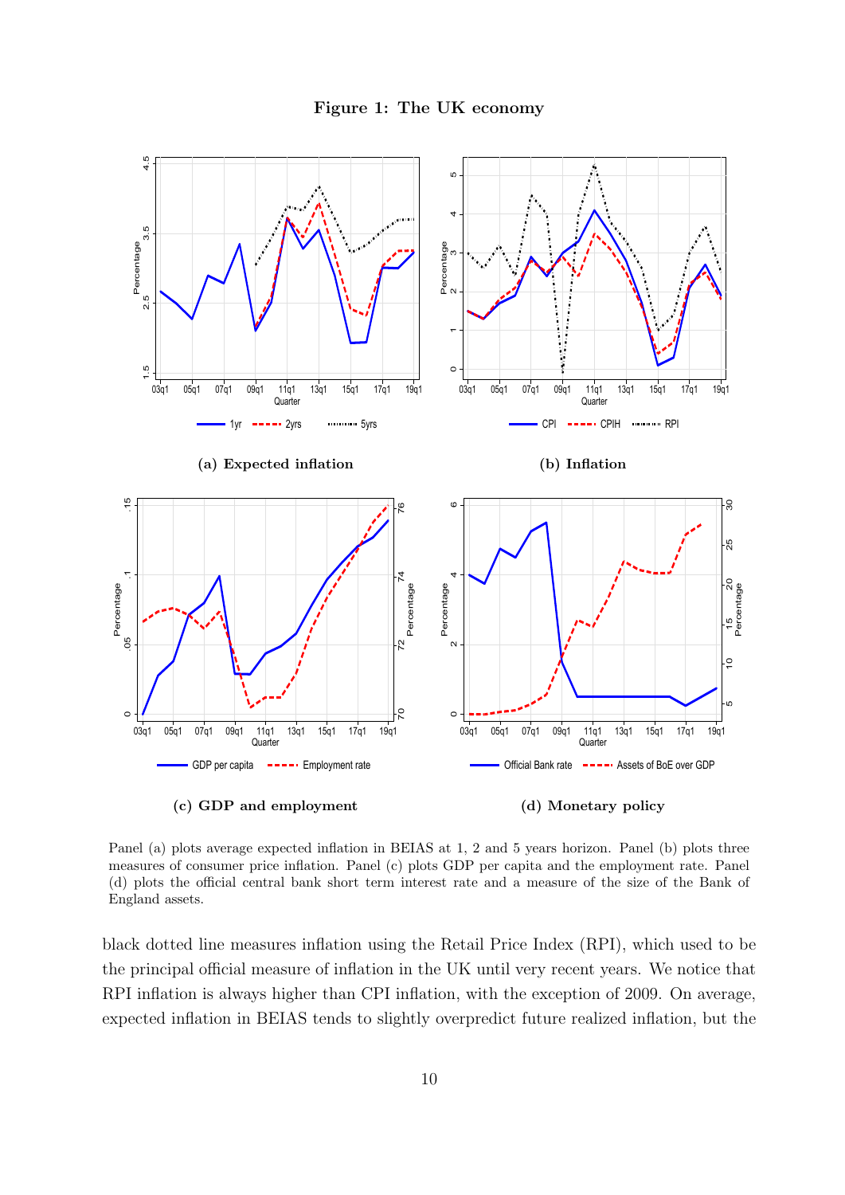**Figure 1: The UK economy**

(a) Expected inflation

(b) Inflation

(c) GDP and employment

(d) Monetary policy

Panel (a) plots average expected inflation in BEIAS at 1, 2 and 5 years horizon. Panel (b) plots three measures of consumer price inflation. Panel (c) plots GDP per capita and the employment rate. Panel (d) plots the official central bank short term interest rate and a measure of the size of the Bank of England assets.

black dotted line measures inflation using the Retail Price Index (RPI), which used to be the principal official measure of inflation in the UK until very recent years. We notice that RPI inflation is always higher than CPI inflation, with the exception of 2009. On average, expected inflation in BEIAS tends to slightly overpredict future realized inflation, but the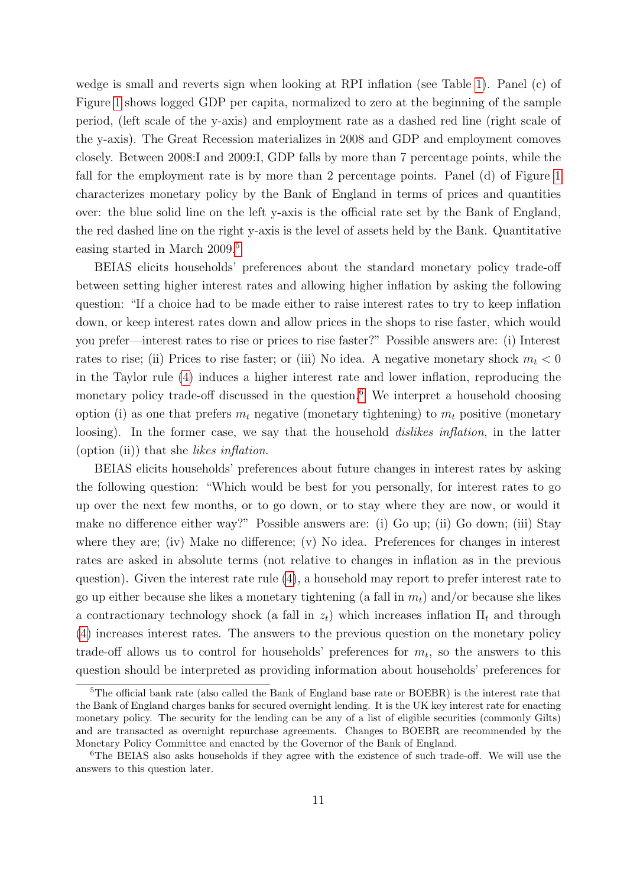wedge is small and reverts sign when looking at RPI inflation (see Table 1). Panel (c) of Figure 1 shows logged GDP per capita, normalized to zero at the beginning of the sample period, (left scale of the y-axis) and employment rate as a dashed red line (right scale of the y-axis). The Great Recession materializes in 2008 and GDP and employment comoves closely. Between 2008:I and 2009:I, GDP falls by more than 7 percentage points, while the fall for the employment rate is by more than 2 percentage points. Panel (d) of Figure 1 characterizes monetary policy by the Bank of England in terms of prices and quantities over: the blue solid line on the left y-axis is the official rate set by the Bank of England, the red dashed line on the right y-axis is the level of assets held by the Bank. Quantitative easing started in March 2009.[5]

BEIAS elicits households' preferences about the standard monetary policy trade-off between setting higher interest rates and allowing higher inflation by asking the following question: "If a choice had to be made either to raise interest rates to try to keep inflation down, or keep interest rates down and allow prices in the shops to rise faster, which would you prefer—interest rates to rise or prices to rise faster?" Possible answers are: (i) Interest rates to rise; (ii) Prices to rise faster; or (iii) No idea. A negative monetary shock $m_t < 0$ in the Taylor rule (4) induces a higher interest rate and lower inflation, reproducing the monetary policy trade-off discussed in the question.[6] We interpret a household choosing option (i) as one that prefers $m_t$ negative (monetary tightening) to $m_t$ positive (monetary loosing). In the former case, we say that the household *dislikes inflation*, in the latter (option (ii)) that she *likes inflation*.

BEIAS elicits households' preferences about future changes in interest rates by asking the following question: "Which would be best for you personally, for interest rates to go up over the next few months, or to go down, or to stay where they are now, or would it make no difference either way?" Possible answers are: (i) Go up; (ii) Go down; (iii) Stay where they are; (iv) Make no difference; (v) No idea. Preferences for changes in interest rates are asked in absolute terms (not relative to changes in inflation as in the previous question). Given the interest rate rule (4), a household may report to prefer interest rate to go up either because she likes a monetary tightening (a fall in $m_t$) and/or because she likes a contractionary technology shock (a fall in $z_t$) which increases inflation $\Pi_t$ and through (4) increases interest rates. The answers to the previous question on the monetary policy trade-off allows us to control for households' preferences for $m_t$, so the answers to this question should be interpreted as providing information about households' preferences for

[5] The official bank rate (also called the Bank of England base rate or BOEBR) is the interest rate that the Bank of England charges banks for secured overnight lending. It is the UK key interest rate for enacting monetary policy. The security for the lending can be any of a list of eligible securities (commonly Gilts) and are transacted as overnight repurchase agreements. Changes to BOEBR are recommended by the Monetary Policy Committee and enacted by the Governor of the Bank of England.

[6] The BEIAS also asks households if they agree with the existence of such trade-off. We will use the answers to this question later.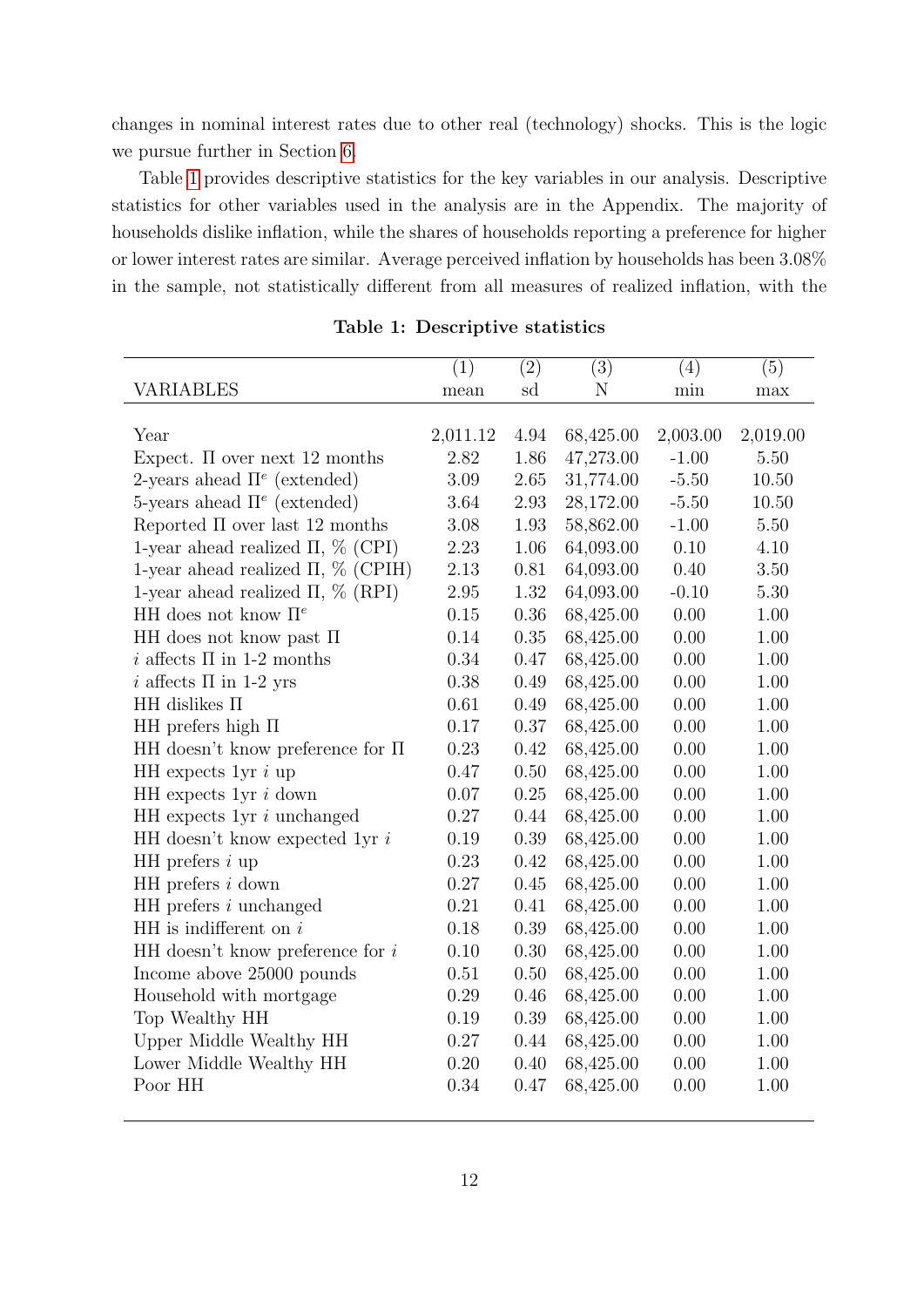changes in nominal interest rates due to other real (technology) shocks. This is the logic we pursue further in Section 6.

Table 1 provides descriptive statistics for the key variables in our analysis. Descriptive statistics for other variables used in the analysis are in the Appendix. The majority of households dislike inflation, while the shares of households reporting a preference for higher or lower interest rates are similar. Average perceived inflation by households has been 3.08% in the sample, not statistically different from all measures of realized inflation, with the

**Table 1: Descriptive statistics**

| VARIABLES | (1) mean | (2) sd | (3) N | (4) min | (5) max |
|---|---|---|---|---|---|
| Year | 2,011.12 | 4.94 | 68,425.00 | 2,003.00 | 2,019.00 |
| Expect. $\Pi$ over next 12 months | 2.82 | 1.86 | 47,273.00 | -1.00 | 5.50 |
| 2-years ahead $\Pi^e$ (extended) | 3.09 | 2.65 | 31,774.00 | -5.50 | 10.50 |
| 5-years ahead $\Pi^e$ (extended) | 3.64 | 2.93 | 28,172.00 | -5.50 | 10.50 |
| Reported $\Pi$ over last 12 months | 3.08 | 1.93 | 58,862.00 | -1.00 | 5.50 |
| 1-year ahead realized $\Pi$, % (CPI) | 2.23 | 1.06 | 64,093.00 | 0.10 | 4.10 |
| 1-year ahead realized $\Pi$, % (CPIH) | 2.13 | 0.81 | 64,093.00 | 0.40 | 3.50 |
| 1-year ahead realized $\Pi$, % (RPI) | 2.95 | 1.32 | 64,093.00 | -0.10 | 5.30 |
| HH does not know $\Pi^e$ | 0.15 | 0.36 | 68,425.00 | 0.00 | 1.00 |
| HH does not know past $\Pi$ | 0.14 | 0.35 | 68,425.00 | 0.00 | 1.00 |
| $i$ affects $\Pi$ in 1-2 months | 0.34 | 0.47 | 68,425.00 | 0.00 | 1.00 |
| $i$ affects $\Pi$ in 1-2 yrs | 0.38 | 0.49 | 68,425.00 | 0.00 | 1.00 |
| HH dislikes $\Pi$ | 0.61 | 0.49 | 68,425.00 | 0.00 | 1.00 |
| HH prefers high $\Pi$ | 0.17 | 0.37 | 68,425.00 | 0.00 | 1.00 |
| HH doesn't know preference for $\Pi$ | 0.23 | 0.42 | 68,425.00 | 0.00 | 1.00 |
| HH expects 1yr $i$ up | 0.47 | 0.50 | 68,425.00 | 0.00 | 1.00 |
| HH expects 1yr $i$ down | 0.07 | 0.25 | 68,425.00 | 0.00 | 1.00 |
| HH expects 1yr $i$ unchanged | 0.27 | 0.44 | 68,425.00 | 0.00 | 1.00 |
| HH doesn't know expected 1yr $i$ | 0.19 | 0.39 | 68,425.00 | 0.00 | 1.00 |
| HH prefers $i$ up | 0.23 | 0.42 | 68,425.00 | 0.00 | 1.00 |
| HH prefers $i$ down | 0.27 | 0.45 | 68,425.00 | 0.00 | 1.00 |
| HH prefers $i$ unchanged | 0.21 | 0.41 | 68,425.00 | 0.00 | 1.00 |
| HH is indifferent on $i$ | 0.18 | 0.39 | 68,425.00 | 0.00 | 1.00 |
| HH doesn't know preference for $i$ | 0.10 | 0.30 | 68,425.00 | 0.00 | 1.00 |
| Income above 25000 pounds | 0.51 | 0.50 | 68,425.00 | 0.00 | 1.00 |
| Household with mortgage | 0.29 | 0.46 | 68,425.00 | 0.00 | 1.00 |
| Top Wealthy HH | 0.19 | 0.39 | 68,425.00 | 0.00 | 1.00 |
| Upper Middle Wealthy HH | 0.27 | 0.44 | 68,425.00 | 0.00 | 1.00 |
| Lower Middle Wealthy HH | 0.20 | 0.40 | 68,425.00 | 0.00 | 1.00 |
| Poor HH | 0.34 | 0.47 | 68,425.00 | 0.00 | 1.00 |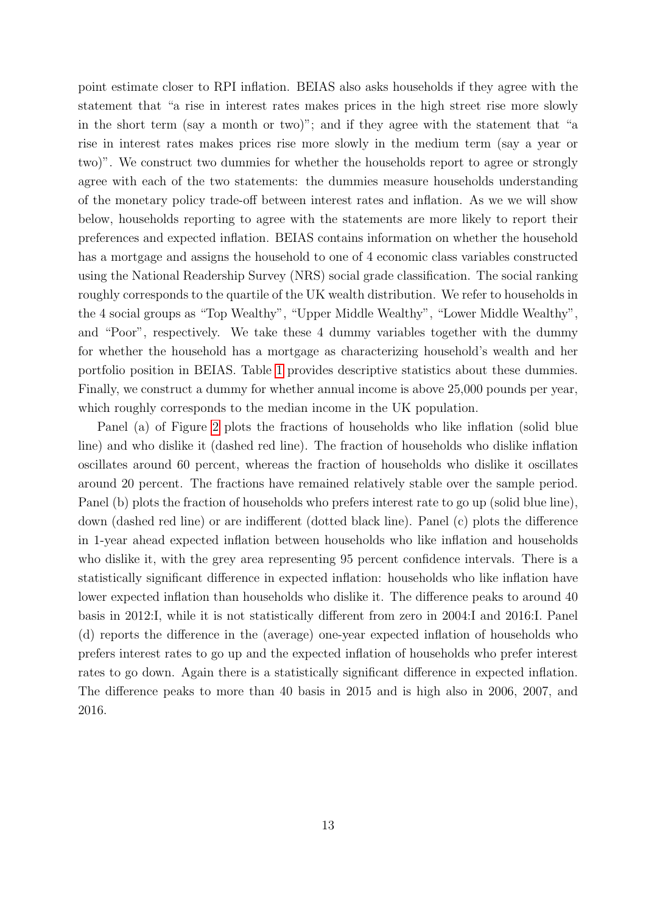point estimate closer to RPI inflation. BEIAS also asks households if they agree with the statement that "a rise in interest rates makes prices in the high street rise more slowly in the short term (say a month or two)"; and if they agree with the statement that "a rise in interest rates makes prices rise more slowly in the medium term (say a year or two)". We construct two dummies for whether the households report to agree or strongly agree with each of the two statements: the dummies measure households understanding of the monetary policy trade-off between interest rates and inflation. As we we will show below, households reporting to agree with the statements are more likely to report their preferences and expected inflation. BEIAS contains information on whether the household has a mortgage and assigns the household to one of 4 economic class variables constructed using the National Readership Survey (NRS) social grade classification. The social ranking roughly corresponds to the quartile of the UK wealth distribution. We refer to households in the 4 social groups as "Top Wealthy", "Upper Middle Wealthy", "Lower Middle Wealthy", and "Poor", respectively. We take these 4 dummy variables together with the dummy for whether the household has a mortgage as characterizing household's wealth and her portfolio position in BEIAS. Table 1 provides descriptive statistics about these dummies. Finally, we construct a dummy for whether annual income is above 25,000 pounds per year, which roughly corresponds to the median income in the UK population.

Panel (a) of Figure 2 plots the fractions of households who like inflation (solid blue line) and who dislike it (dashed red line). The fraction of households who dislike inflation oscillates around 60 percent, whereas the fraction of households who dislike it oscillates around 20 percent. The fractions have remained relatively stable over the sample period. Panel (b) plots the fraction of households who prefers interest rate to go up (solid blue line), down (dashed red line) or are indifferent (dotted black line). Panel (c) plots the difference in 1-year ahead expected inflation between households who like inflation and households who dislike it, with the grey area representing 95 percent confidence intervals. There is a statistically significant difference in expected inflation: households who like inflation have lower expected inflation than households who dislike it. The difference peaks to around 40 basis in 2012:I, while it is not statistically different from zero in 2004:I and 2016:I. Panel (d) reports the difference in the (average) one-year expected inflation of households who prefers interest rates to go up and the expected inflation of households who prefer interest rates to go down. Again there is a statistically significant difference in expected inflation. The difference peaks to more than 40 basis in 2015 and is high also in 2006, 2007, and 2016.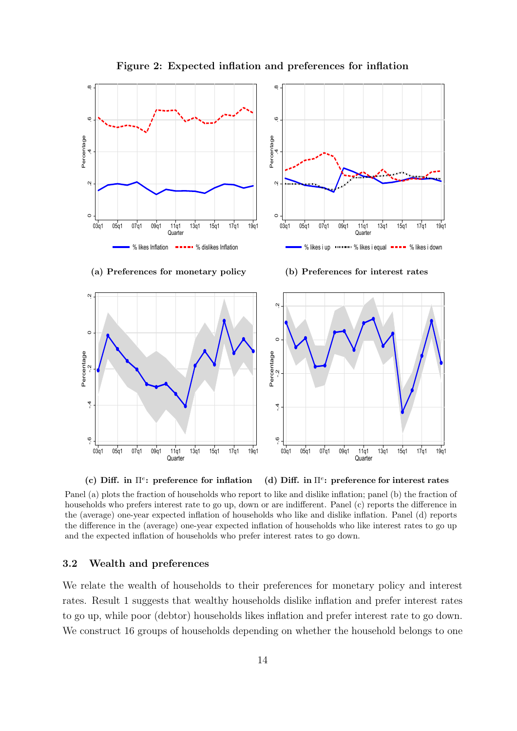**Figure 2: Expected inflation and preferences for inflation**

(a) Preferences for monetary policy

(b) Preferences for interest rates

(c) Diff. in $\Pi^e$: preference for inflation

(d) Diff. in $\Pi^e$: preference for interest rates

Panel (a) plots the fraction of households who report to like and dislike inflation; panel (b) the fraction of households who prefers interest rate to go up, down or are indifferent. Panel (c) reports the difference in the (average) one-year expected inflation of households who like and dislike inflation. Panel (d) reports the difference in the (average) one-year expected inflation of households who like interest rates to go up and the expected inflation of households who prefer interest rates to go down.

### 3.2 Wealth and preferences

We relate the wealth of households to their preferences for monetary policy and interest rates. Result 1 suggests that wealthy households dislike inflation and prefer interest rates to go up, while poor (debtor) households likes inflation and prefer interest rate to go down. We construct 16 groups of households depending on whether the household belongs to one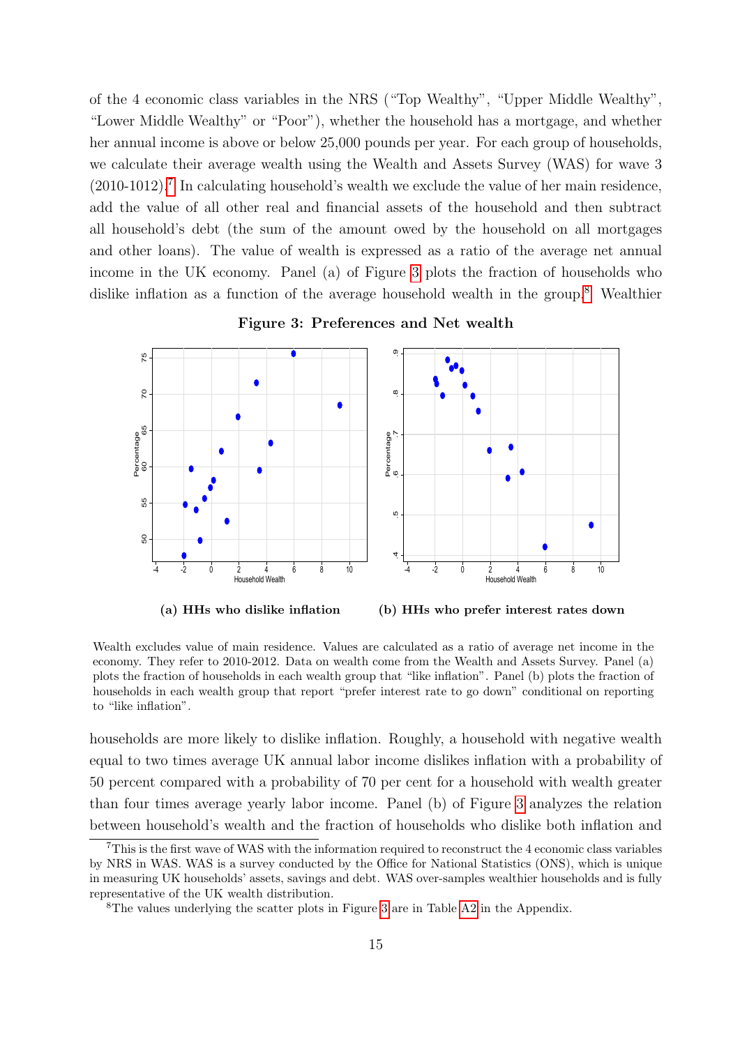of the 4 economic class variables in the NRS ("Top Wealthy", "Upper Middle Wealthy", "Lower Middle Wealthy" or "Poor"), whether the household has a mortgage, and whether her annual income is above or below 25,000 pounds per year. For each group of households, we calculate their average wealth using the Wealth and Assets Survey (WAS) for wave 3 (2010-1012).[7] In calculating household's wealth we exclude the value of her main residence, add the value of all other real and financial assets of the household and then subtract all household's debt (the sum of the amount owed by the household on all mortgages and other loans). The value of wealth is expressed as a ratio of the average net annual income in the UK economy. Panel (a) of Figure 3 plots the fraction of households who dislike inflation as a function of the average household wealth in the group.[8] Wealthier

**Figure 3: Preferences and Net wealth**

(a) HHs who dislike inflation

(b) HHs who prefer interest rates down

Wealth excludes value of main residence. Values are calculated as a ratio of average net income in the economy. They refer to 2010-2012. Data on wealth come from the Wealth and Assets Survey. Panel (a) plots the fraction of households in each wealth group that "like inflation". Panel (b) plots the fraction of households in each wealth group that report "prefer interest rate to go down" conditional on reporting to "like inflation".

households are more likely to dislike inflation. Roughly, a household with negative wealth equal to two times average UK annual labor income dislikes inflation with a probability of 50 percent compared with a probability of 70 per cent for a household with wealth greater than four times average yearly labor income. Panel (b) of Figure 3 analyzes the relation between household's wealth and the fraction of households who dislike both inflation and

[7] This is the first wave of WAS with the information required to reconstruct the 4 economic class variables by NRS in WAS. WAS is a survey conducted by the Office for National Statistics (ONS), which is unique in measuring UK households' assets, savings and debt. WAS over-samples wealthier households and is fully representative of the UK wealth distribution.

[8] The values underlying the scatter plots in Figure 3 are in Table A2 in the Appendix.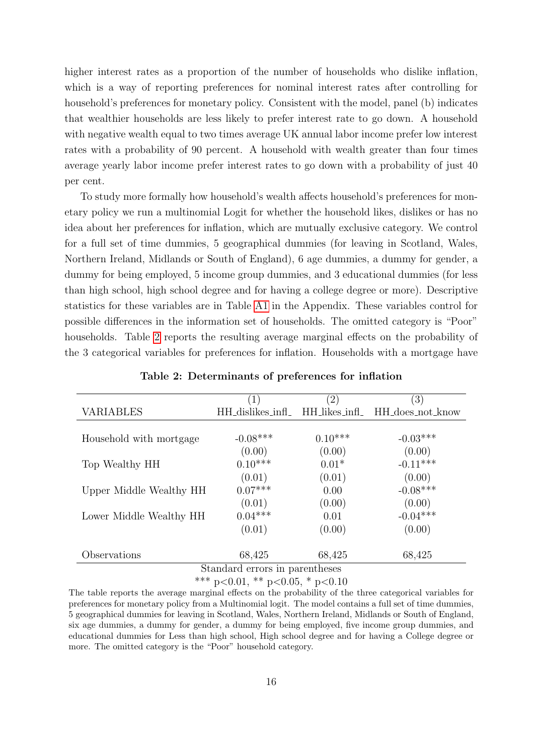higher interest rates as a proportion of the number of households who dislike inflation, which is a way of reporting preferences for nominal interest rates after controlling for household's preferences for monetary policy. Consistent with the model, panel (b) indicates that wealthier households are less likely to prefer interest rate to go down. A household with negative wealth equal to two times average UK annual labor income prefer low interest rates with a probability of 90 percent. A household with wealth greater than four times average yearly labor income prefer interest rates to go down with a probability of just 40 per cent.

To study more formally how household's wealth affects household's preferences for monetary policy we run a multinomial Logit for whether the household likes, dislikes or has no idea about her preferences for inflation, which are mutually exclusive category. We control for a full set of time dummies, 5 geographical dummies (for leaving in Scotland, Wales, Northern Ireland, Midlands or South of England), 6 age dummies, a dummy for gender, a dummy for being employed, 5 income group dummies, and 3 educational dummies (for less than high school, high school degree and for having a college degree or more). Descriptive statistics for these variables are in Table A1 in the Appendix. These variables control for possible differences in the information set of households. The omitted category is "Poor" households. Table 2 reports the resulting average marginal effects on the probability of the 3 categorical variables for preferences for inflation. Households with a mortgage have

**Table 2: Determinants of preferences for inflation**

| VARIABLES | (1) HH_dislikes_infl_ | (2) HH_likes_infl_ | (3) HH_does_not_know |
|---|---|---|---|
| Household with mortgage | -0.08*** | 0.10*** | -0.03*** |
| | (0.00) | (0.00) | (0.00) |
| Top Wealthy HH | 0.10*** | 0.01* | -0.11*** |
| | (0.01) | (0.01) | (0.00) |
| Upper Middle Wealthy HH | 0.07*** | 0.00 | -0.08*** |
| | (0.01) | (0.00) | (0.00) |
| Lower Middle Wealthy HH | 0.04*** | 0.01 | -0.04*** |
| | (0.01) | (0.00) | (0.00) |
| Observations | 68,425 | 68,425 | 68,425 |

Standard errors in parentheses

*** p<0.01, ** p<0.05, * p<0.10

The table reports the average marginal effects on the probability of the three categorical variables for preferences for monetary policy from a Multinomial logit. The model contains a full set of time dummies, 5 geographical dummies for leaving in Scotland, Wales, Northern Ireland, Midlands or South of England, six age dummies, a dummy for gender, a dummy for being employed, five income group dummies, and educational dummies for Less than high school, High school degree and for having a College degree or more. The omitted category is the "Poor" household category.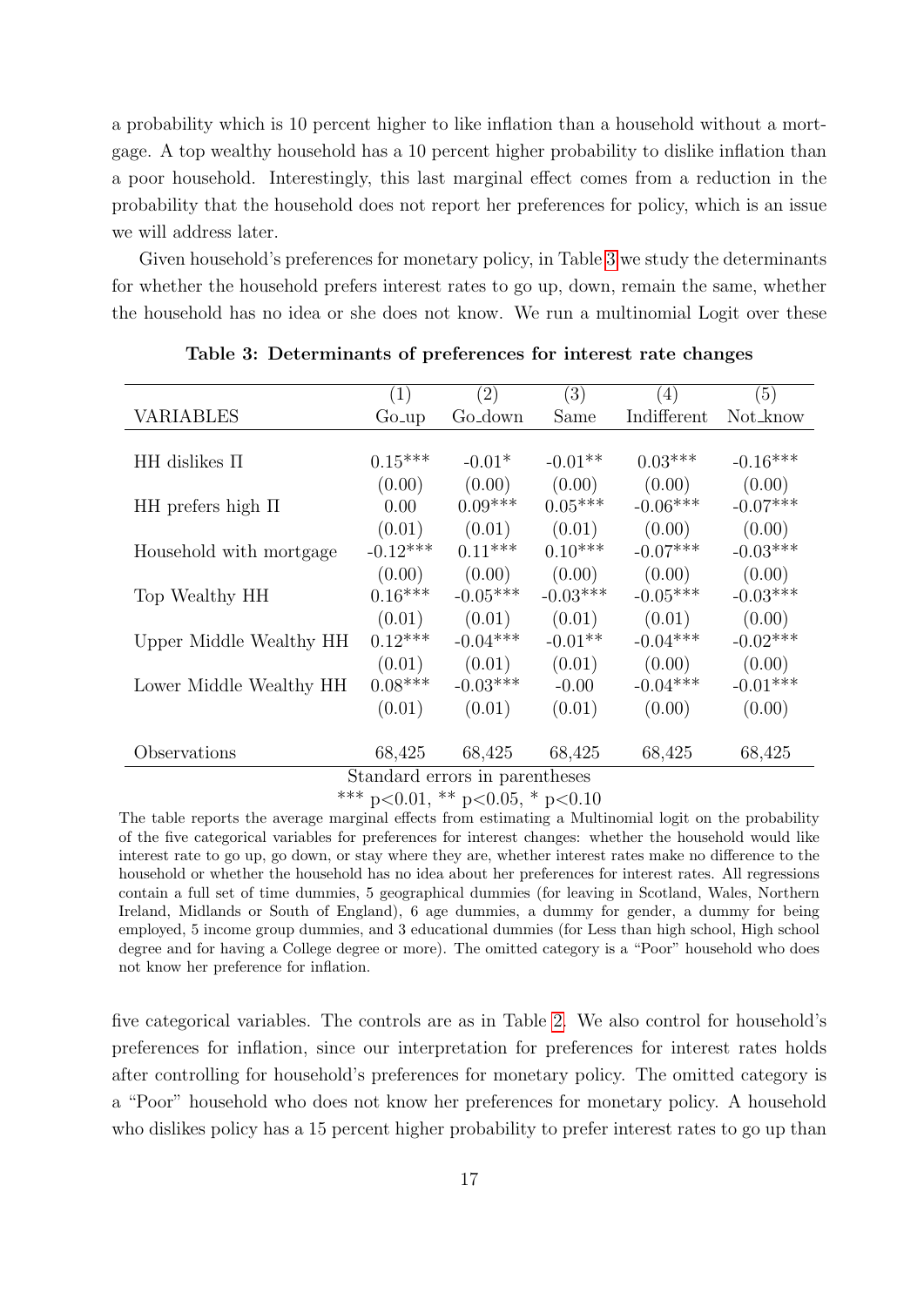a probability which is 10 percent higher to like inflation than a household without a mortgage. A top wealthy household has a 10 percent higher probability to dislike inflation than a poor household. Interestingly, this last marginal effect comes from a reduction in the probability that the household does not report her preferences for policy, which is an issue we will address later.

Given household's preferences for monetary policy, in Table 3 we study the determinants for whether the household prefers interest rates to go up, down, remain the same, whether the household has no idea or she does not know. We run a multinomial Logit over these five categorical variables. The controls are as in Table 2. We also control for household's preferences for inflation, since our interpretation for preferences for interest rates holds after controlling for household's preferences for monetary policy. The omitted category is a "Poor" household who does not know her preferences for monetary policy. A household who dislikes policy has a 15 percent higher probability to prefer interest rates to go up than

**Table 3: Determinants of preferences for interest rate changes**

| | (1) | (2) | (3) | (4) | (5) |
|---|---|---|---|---|---|
| VARIABLES | Go_up | Go_down | Same | Indifferent | Not_know |
| HH dislikes $\Pi$ | 0.15*** | -0.01* | -0.01** | 0.03*** | -0.16*** |
| | (0.00) | (0.00) | (0.00) | (0.00) | (0.00) |
| HH prefers high $\Pi$ | 0.00 | 0.09*** | 0.05*** | -0.06*** | -0.07*** |
| | (0.01) | (0.01) | (0.01) | (0.00) | (0.00) |
| Household with mortgage | -0.12*** | 0.11*** | 0.10*** | -0.07*** | -0.03*** |
| | (0.00) | (0.00) | (0.00) | (0.00) | (0.00) |
| Top Wealthy HH | 0.16*** | -0.05*** | -0.03*** | -0.05*** | -0.03*** |
| | (0.01) | (0.01) | (0.01) | (0.01) | (0.00) |
| Upper Middle Wealthy HH | 0.12*** | -0.04*** | -0.01** | -0.04*** | -0.02*** |
| | (0.01) | (0.01) | (0.01) | (0.00) | (0.00) |
| Lower Middle Wealthy HH | 0.08*** | -0.03*** | -0.00 | -0.04*** | -0.01*** |
| | (0.01) | (0.01) | (0.01) | (0.00) | (0.00) |
| Observations | 68,425 | 68,425 | 68,425 | 68,425 | 68,425 |

Standard errors in parentheses

*** p<0.01, ** p<0.05, * p<0.10

The table reports the average marginal effects from estimating a Multinomial logit on the probability of the five categorical variables for preferences for interest changes: whether the household would like interest rate to go up, go down, or stay where they are, whether interest rates make no difference to the household or whether the household has no idea about her preferences for interest rates. All regressions contain a full set of time dummies, 5 geographical dummies (for leaving in Scotland, Wales, Northern Ireland, Midlands or South of England), 6 age dummies, a dummy for gender, a dummy for being employed, 5 income group dummies, and 3 educational dummies (for Less than high school, High school degree and for having a College degree or more). The omitted category is a "Poor" household who does not know her preference for inflation.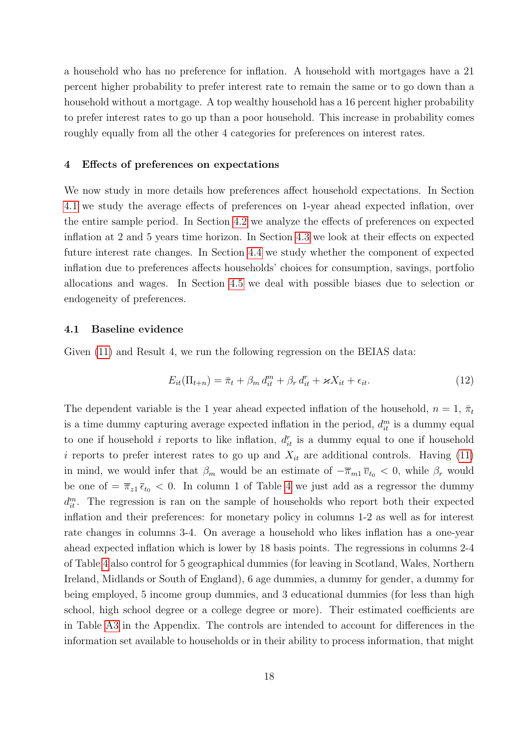a household who has no preference for inflation. A household with mortgages have a 21 percent higher probability to prefer interest rate to remain the same or to go down than a household without a mortgage. A top wealthy household has a 16 percent higher probability to prefer interest rates to go up than a poor household. This increase in probability comes roughly equally from all the other 4 categories for preferences on interest rates.

## 4 Effects of preferences on expectations

We now study in more details how preferences affect household expectations. In Section 4.1 we study the average effects of preferences on 1-year ahead expected inflation, over the entire sample period. In Section 4.2 we analyze the effects of preferences on expected inflation at 2 and 5 years time horizon. In Section 4.3 we look at their effects on expected future interest rate changes. In Section 4.4 we study whether the component of expected inflation due to preferences affects households' choices for consumption, savings, portfolio allocations and wages. In Section 4.5 we deal with possible biases due to selection or endogeneity of preferences.

### 4.1 Baseline evidence

Given (11) and Result 4, we run the following regression on the BEIAS data:

$$E_{it}(\Pi_{t+n}) = \bar{\pi}_t + \beta_m\, d^m_{it} + \beta_r\, d^r_{it} + \varkappa X_{it} + \epsilon_{it}. \tag{12}$$

The dependent variable is the 1 year ahead expected inflation of the household, $n = 1$, $\bar{\pi}_t$ is a time dummy capturing average expected inflation in the period, $d^m_{it}$ is a dummy equal to one if household $i$ reports to like inflation, $d^r_{it}$ is a dummy equal to one if household $i$ reports to prefer interest rates to go up and $X_{it}$ are additional controls. Having (11) in mind, we would infer that $\beta_m$ would be an estimate of $-\overline{\pi}_{m1}\,\overline{\upsilon}_{t_0} < 0$, while $\beta_r$ would be one of $= \overline{\pi}_{z1}\,\overline{\epsilon}_{t_0} < 0$. In column 1 of Table 4 we just add as a regressor the dummy $d^m_{it}$. The regression is ran on the sample of households who report both their expected inflation and their preferences: for monetary policy in columns 1-2 as well as for interest rate changes in columns 3-4. On average a household who likes inflation has a one-year ahead expected inflation which is lower by 18 basis points. The regressions in columns 2-4 of Table 4 also control for 5 geographical dummies (for leaving in Scotland, Wales, Northern Ireland, Midlands or South of England), 6 age dummies, a dummy for gender, a dummy for being employed, 5 income group dummies, and 3 educational dummies (for less than high school, high school degree or a college degree or more). Their estimated coefficients are in Table A3 in the Appendix. The controls are intended to account for differences in the information set available to households or in their ability to process information, that might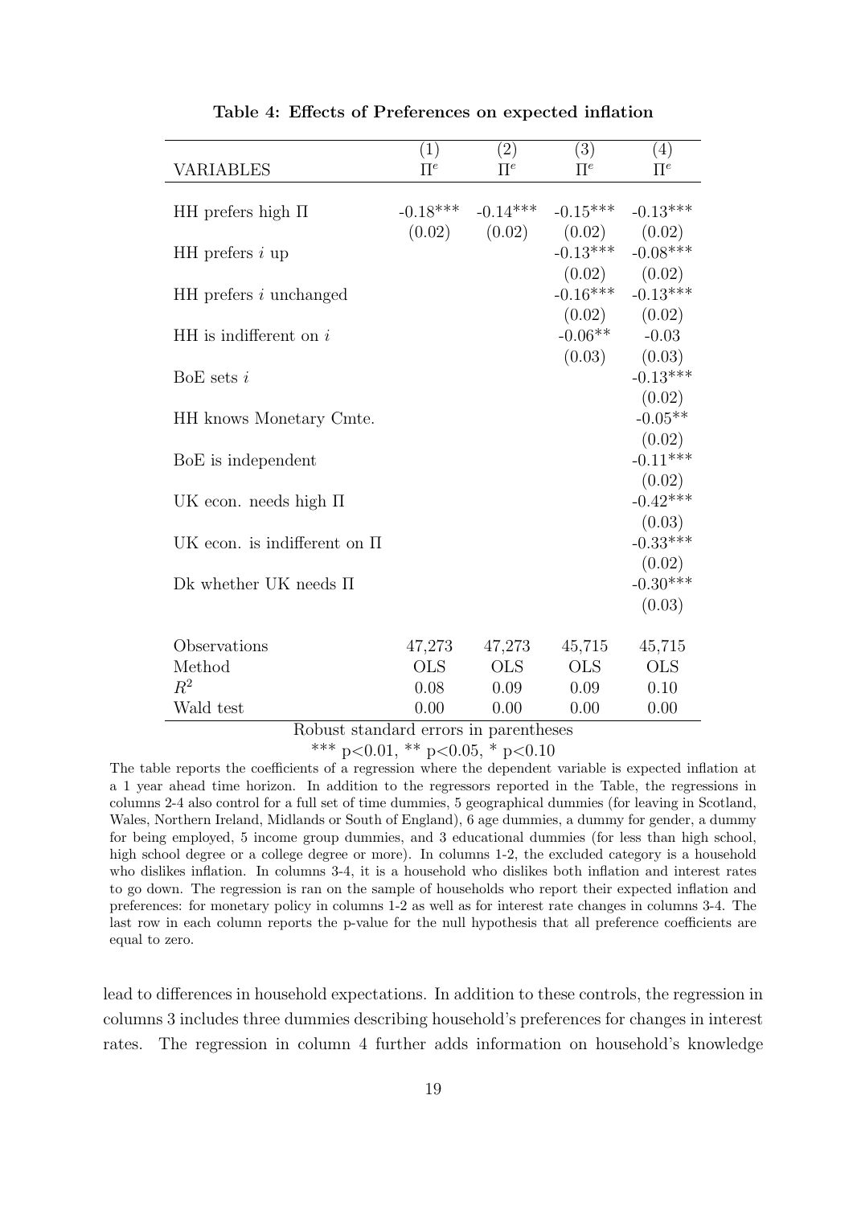**Table 4: Effects of Preferences on expected inflation**

| VARIABLES | (1) $\Pi^e$ | (2) $\Pi^e$ | (3) $\Pi^e$ | (4) $\Pi^e$ |
|---|---|---|---|---|
| HH prefers high $\Pi$ | -0.18*** | -0.14*** | -0.15*** | -0.13*** |
| | (0.02) | (0.02) | (0.02) | (0.02) |
| HH prefers $i$ up | | | -0.13*** | -0.08*** |
| | | | (0.02) | (0.02) |
| HH prefers $i$ unchanged | | | -0.16*** | -0.13*** |
| | | | (0.02) | (0.02) |
| HH is indifferent on $i$ | | | -0.06** | -0.03 |
| | | | (0.03) | (0.03) |
| BoE sets $i$ | | | | -0.13*** |
| | | | | (0.02) |
| HH knows Monetary Cmte. | | | | -0.05** |
| | | | | (0.02) |
| BoE is independent | | | | -0.11*** |
| | | | | (0.02) |
| UK econ. needs high $\Pi$ | | | | -0.42*** |
| | | | | (0.03) |
| UK econ. is indifferent on $\Pi$ | | | | -0.33*** |
| | | | | (0.02) |
| Dk whether UK needs $\Pi$ | | | | -0.30*** |
| | | | | (0.03) |
| Observations | 47,273 | 47,273 | 45,715 | 45,715 |
| Method | OLS | OLS | OLS | OLS |
| $R^2$ | 0.08 | 0.09 | 0.09 | 0.10 |
| Wald test | 0.00 | 0.00 | 0.00 | 0.00 |

Robust standard errors in parentheses

*** $p<0.01$, ** $p<0.05$, * $p<0.10$

The table reports the coefficients of a regression where the dependent variable is expected inflation at a 1 year ahead time horizon. In addition to the regressors reported in the Table, the regressions in columns 2-4 also control for a full set of time dummies, 5 geographical dummies (for leaving in Scotland, Wales, Northern Ireland, Midlands or South of England), 6 age dummies, a dummy for gender, a dummy for being employed, 5 income group dummies, and 3 educational dummies (for less than high school, high school degree or a college degree or more). In columns 1-2, the excluded category is a household who dislikes inflation. In columns 3-4, it is a household who dislikes both inflation and interest rates to go down. The regression is ran on the sample of households who report their expected inflation and preferences: for monetary policy in columns 1-2 as well as for interest rate changes in columns 3-4. The last row in each column reports the p-value for the null hypothesis that all preference coefficients are equal to zero.

lead to differences in household expectations. In addition to these controls, the regression in columns 3 includes three dummies describing household's preferences for changes in interest rates. The regression in column 4 further adds information on household's knowledge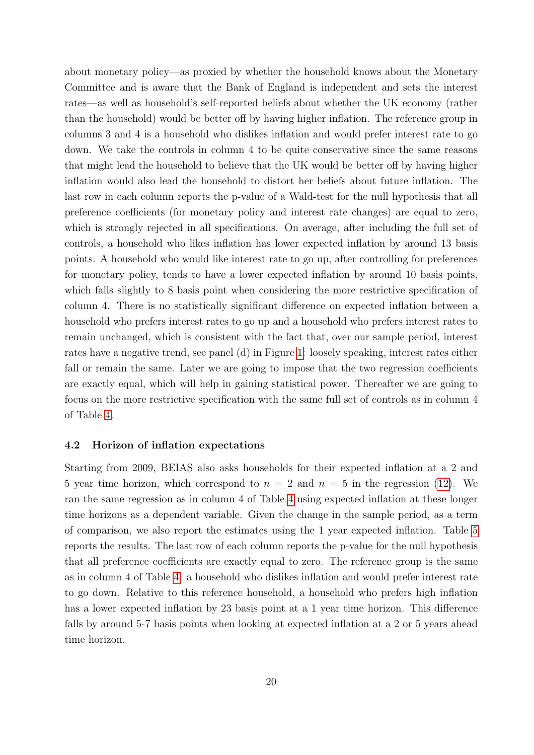about monetary policy—as proxied by whether the household knows about the Monetary Committee and is aware that the Bank of England is independent and sets the interest rates—as well as household's self-reported beliefs about whether the UK economy (rather than the household) would be better off by having higher inflation. The reference group in columns 3 and 4 is a household who dislikes inflation and would prefer interest rate to go down. We take the controls in column 4 to be quite conservative since the same reasons that might lead the household to believe that the UK would be better off by having higher inflation would also lead the household to distort her beliefs about future inflation. The last row in each column reports the p-value of a Wald-test for the null hypothesis that all preference coefficients (for monetary policy and interest rate changes) are equal to zero, which is strongly rejected in all specifications. On average, after including the full set of controls, a household who likes inflation has lower expected inflation by around 13 basis points. A household who would like interest rate to go up, after controlling for preferences for monetary policy, tends to have a lower expected inflation by around 10 basis points, which falls slightly to 8 basis point when considering the more restrictive specification of column 4. There is no statistically significant difference on expected inflation between a household who prefers interest rates to go up and a household who prefers interest rates to remain unchanged, which is consistent with the fact that, over our sample period, interest rates have a negative trend, see panel (d) in Figure 1: loosely speaking, interest rates either fall or remain the same. Later we are going to impose that the two regression coefficients are exactly equal, which will help in gaining statistical power. Thereafter we are going to focus on the more restrictive specification with the same full set of controls as in column 4 of Table 4.

### 4.2 Horizon of inflation expectations

Starting from 2009, BEIAS also asks households for their expected inflation at a 2 and 5 year time horizon, which correspond to $n = 2$ and $n = 5$ in the regression (12). We ran the same regression as in column 4 of Table 4 using expected inflation at these longer time horizons as a dependent variable. Given the change in the sample period, as a term of comparison, we also report the estimates using the 1 year expected inflation. Table 5 reports the results. The last row of each column reports the p-value for the null hypothesis that all preference coefficients are exactly equal to zero. The reference group is the same as in column 4 of Table 4: a household who dislikes inflation and would prefer interest rate to go down. Relative to this reference household, a household who prefers high inflation has a lower expected inflation by 23 basis point at a 1 year time horizon. This difference falls by around 5-7 basis points when looking at expected inflation at a 2 or 5 years ahead time horizon.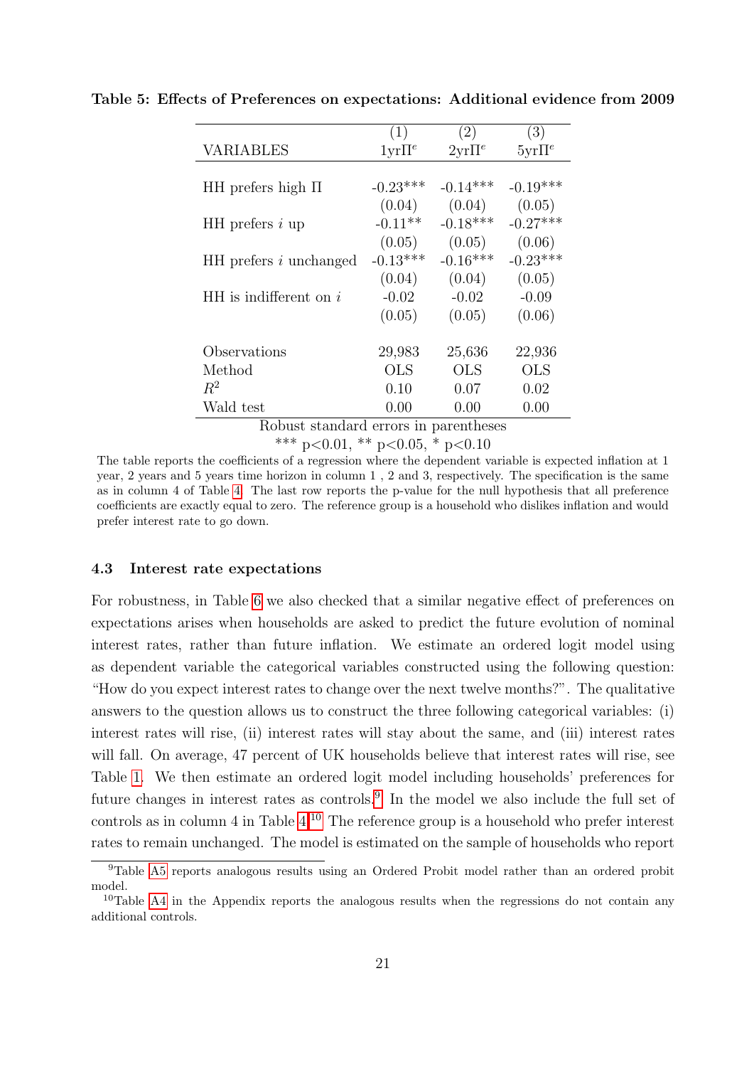**Table 5: Effects of Preferences on expectations: Additional evidence from 2009**

| VARIABLES | (1) 1yr$\Pi^e$ | (2) 2yr$\Pi^e$ | (3) 5yr$\Pi^e$ |
|---|---|---|---|
| HH prefers high $\Pi$ | -0.23*** | -0.14*** | -0.19*** |
| | (0.04) | (0.04) | (0.05) |
| HH prefers $i$ up | -0.11** | -0.18*** | -0.27*** |
| | (0.05) | (0.05) | (0.06) |
| HH prefers $i$ unchanged | -0.13*** | -0.16*** | -0.23*** |
| | (0.04) | (0.04) | (0.05) |
| HH is indifferent on $i$ | -0.02 | -0.02 | -0.09 |
| | (0.05) | (0.05) | (0.06) |
| Observations | 29,983 | 25,636 | 22,936 |
| Method | OLS | OLS | OLS |
| $R^2$ | 0.10 | 0.07 | 0.02 |
| Wald test | 0.00 | 0.00 | 0.00 |

Robust standard errors in parentheses

*** $p<0.01$, ** $p<0.05$, * $p<0.10$

The table reports the coefficients of a regression where the dependent variable is expected inflation at 1 year, 2 years and 5 years time horizon in column 1 , 2 and 3, respectively. The specification is the same as in column 4 of Table 4. The last row reports the p-value for the null hypothesis that all preference coefficients are exactly equal to zero. The reference group is a household who dislikes inflation and would prefer interest rate to go down.

### 4.3 Interest rate expectations

For robustness, in Table 6 we also checked that a similar negative effect of preferences on expectations arises when households are asked to predict the future evolution of nominal interest rates, rather than future inflation. We estimate an ordered logit model using as dependent variable the categorical variables constructed using the following question: "How do you expect interest rates to change over the next twelve months?". The qualitative answers to the question allows us to construct the three following categorical variables: (i) interest rates will rise, (ii) interest rates will stay about the same, and (iii) interest rates will fall. On average, 47 percent of UK households believe that interest rates will rise, see Table 1. We then estimate an ordered logit model including households' preferences for future changes in interest rates as controls.[9] In the model we also include the full set of controls as in column 4 in Table 4.[10] The reference group is a household who prefer interest rates to remain unchanged. The model is estimated on the sample of households who report

[9] Table A5 reports analogous results using an Ordered Probit model rather than an ordered probit model.

[10] Table A4 in the Appendix reports the analogous results when the regressions do not contain any additional controls.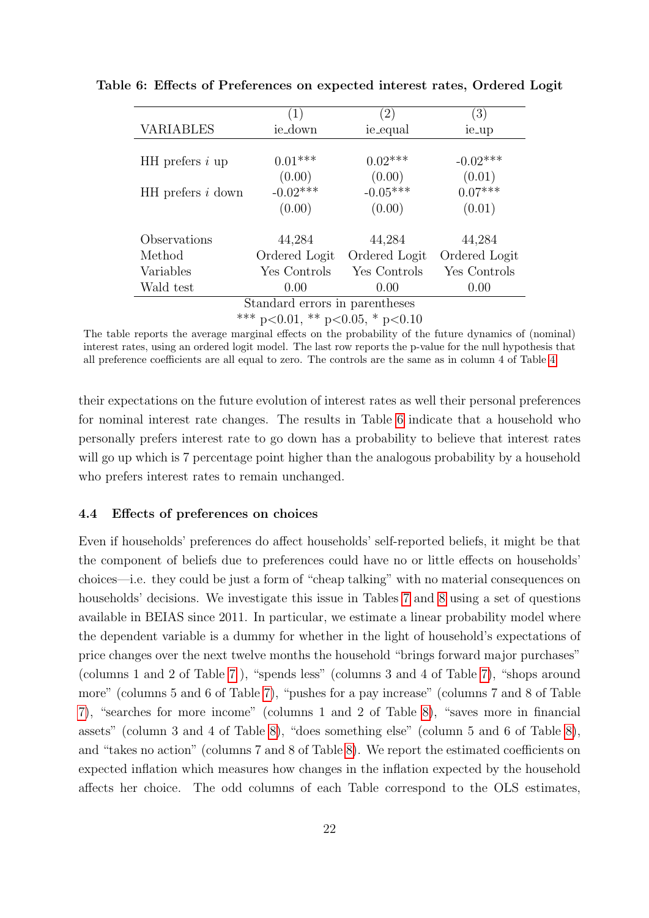**Table 6: Effects of Preferences on expected interest rates, Ordered Logit**

| | (1) | (2) | (3) |
|---|---|---|---|
| VARIABLES | ie_down | ie_equal | ie_up |
| HH prefers $i$ up | 0.01*** | 0.02*** | -0.02*** |
| | (0.00) | (0.00) | (0.01) |
| HH prefers $i$ down | -0.02*** | -0.05*** | 0.07*** |
| | (0.00) | (0.00) | (0.01) |
| Observations | 44,284 | 44,284 | 44,284 |
| Method | Ordered Logit | Ordered Logit | Ordered Logit |
| Variables | Yes Controls | Yes Controls | Yes Controls |
| Wald test | 0.00 | 0.00 | 0.00 |

Standard errors in parentheses

*** p<0.01, ** p<0.05, * p<0.10

The table reports the average marginal effects on the probability of the future dynamics of (nominal) interest rates, using an ordered logit model. The last row reports the p-value for the null hypothesis that all preference coefficients are all equal to zero. The controls are the same as in column 4 of Table 4.

their expectations on the future evolution of interest rates as well their personal preferences for nominal interest rate changes. The results in Table 6 indicate that a household who personally prefers interest rate to go down has a probability to believe that interest rates will go up which is 7 percentage point higher than the analogous probability by a household who prefers interest rates to remain unchanged.

### 4.4 Effects of preferences on choices

Even if households' preferences do affect households' self-reported beliefs, it might be that the component of beliefs due to preferences could have no or little effects on households' choices—i.e. they could be just a form of "cheap talking" with no material consequences on households' decisions. We investigate this issue in Tables 7 and 8 using a set of questions available in BEIAS since 2011. In particular, we estimate a linear probability model where the dependent variable is a dummy for whether in the light of household's expectations of price changes over the next twelve months the household "brings forward major purchases" (columns 1 and 2 of Table 7 ), "spends less" (columns 3 and 4 of Table 7), "shops around more" (columns 5 and 6 of Table 7), "pushes for a pay increase" (columns 7 and 8 of Table 7), "searches for more income" (columns 1 and 2 of Table 8), "saves more in financial assets" (column 3 and 4 of Table 8), "does something else" (column 5 and 6 of Table 8), and "takes no action" (columns 7 and 8 of Table 8). We report the estimated coefficients on expected inflation which measures how changes in the inflation expected by the household affects her choice. The odd columns of each Table correspond to the OLS estimates,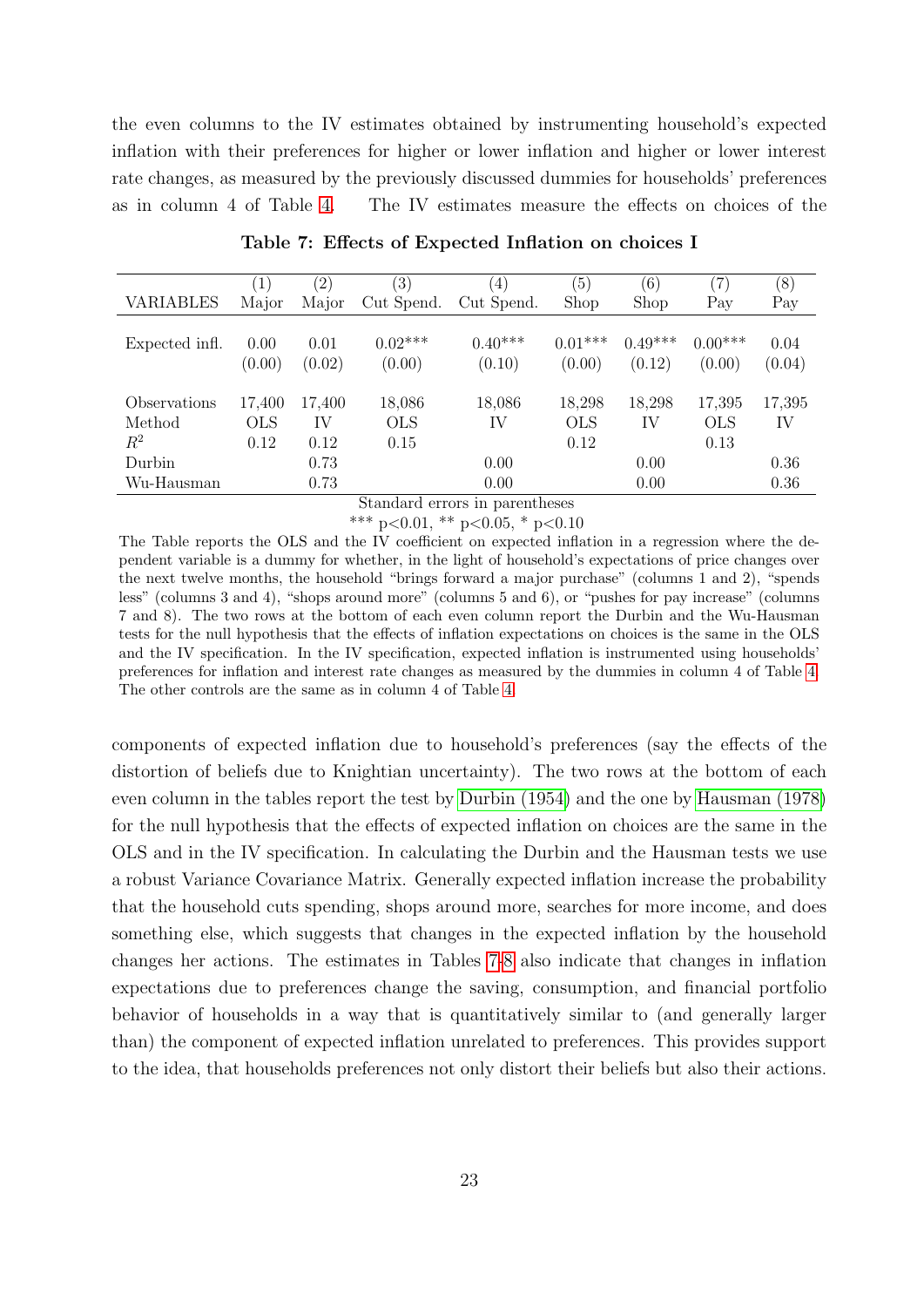the even columns to the IV estimates obtained by instrumenting household's expected inflation with their preferences for higher or lower inflation and higher or lower interest rate changes, as measured by the previously discussed dummies for households' preferences as in column 4 of Table 4. The IV estimates measure the effects on choices of the

**Table 7: Effects of Expected Inflation on choices I**

| VARIABLES | (1) Major | (2) Major | (3) Cut Spend. | (4) Cut Spend. | (5) Shop | (6) Shop | (7) Pay | (8) Pay |
|---|---|---|---|---|---|---|---|---|
| Expected infl. | 0.00 | 0.01 | 0.02*** | 0.40*** | 0.01*** | 0.49*** | 0.00*** | 0.04 |
| | (0.00) | (0.02) | (0.00) | (0.10) | (0.00) | (0.12) | (0.00) | (0.04) |
| Observations | 17,400 | 17,400 | 18,086 | 18,086 | 18,298 | 18,298 | 17,395 | 17,395 |
| Method | OLS | IV | OLS | IV | OLS | IV | OLS | IV |
| $R^2$ | 0.12 | 0.12 | 0.15 | | 0.12 | | 0.13 | |
| Durbin | | 0.73 | | 0.00 | | 0.00 | | 0.36 |
| Wu-Hausman | | 0.73 | | 0.00 | | 0.00 | | 0.36 |

Standard errors in parentheses

*** p<0.01, ** p<0.05, * p<0.10

The Table reports the OLS and the IV coefficient on expected inflation in a regression where the dependent variable is a dummy for whether, in the light of household's expectations of price changes over the next twelve months, the household "brings forward a major purchase" (columns 1 and 2), "spends less" (columns 3 and 4), "shops around more" (columns 5 and 6), or "pushes for pay increase" (columns 7 and 8). The two rows at the bottom of each even column report the Durbin and the Wu-Hausman tests for the null hypothesis that the effects of inflation expectations on choices is the same in the OLS and the IV specification. In the IV specification, expected inflation is instrumented using households' preferences for inflation and interest rate changes as measured by the dummies in column 4 of Table 4. The other controls are the same as in column 4 of Table 4.

components of expected inflation due to household's preferences (say the effects of the distortion of beliefs due to Knightian uncertainty). The two rows at the bottom of each even column in the tables report the test by Durbin (1954) and the one by Hausman (1978) for the null hypothesis that the effects of expected inflation on choices are the same in the OLS and in the IV specification. In calculating the Durbin and the Hausman tests we use a robust Variance Covariance Matrix. Generally expected inflation increase the probability that the household cuts spending, shops around more, searches for more income, and does something else, which suggests that changes in the expected inflation by the household changes her actions. The estimates in Tables 7-8 also indicate that changes in inflation expectations due to preferences change the saving, consumption, and financial portfolio behavior of households in a way that is quantitatively similar to (and generally larger than) the component of expected inflation unrelated to preferences. This provides support to the idea, that households preferences not only distort their beliefs but also their actions.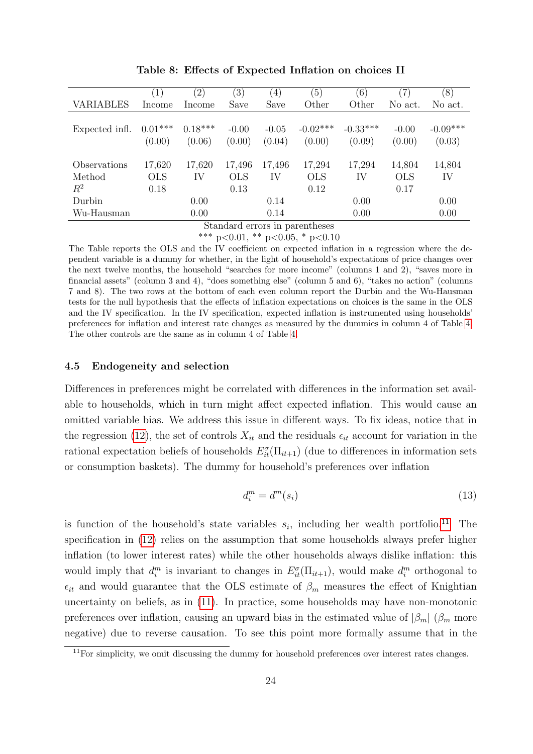**Table 8: Effects of Expected Inflation on choices II**

| VARIABLES | (1) Income | (2) Income | (3) Save | (4) Save | (5) Other | (6) Other | (7) No act. | (8) No act. |
|---|---|---|---|---|---|---|---|---|
| Expected infl. | 0.01*** | 0.18*** | -0.00 | -0.05 | -0.02*** | -0.33*** | -0.00 | -0.09*** |
| | (0.00) | (0.06) | (0.00) | (0.04) | (0.00) | (0.09) | (0.00) | (0.03) |
| Observations | 17,620 | 17,620 | 17,496 | 17,496 | 17,294 | 17,294 | 14,804 | 14,804 |
| Method | OLS | IV | OLS | IV | OLS | IV | OLS | IV |
| $R^2$ | 0.18 | | 0.13 | | 0.12 | | 0.17 | |
| Durbin | | 0.00 | | 0.14 | | 0.00 | | 0.00 |
| Wu-Hausman | | 0.00 | | 0.14 | | 0.00 | | 0.00 |

Standard errors in parentheses

*** p<0.01, ** p<0.05, * p<0.10

The Table reports the OLS and the IV coefficient on expected inflation in a regression where the dependent variable is a dummy for whether, in the light of household's expectations of price changes over the next twelve months, the household "searches for more income" (columns 1 and 2), "saves more in financial assets" (column 3 and 4), "does something else" (column 5 and 6), "takes no action" (columns 7 and 8). The two rows at the bottom of each even column report the Durbin and the Wu-Hausman tests for the null hypothesis that the effects of inflation expectations on choices is the same in the OLS and the IV specification. In the IV specification, expected inflation is instrumented using households' preferences for inflation and interest rate changes as measured by the dummies in column 4 of Table 4. The other controls are the same as in column 4 of Table 4.

### 4.5 Endogeneity and selection

Differences in preferences might be correlated with differences in the information set available to households, which in turn might affect expected inflation. This would cause an omitted variable bias. We address this issue in different ways. To fix ideas, notice that in the regression (12), the set of controls $X_{it}$ and the residuals $\epsilon_{it}$ account for variation in the rational expectation beliefs of households $E^{\sigma}_{it}(\Pi_{it+1})$ (due to differences in information sets or consumption baskets). The dummy for household's preferences over inflation

$$d^m_i = d^m(s_i) \tag{13}$$

is function of the household's state variables $s_i$, including her wealth portfolio.[11] The specification in (12) relies on the assumption that some households always prefer higher inflation (to lower interest rates) while the other households always dislike inflation: this would imply that $d^m_i$ is invariant to changes in $E^{\sigma}_{it}(\Pi_{it+1})$, would make $d^m_i$ orthogonal to $\epsilon_{it}$ and would guarantee that the OLS estimate of $\beta_m$ measures the effect of Knightian uncertainty on beliefs, as in (11). In practice, some households may have non-monotonic preferences over inflation, causing an upward bias in the estimated value of $|\beta_m|$ ($\beta_m$ more negative) due to reverse causation. To see this point more formally assume that in the

[11] For simplicity, we omit discussing the dummy for household preferences over interest rates changes.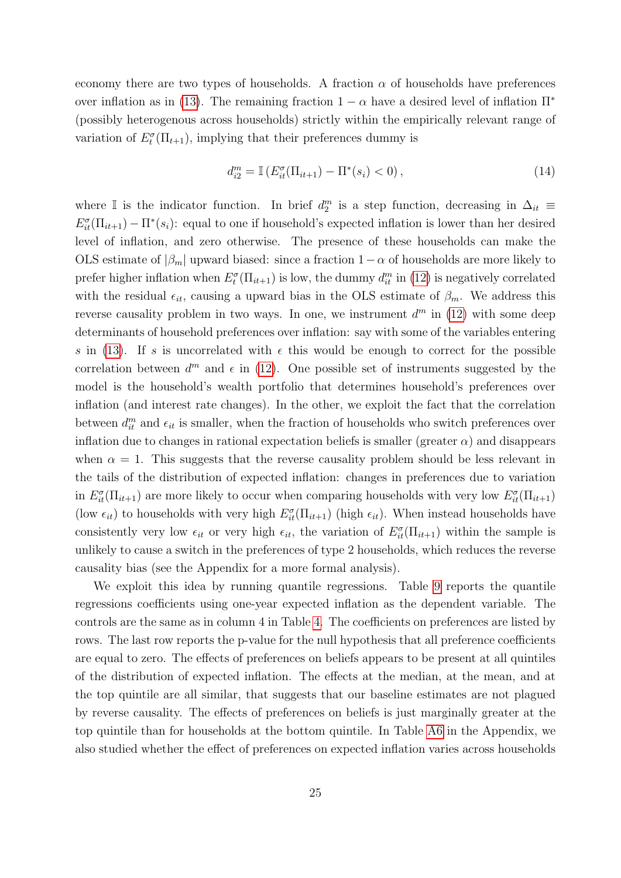economy there are two types of households. A fraction $\alpha$ of households have preferences over inflation as in (13). The remaining fraction $1-\alpha$ have a desired level of inflation $\Pi^*$ (possibly heterogenous across households) strictly within the empirically relevant range of variation of $E_t^{\sigma}(\Pi_{t+1})$, implying that their preferences dummy is

$$d_{i2}^m = \mathbb{I}\left(E_{it}^{\sigma}(\Pi_{it+1}) - \Pi^*(s_i) < 0\right), \tag{14}$$

where $\mathbb{I}$ is the indicator function. In brief $d_2^m$ is a step function, decreasing in $\Delta_{it} \equiv E_{it}^{\sigma}(\Pi_{it+1}) - \Pi^*(s_i)$: equal to one if household's expected inflation is lower than her desired level of inflation, and zero otherwise. The presence of these households can make the OLS estimate of $|\beta_m|$ upward biased: since a fraction $1-\alpha$ of households are more likely to prefer higher inflation when $E_t^{\sigma}(\Pi_{it+1})$ is low, the dummy $d_{it}^m$ in (12) is negatively correlated with the residual $\epsilon_{it}$, causing a upward bias in the OLS estimate of $\beta_m$. We address this reverse causality problem in two ways. In one, we instrument $d^m$ in (12) with some deep determinants of household preferences over inflation: say with some of the variables entering $s$ in (13). If $s$ is uncorrelated with $\epsilon$ this would be enough to correct for the possible correlation between $d^m$ and $\epsilon$ in (12). One possible set of instruments suggested by the model is the household's wealth portfolio that determines household's preferences over inflation (and interest rate changes). In the other, we exploit the fact that the correlation between $d_{it}^m$ and $\epsilon_{it}$ is smaller, when the fraction of households who switch preferences over inflation due to changes in rational expectation beliefs is smaller (greater $\alpha$) and disappears when $\alpha = 1$. This suggests that the reverse causality problem should be less relevant in the tails of the distribution of expected inflation: changes in preferences due to variation in $E_{it}^{\sigma}(\Pi_{it+1})$ are more likely to occur when comparing households with very low $E_{it}^{\sigma}(\Pi_{it+1})$ (low $\epsilon_{it}$) to households with very high $E_{it}^{\sigma}(\Pi_{it+1})$ (high $\epsilon_{it}$). When instead households have consistently very low $\epsilon_{it}$ or very high $\epsilon_{it}$, the variation of $E_{it}^{\sigma}(\Pi_{it+1})$ within the sample is unlikely to cause a switch in the preferences of type 2 households, which reduces the reverse causality bias (see the Appendix for a more formal analysis).

We exploit this idea by running quantile regressions. Table 9 reports the quantile regressions coefficients using one-year expected inflation as the dependent variable. The controls are the same as in column 4 in Table 4. The coefficients on preferences are listed by rows. The last row reports the p-value for the null hypothesis that all preference coefficients are equal to zero. The effects of preferences on beliefs appears to be present at all quintiles of the distribution of expected inflation. The effects at the median, at the mean, and at the top quintile are all similar, that suggests that our baseline estimates are not plagued by reverse causality. The effects of preferences on beliefs is just marginally greater at the top quintile than for households at the bottom quintile. In Table A6 in the Appendix, we also studied whether the effect of preferences on expected inflation varies across households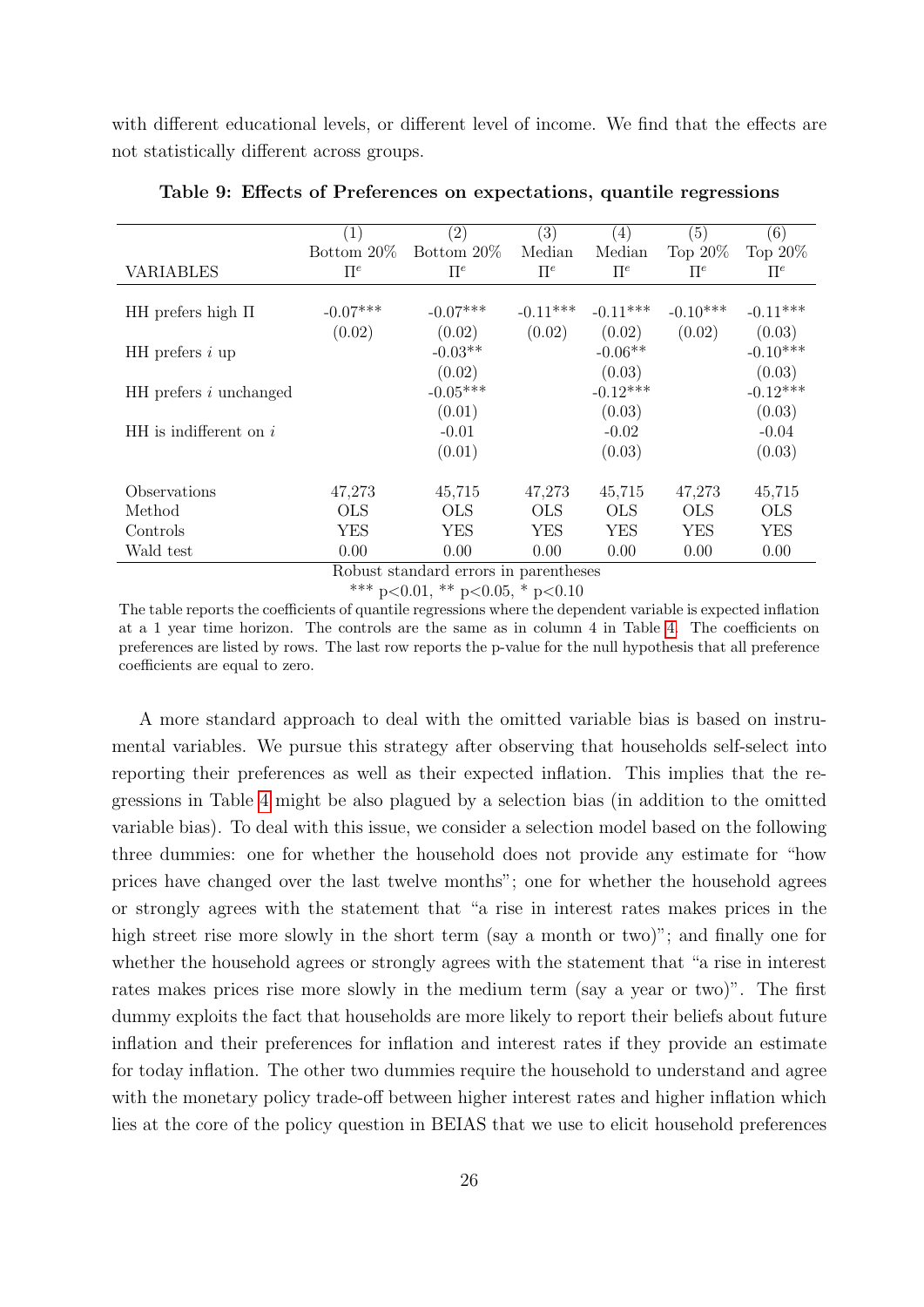with different educational levels, or different level of income. We find that the effects are not statistically different across groups.

**Table 9: Effects of Preferences on expectations, quantile regressions**

| VARIABLES | (1) Bottom 20% $\Pi^e$ | (2) Bottom 20% $\Pi^e$ | (3) Median $\Pi^e$ | (4) Median $\Pi^e$ | (5) Top 20% $\Pi^e$ | (6) Top 20% $\Pi^e$ |
|---|---|---|---|---|---|---|
| HH prefers high $\Pi$ | -0.07*** | -0.07*** | -0.11*** | -0.11*** | -0.10*** | -0.11*** |
| | (0.02) | (0.02) | (0.02) | (0.02) | (0.02) | (0.03) |
| HH prefers $i$ up | | -0.03** | | -0.06** | | -0.10*** |
| | | (0.02) | | (0.03) | | (0.03) |
| HH prefers $i$ unchanged | | -0.05*** | | -0.12*** | | -0.12*** |
| | | (0.01) | | (0.03) | | (0.03) |
| HH is indifferent on $i$ | | -0.01 | | -0.02 | | -0.04 |
| | | (0.01) | | (0.03) | | (0.03) |
| Observations | 47,273 | 45,715 | 47,273 | 45,715 | 47,273 | 45,715 |
| Method | OLS | OLS | OLS | OLS | OLS | OLS |
| Controls | YES | YES | YES | YES | YES | YES |
| Wald test | 0.00 | 0.00 | 0.00 | 0.00 | 0.00 | 0.00 |

Robust standard errors in parentheses

*** p<0.01, ** p<0.05, * p<0.10

The table reports the coefficients of quantile regressions where the dependent variable is expected inflation at a 1 year time horizon. The controls are the same as in column 4 in Table 4. The coefficients on preferences are listed by rows. The last row reports the p-value for the null hypothesis that all preference coefficients are equal to zero.

A more standard approach to deal with the omitted variable bias is based on instrumental variables. We pursue this strategy after observing that households self-select into reporting their preferences as well as their expected inflation. This implies that the regressions in Table 4 might be also plagued by a selection bias (in addition to the omitted variable bias). To deal with this issue, we consider a selection model based on the following three dummies: one for whether the household does not provide any estimate for "how prices have changed over the last twelve months"; one for whether the household agrees or strongly agrees with the statement that "a rise in interest rates makes prices in the high street rise more slowly in the short term (say a month or two)"; and finally one for whether the household agrees or strongly agrees with the statement that "a rise in interest rates makes prices rise more slowly in the medium term (say a year or two)". The first dummy exploits the fact that households are more likely to report their beliefs about future inflation and their preferences for inflation and interest rates if they provide an estimate for today inflation. The other two dummies require the household to understand and agree with the monetary policy trade-off between higher interest rates and higher inflation which lies at the core of the policy question in BEIAS that we use to elicit household preferences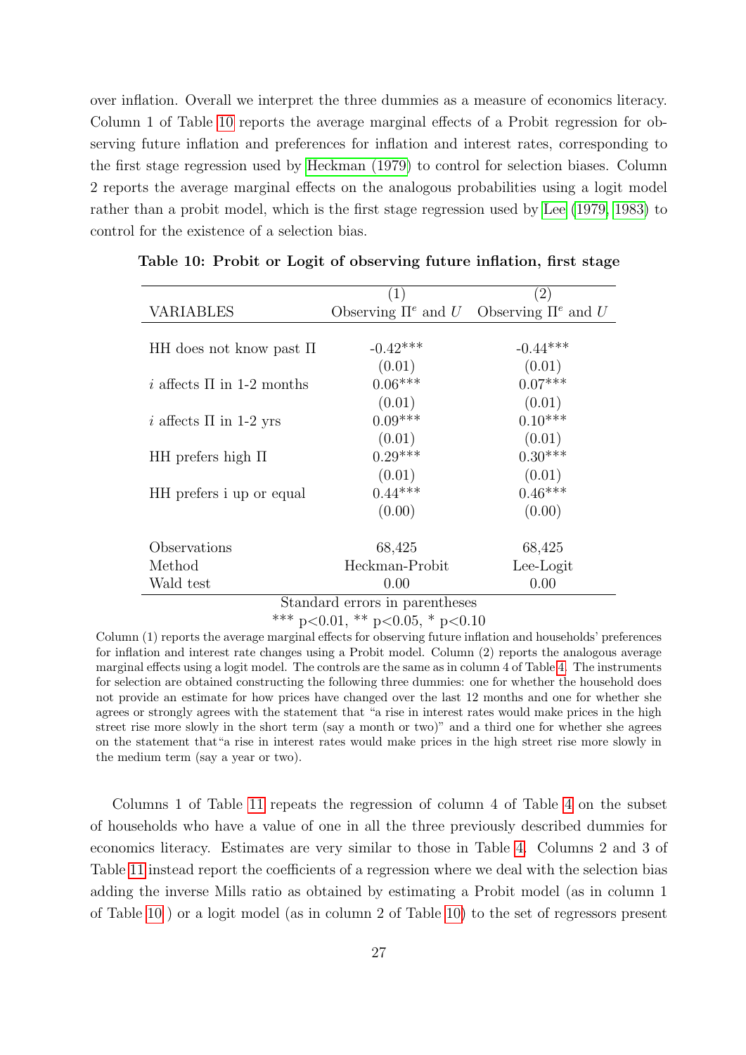over inflation. Overall we interpret the three dummies as a measure of economics literacy. Column 1 of Table 10 reports the average marginal effects of a Probit regression for observing future inflation and preferences for inflation and interest rates, corresponding to the first stage regression used by Heckman (1979) to control for selection biases. Column 2 reports the average marginal effects on the analogous probabilities using a logit model rather than a probit model, which is the first stage regression used by Lee (1979, 1983) to control for the existence of a selection bias.

**Table 10: Probit or Logit of observing future inflation, first stage**

| | (1) | (2) |
|---|---|---|
| VARIABLES | Observing $\Pi^e$ and $U$ | Observing $\Pi^e$ and $U$ |
| HH does not know past $\Pi$ | -0.42*** | -0.44*** |
| | (0.01) | (0.01) |
| $i$ affects $\Pi$ in 1-2 months | 0.06*** | 0.07*** |
| | (0.01) | (0.01) |
| $i$ affects $\Pi$ in 1-2 yrs | 0.09*** | 0.10*** |
| | (0.01) | (0.01) |
| HH prefers high $\Pi$ | 0.29*** | 0.30*** |
| | (0.01) | (0.01) |
| HH prefers i up or equal | 0.44*** | 0.46*** |
| | (0.00) | (0.00) |
| Observations | 68,425 | 68,425 |
| Method | Heckman-Probit | Lee-Logit |
| Wald test | 0.00 | 0.00 |

Standard errors in parentheses
*** p<0.01, ** p<0.05, * p<0.10

Column (1) reports the average marginal effects for observing future inflation and households' preferences for inflation and interest rate changes using a Probit model. Column (2) reports the analogous average marginal effects using a logit model. The controls are the same as in column 4 of Table 4. The instruments for selection are obtained constructing the following three dummies: one for whether the household does not provide an estimate for how prices have changed over the last 12 months and one for whether she agrees or strongly agrees with the statement that "a rise in interest rates would make prices in the high street rise more slowly in the short term (say a month or two)" and a third one for whether she agrees on the statement that"a rise in interest rates would make prices in the high street rise more slowly in the medium term (say a year or two).

Columns 1 of Table 11 repeats the regression of column 4 of Table 4 on the subset of households who have a value of one in all the three previously described dummies for economics literacy. Estimates are very similar to those in Table 4. Columns 2 and 3 of Table 11 instead report the coefficients of a regression where we deal with the selection bias adding the inverse Mills ratio as obtained by estimating a Probit model (as in column 1 of Table 10 ) or a logit model (as in column 2 of Table 10) to the set of regressors present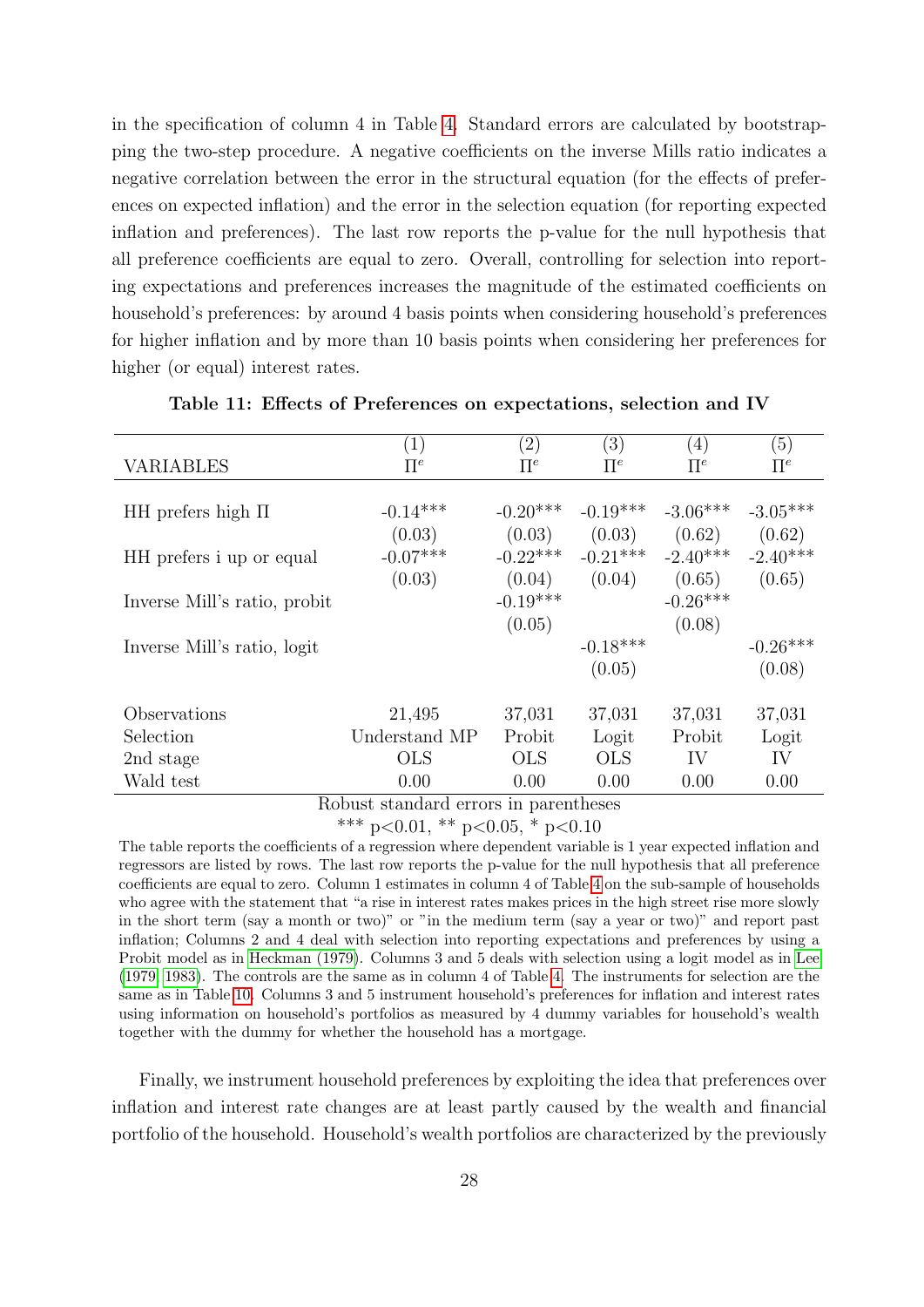in the specification of column 4 in Table 4. Standard errors are calculated by bootstrapping the two-step procedure. A negative coefficients on the inverse Mills ratio indicates a negative correlation between the error in the structural equation (for the effects of preferences on expected inflation) and the error in the selection equation (for reporting expected inflation and preferences). The last row reports the p-value for the null hypothesis that all preference coefficients are equal to zero. Overall, controlling for selection into reporting expectations and preferences increases the magnitude of the estimated coefficients on household's preferences: by around 4 basis points when considering household's preferences for higher inflation and by more than 10 basis points when considering her preferences for higher (or equal) interest rates.

**Table 11: Effects of Preferences on expectations, selection and IV**

| | (1) | (2) | (3) | (4) | (5) |
|---|---|---|---|---|---|
| VARIABLES | $\Pi^e$ | $\Pi^e$ | $\Pi^e$ | $\Pi^e$ | $\Pi^e$ |
| HH prefers high $\Pi$ | -0.14*** | -0.20*** | -0.19*** | -3.06*** | -3.05*** |
| | (0.03) | (0.03) | (0.03) | (0.62) | (0.62) |
| HH prefers i up or equal | -0.07*** | -0.22*** | -0.21*** | -2.40*** | -2.40*** |
| | (0.03) | (0.04) | (0.04) | (0.65) | (0.65) |
| Inverse Mill's ratio, probit | | -0.19*** | | -0.26*** | |
| | | (0.05) | | (0.08) | |
| Inverse Mill's ratio, logit | | | -0.18*** | | -0.26*** |
| | | | (0.05) | | (0.08) |
| Observations | 21,495 | 37,031 | 37,031 | 37,031 | 37,031 |
| Selection | Understand MP | Probit | Logit | Probit | Logit |
| 2nd stage | OLS | OLS | OLS | IV | IV |
| Wald test | 0.00 | 0.00 | 0.00 | 0.00 | 0.00 |

Robust standard errors in parentheses

*** p<0.01, ** p<0.05, * p<0.10

The table reports the coefficients of a regression where dependent variable is 1 year expected inflation and regressors are listed by rows. The last row reports the p-value for the null hypothesis that all preference coefficients are equal to zero. Column 1 estimates in column 4 of Table 4 on the sub-sample of households who agree with the statement that "a rise in interest rates makes prices in the high street rise more slowly in the short term (say a month or two)" or "in the medium term (say a year or two)" and report past inflation; Columns 2 and 4 deal with selection into reporting expectations and preferences by using a Probit model as in Heckman (1979). Columns 3 and 5 deals with selection using a logit model as in Lee (1979, 1983). The controls are the same as in column 4 of Table 4. The instruments for selection are the same as in Table 10. Columns 3 and 5 instrument household's preferences for inflation and interest rates using information on household's portfolios as measured by 4 dummy variables for household's wealth together with the dummy for whether the household has a mortgage.

Finally, we instrument household preferences by exploiting the idea that preferences over inflation and interest rate changes are at least partly caused by the wealth and financial portfolio of the household. Household's wealth portfolios are characterized by the previously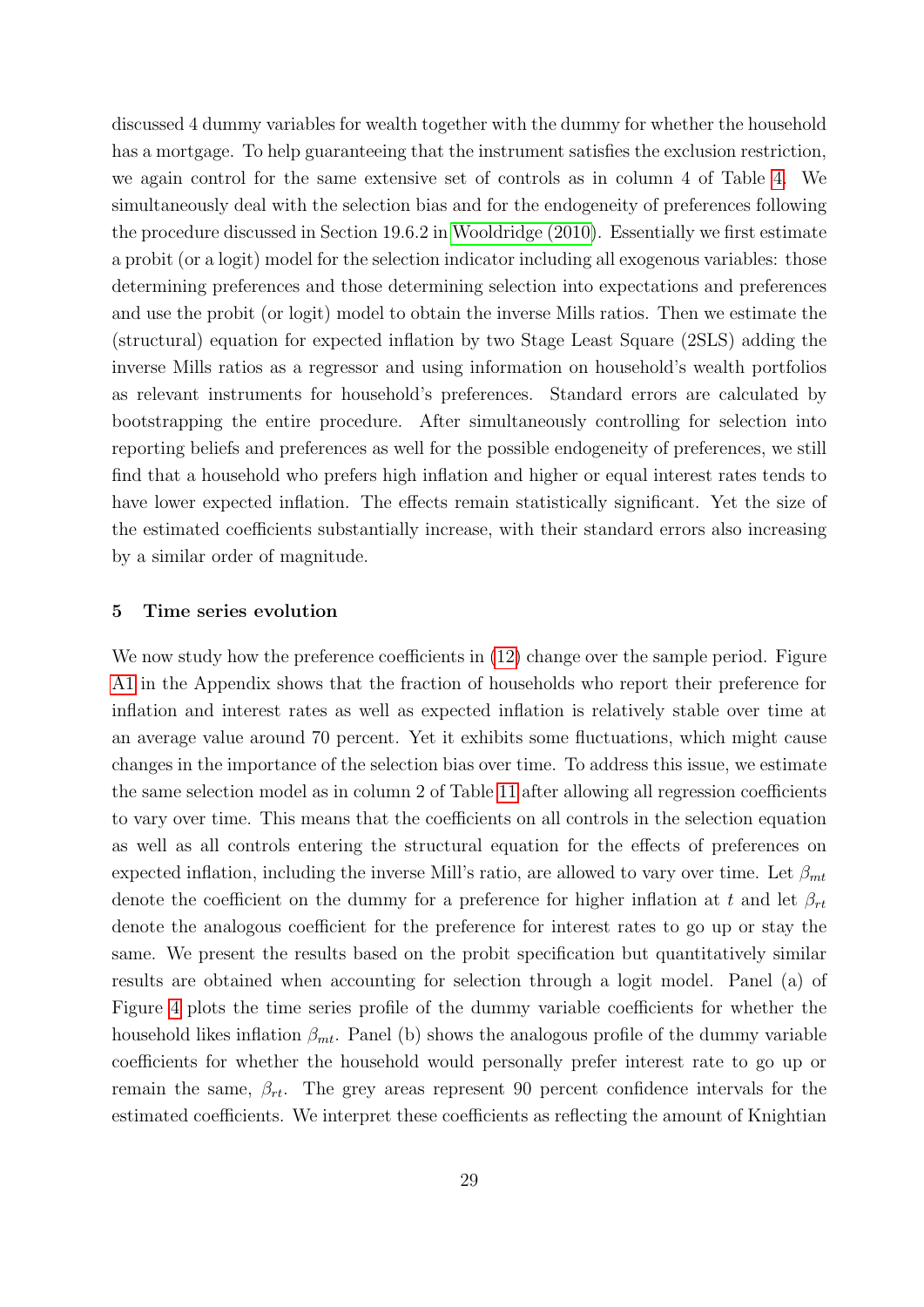discussed 4 dummy variables for wealth together with the dummy for whether the household has a mortgage. To help guaranteeing that the instrument satisfies the exclusion restriction, we again control for the same extensive set of controls as in column 4 of Table 4. We simultaneously deal with the selection bias and for the endogeneity of preferences following the procedure discussed in Section 19.6.2 in Wooldridge (2010). Essentially we first estimate a probit (or a logit) model for the selection indicator including all exogenous variables: those determining preferences and those determining selection into expectations and preferences and use the probit (or logit) model to obtain the inverse Mills ratios. Then we estimate the (structural) equation for expected inflation by two Stage Least Square (2SLS) adding the inverse Mills ratios as a regressor and using information on household's wealth portfolios as relevant instruments for household's preferences. Standard errors are calculated by bootstrapping the entire procedure. After simultaneously controlling for selection into reporting beliefs and preferences as well for the possible endogeneity of preferences, we still find that a household who prefers high inflation and higher or equal interest rates tends to have lower expected inflation. The effects remain statistically significant. Yet the size of the estimated coefficients substantially increase, with their standard errors also increasing by a similar order of magnitude.

## 5 Time series evolution

We now study how the preference coefficients in (12) change over the sample period. Figure A1 in the Appendix shows that the fraction of households who report their preference for inflation and interest rates as well as expected inflation is relatively stable over time at an average value around 70 percent. Yet it exhibits some fluctuations, which might cause changes in the importance of the selection bias over time. To address this issue, we estimate the same selection model as in column 2 of Table 11 after allowing all regression coefficients to vary over time. This means that the coefficients on all controls in the selection equation as well as all controls entering the structural equation for the effects of preferences on expected inflation, including the inverse Mill's ratio, are allowed to vary over time. Let $\beta_{mt}$ denote the coefficient on the dummy for a preference for higher inflation at $t$ and let $\beta_{rt}$ denote the analogous coefficient for the preference for interest rates to go up or stay the same. We present the results based on the probit specification but quantitatively similar results are obtained when accounting for selection through a logit model. Panel (a) of Figure 4 plots the time series profile of the dummy variable coefficients for whether the household likes inflation $\beta_{mt}$. Panel (b) shows the analogous profile of the dummy variable coefficients for whether the household would personally prefer interest rate to go up or remain the same, $\beta_{rt}$. The grey areas represent 90 percent confidence intervals for the estimated coefficients. We interpret these coefficients as reflecting the amount of Knightian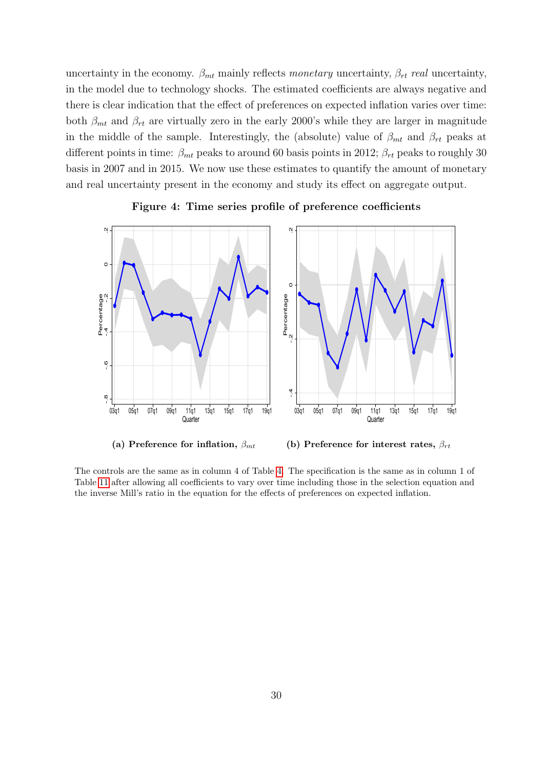uncertainty in the economy. $\beta_{mt}$ mainly reflects *monetary* uncertainty, $\beta_{rt}$ *real* uncertainty, in the model due to technology shocks. The estimated coefficients are always negative and there is clear indication that the effect of preferences on expected inflation varies over time: both $\beta_{mt}$ and $\beta_{rt}$ are virtually zero in the early 2000's while they are larger in magnitude in the middle of the sample. Interestingly, the (absolute) value of $\beta_{mt}$ and $\beta_{rt}$ peaks at different points in time: $\beta_{mt}$ peaks to around 60 basis points in 2012; $\beta_{rt}$ peaks to roughly 30 basis in 2007 and in 2015. We now use these estimates to quantify the amount of monetary and real uncertainty present in the economy and study its effect on aggregate output.

**Figure 4: Time series profile of preference coefficients**

**(a) Preference for inflation, $\beta_{mt}$**

**(b) Preference for interest rates, $\beta_{rt}$**

The controls are the same as in column 4 of Table 4. The specification is the same as in column 1 of Table 11 after allowing all coefficients to vary over time including those in the selection equation and the inverse Mill's ratio in the equation for the effects of preferences on expected inflation.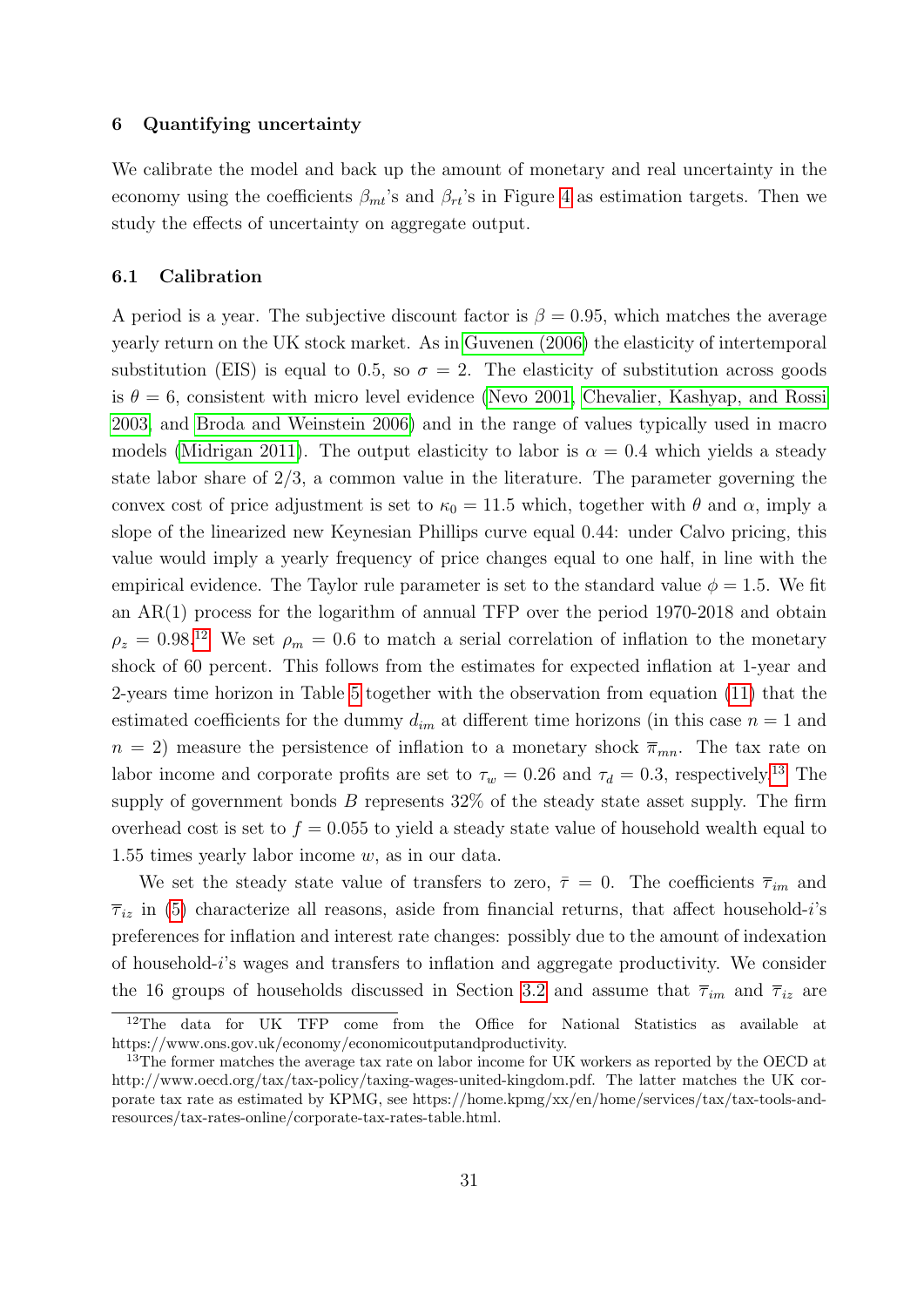## 6 Quantifying uncertainty

We calibrate the model and back up the amount of monetary and real uncertainty in the economy using the coefficients $\beta_{mt}$'s and $\beta_{rt}$'s in Figure 4 as estimation targets. Then we study the effects of uncertainty on aggregate output.

### 6.1 Calibration

A period is a year. The subjective discount factor is $\beta = 0.95$, which matches the average yearly return on the UK stock market. As in Guvenen (2006) the elasticity of intertemporal substitution (EIS) is equal to 0.5, so $\sigma = 2$. The elasticity of substitution across goods is $\theta = 6$, consistent with micro level evidence (Nevo 2001, Chevalier, Kashyap, and Rossi 2003, and Broda and Weinstein 2006) and in the range of values typically used in macro models (Midrigan 2011). The output elasticity to labor is $\alpha = 0.4$ which yields a steady state labor share of 2/3, a common value in the literature. The parameter governing the convex cost of price adjustment is set to $\kappa_0 = 11.5$ which, together with $\theta$ and $\alpha$, imply a slope of the linearized new Keynesian Phillips curve equal 0.44: under Calvo pricing, this value would imply a yearly frequency of price changes equal to one half, in line with the empirical evidence. The Taylor rule parameter is set to the standard value $\phi = 1.5$. We fit an AR(1) process for the logarithm of annual TFP over the period 1970-2018 and obtain $\rho_z = 0.98$.[12] We set $\rho_m = 0.6$ to match a serial correlation of inflation to the monetary shock of 60 percent. This follows from the estimates for expected inflation at 1-year and 2-years time horizon in Table 5 together with the observation from equation (11) that the estimated coefficients for the dummy $d_{im}$ at different time horizons (in this case $n = 1$ and $n = 2$) measure the persistence of inflation to a monetary shock $\overline{\pi}_{mn}$. The tax rate on labor income and corporate profits are set to $\tau_w = 0.26$ and $\tau_d = 0.3$, respectively.[13] The supply of government bonds $B$ represents 32% of the steady state asset supply. The firm overhead cost is set to $f = 0.055$ to yield a steady state value of household wealth equal to 1.55 times yearly labor income $w$, as in our data.

We set the steady state value of transfers to zero, $\bar{\tau} = 0$. The coefficients $\overline{\tau}_{im}$ and $\overline{\tau}_{iz}$ in (5) characterize all reasons, aside from financial returns, that affect household-$i$'s preferences for inflation and interest rate changes: possibly due to the amount of indexation of household-$i$'s wages and transfers to inflation and aggregate productivity. We consider the 16 groups of households discussed in Section 3.2 and assume that $\overline{\tau}_{im}$ and $\overline{\tau}_{iz}$ are

[12] The data for UK TFP come from the Office for National Statistics as available at https://www.ons.gov.uk/economy/economicoutputandproductivity.

[13] The former matches the average tax rate on labor income for UK workers as reported by the OECD at http://www.oecd.org/tax/tax-policy/taxing-wages-united-kingdom.pdf. The latter matches the UK corporate tax rate as estimated by KPMG, see https://home.kpmg/xx/en/home/services/tax/tax-tools-and-resources/tax-rates-online/corporate-tax-rates-table.html.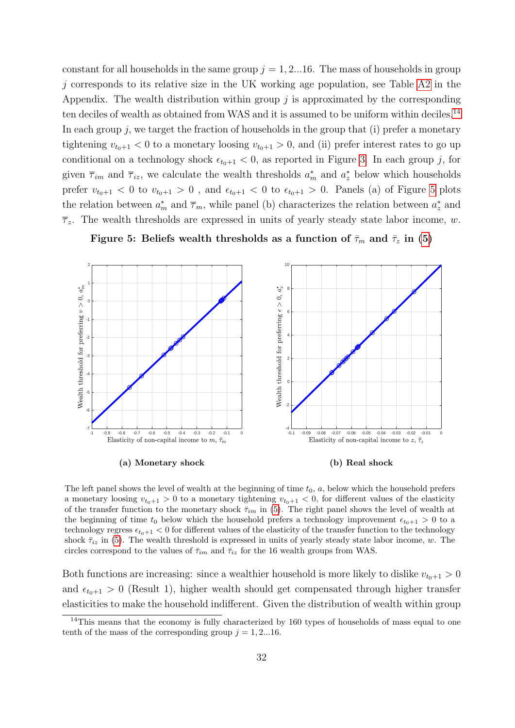constant for all households in the same group $j = 1, 2...16$. The mass of households in group $j$ corresponds to its relative size in the UK working age population, see Table A2 in the Appendix. The wealth distribution within group $j$ is approximated by the corresponding ten deciles of wealth as obtained from WAS and it is assumed to be uniform within deciles.[14] In each group $j$, we target the fraction of households in the group that (i) prefer a monetary tightening $v_{t_0+1} < 0$ to a monetary loosing $v_{t_0+1} > 0$, and (ii) prefer interest rates to go up conditional on a technology shock $\epsilon_{t_0+1} < 0$, as reported in Figure 3. In each group $j$, for given $\overline{\tau}_{im}$ and $\overline{\tau}_{iz}$, we calculate the wealth thresholds $a^*_m$ and $a^*_z$ below which households prefer $v_{t_0+1} < 0$ to $v_{t_0+1} > 0$ , and $\epsilon_{t_0+1} < 0$ to $\epsilon_{t_0+1} > 0$. Panels (a) of Figure 5 plots the relation between $a^*_m$ and $\overline{\tau}_m$, while panel (b) characterizes the relation between $a^*_z$ and $\overline{\tau}_z$. The wealth thresholds are expressed in units of yearly steady state labor income, $w$.

**Figure 5: Beliefs wealth thresholds as a function of $\bar{\tau}_m$ and $\bar{\tau}_z$ in (5)**

**(a) Monetary shock**

**(b) Real shock**

The left panel shows the level of wealth at the beginning of time $t_0$, $a$, below which the household prefers a monetary loosing $v_{t_0+1} > 0$ to a monetary tightening $v_{t_0+1} < 0$, for different values of the elasticity of the transfer function to the monetary shock $\bar{\tau}_{im}$ in (5). The right panel shows the level of wealth at the beginning of time $t_0$ below which the household prefers a technology improvement $\epsilon_{t_0+1} > 0$ to a technology regress $\epsilon_{t_0+1} < 0$ for different values of the elasticity of the transfer function to the technology shock $\bar{\tau}_{iz}$ in (5). The wealth threshold is expressed in units of yearly steady state labor income, $w$. The circles correspond to the values of $\bar{\tau}_{im}$ and $\bar{\tau}_{iz}$ for the 16 wealth groups from WAS.

Both functions are increasing: since a wealthier household is more likely to dislike $v_{t_0+1} > 0$ and $\epsilon_{t_0+1} > 0$ (Result 1), higher wealth should get compensated through higher transfer elasticities to make the household indifferent. Given the distribution of wealth within group

[14] This means that the economy is fully characterized by 160 types of households of mass equal to one tenth of the mass of the corresponding group $j = 1, 2...16$.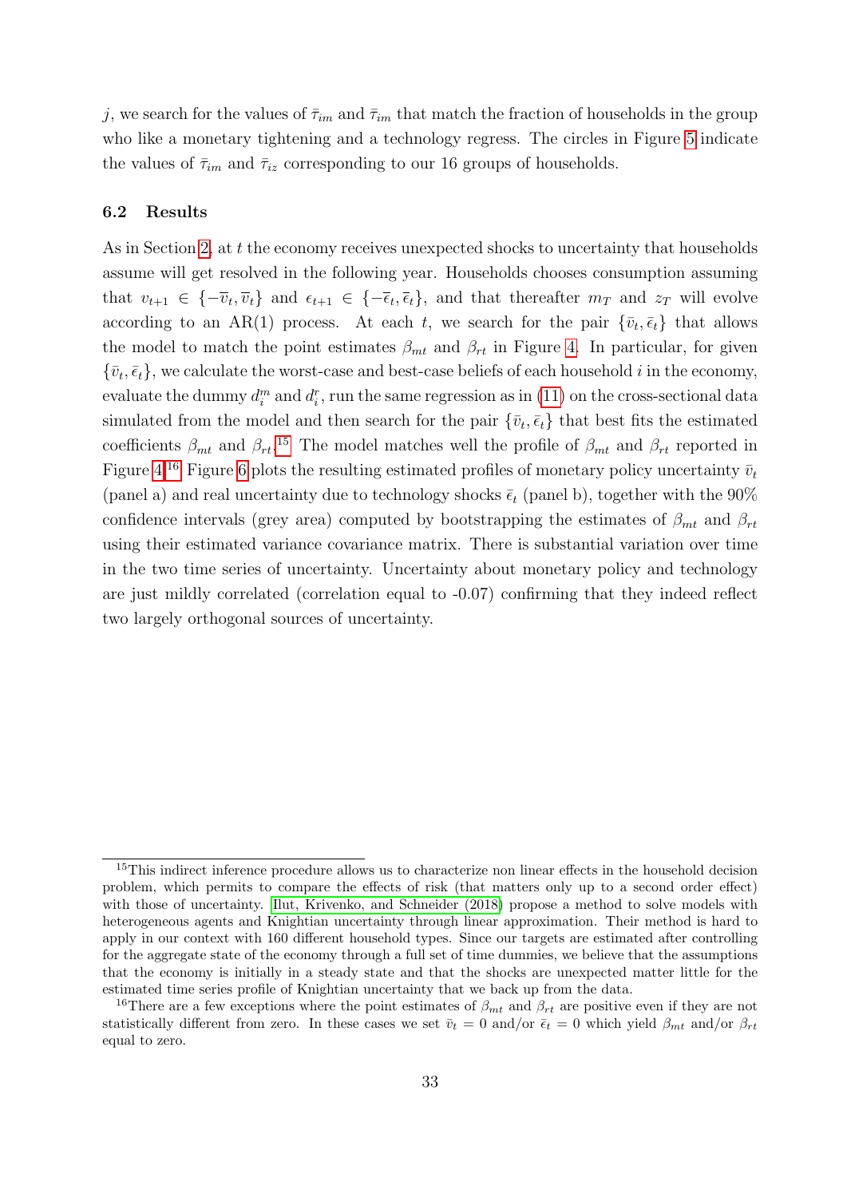$j$, we search for the values of $\bar{\tau}_{im}$ and $\bar{\tau}_{im}$ that match the fraction of households in the group who like a monetary tightening and a technology regress. The circles in Figure 5 indicate the values of $\bar{\tau}_{im}$ and $\bar{\tau}_{iz}$ corresponding to our 16 groups of households.

### 6.2 Results

As in Section 2, at $t$ the economy receives unexpected shocks to uncertainty that households assume will get resolved in the following year. Households chooses consumption assuming that $v_{t+1} \in \{-\overline{v}_t, \overline{v}_t\}$ and $\epsilon_{t+1} \in \{-\overline{\epsilon}_t, \overline{\epsilon}_t\}$, and that thereafter $m_T$ and $z_T$ will evolve according to an AR(1) process. At each $t$, we search for the pair $\{\bar{v}_t, \bar{\epsilon}_t\}$ that allows the model to match the point estimates $\beta_{mt}$ and $\beta_{rt}$ in Figure 4. In particular, for given $\{\bar{v}_t, \bar{\epsilon}_t\}$, we calculate the worst-case and best-case beliefs of each household $i$ in the economy, evaluate the dummy $d_i^m$ and $d_i^r$, run the same regression as in (11) on the cross-sectional data simulated from the model and then search for the pair $\{\bar{v}_t, \bar{\epsilon}_t\}$ that best fits the estimated coefficients $\beta_{mt}$ and $\beta_{rt}$.[15] The model matches well the profile of $\beta_{mt}$ and $\beta_{rt}$ reported in Figure 4.[16] Figure 6 plots the resulting estimated profiles of monetary policy uncertainty $\bar{v}_t$ (panel a) and real uncertainty due to technology shocks $\bar{\epsilon}_t$ (panel b), together with the 90% confidence intervals (grey area) computed by bootstrapping the estimates of $\beta_{mt}$ and $\beta_{rt}$ using their estimated variance covariance matrix. There is substantial variation over time in the two time series of uncertainty. Uncertainty about monetary policy and technology are just mildly correlated (correlation equal to -0.07) confirming that they indeed reflect two largely orthogonal sources of uncertainty.

---

[15] This indirect inference procedure allows us to characterize non linear effects in the household decision problem, which permits to compare the effects of risk (that matters only up to a second order effect) with those of uncertainty. Ilut, Krivenko, and Schneider (2018) propose a method to solve models with heterogeneous agents and Knightian uncertainty through linear approximation. Their method is hard to apply in our context with 160 different household types. Since our targets are estimated after controlling for the aggregate state of the economy through a full set of time dummies, we believe that the assumptions that the economy is initially in a steady state and that the shocks are unexpected matter little for the estimated time series profile of Knightian uncertainty that we back up from the data.

[16] There are a few exceptions where the point estimates of $\beta_{mt}$ and $\beta_{rt}$ are positive even if they are not statistically different from zero. In these cases we set $\bar{v}_t = 0$ and/or $\bar{\epsilon}_t = 0$ which yield $\beta_{mt}$ and/or $\beta_{rt}$ equal to zero.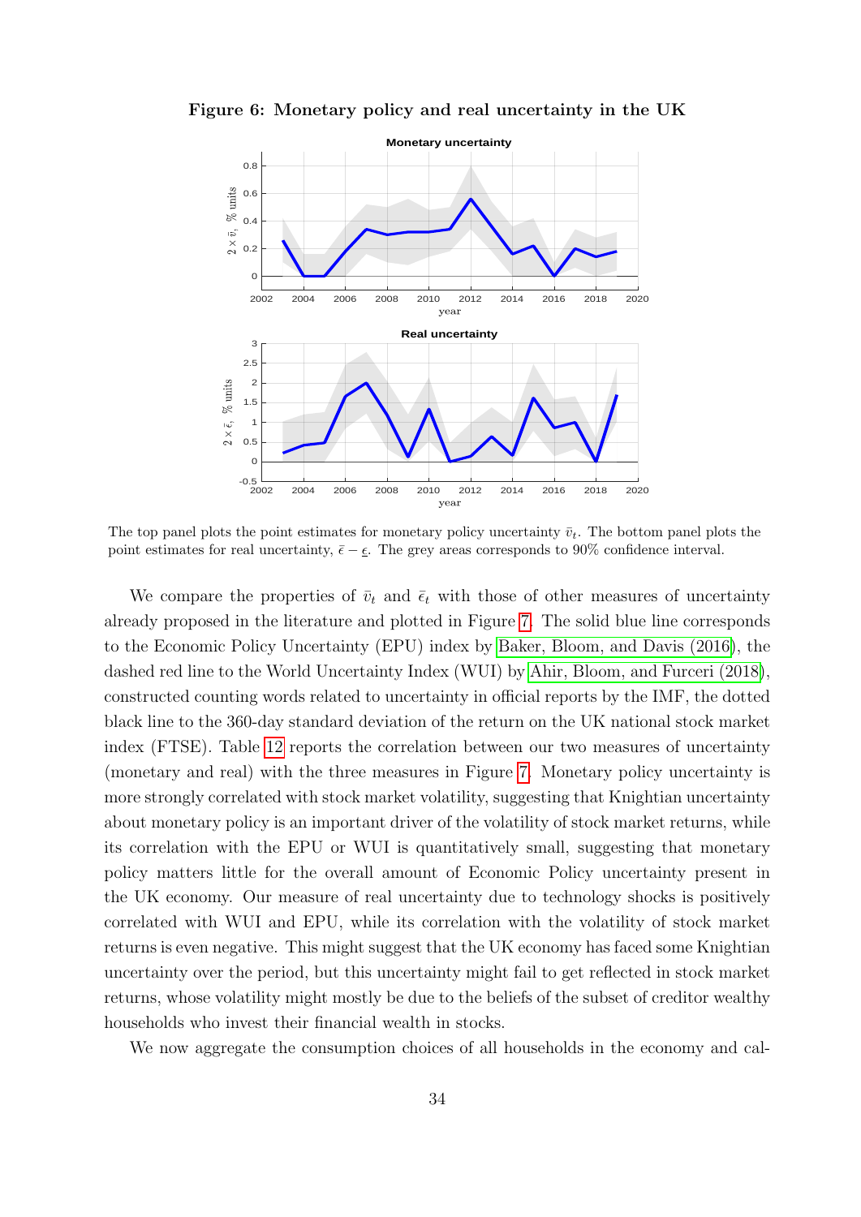**Figure 6: Monetary policy and real uncertainty in the UK**

The top panel plots the point estimates for monetary policy uncertainty $\bar{v}_t$. The bottom panel plots the point estimates for real uncertainty, $\bar{\epsilon} - \underline{\epsilon}$. The grey areas corresponds to 90% confidence interval.

We compare the properties of $\bar{v}_t$ and $\bar{\epsilon}_t$ with those of other measures of uncertainty already proposed in the literature and plotted in Figure 7. The solid blue line corresponds to the Economic Policy Uncertainty (EPU) index by Baker, Bloom, and Davis (2016), the dashed red line to the World Uncertainty Index (WUI) by Ahir, Bloom, and Furceri (2018), constructed counting words related to uncertainty in official reports by the IMF, the dotted black line to the 360-day standard deviation of the return on the UK national stock market index (FTSE). Table 12 reports the correlation between our two measures of uncertainty (monetary and real) with the three measures in Figure 7. Monetary policy uncertainty is more strongly correlated with stock market volatility, suggesting that Knightian uncertainty about monetary policy is an important driver of the volatility of stock market returns, while its correlation with the EPU or WUI is quantitatively small, suggesting that monetary policy matters little for the overall amount of Economic Policy uncertainty present in the UK economy. Our measure of real uncertainty due to technology shocks is positively correlated with WUI and EPU, while its correlation with the volatility of stock market returns is even negative. This might suggest that the UK economy has faced some Knightian uncertainty over the period, but this uncertainty might fail to get reflected in stock market returns, whose volatility might mostly be due to the beliefs of the subset of creditor wealthy households who invest their financial wealth in stocks.

We now aggregate the consumption choices of all households in the economy and cal-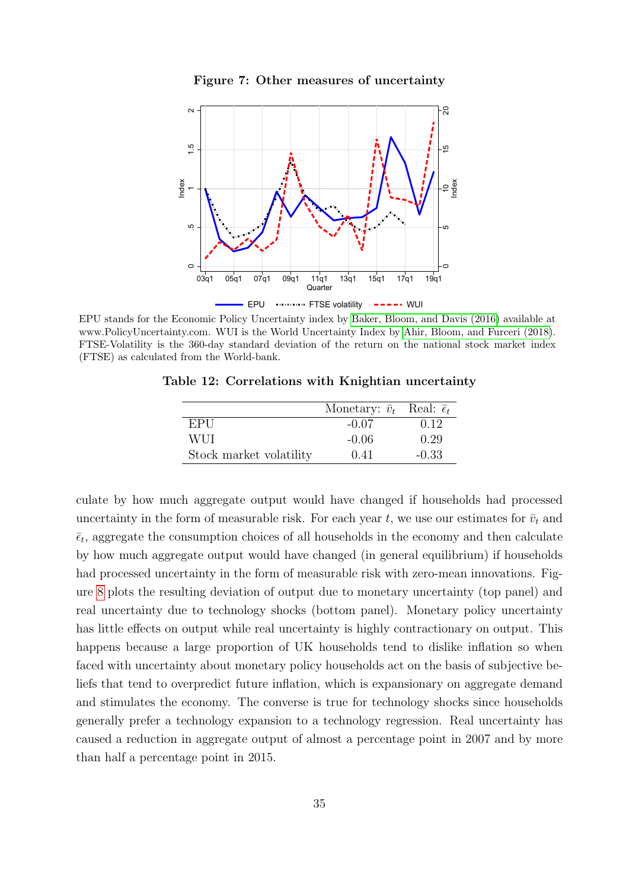**Figure 7: Other measures of uncertainty**

EPU stands for the Economic Policy Uncertainty index by Baker, Bloom, and Davis (2016) available at www.PolicyUncertainty.com. WUI is the World Uncertainty Index by Ahir, Bloom, and Furceri (2018). FTSE-Volatility is the 360-day standard deviation of the return on the national stock market index (FTSE) as calculated from the World-bank.

**Table 12: Correlations with Knightian uncertainty**

| | Monetary: $\bar{v}_t$ | Real: $\bar{\epsilon}_t$ |
|---|---|---|
| EPU | -0.07 | 0.12 |
| WUI | -0.06 | 0.29 |
| Stock market volatility | 0.41 | -0.33 |

culate by how much aggregate output would have changed if households had processed uncertainty in the form of measurable risk. For each year $t$, we use our estimates for $\bar{v}_t$ and $\bar{\epsilon}_t$, aggregate the consumption choices of all households in the economy and then calculate by how much aggregate output would have changed (in general equilibrium) if households had processed uncertainty in the form of measurable risk with zero-mean innovations. Figure 8 plots the resulting deviation of output due to monetary uncertainty (top panel) and real uncertainty due to technology shocks (bottom panel). Monetary policy uncertainty has little effects on output while real uncertainty is highly contractionary on output. This happens because a large proportion of UK households tend to dislike inflation so when faced with uncertainty about monetary policy households act on the basis of subjective beliefs that tend to overpredict future inflation, which is expansionary on aggregate demand and stimulates the economy. The converse is true for technology shocks since households generally prefer a technology expansion to a technology regression. Real uncertainty has caused a reduction in aggregate output of almost a percentage point in 2007 and by more than half a percentage point in 2015.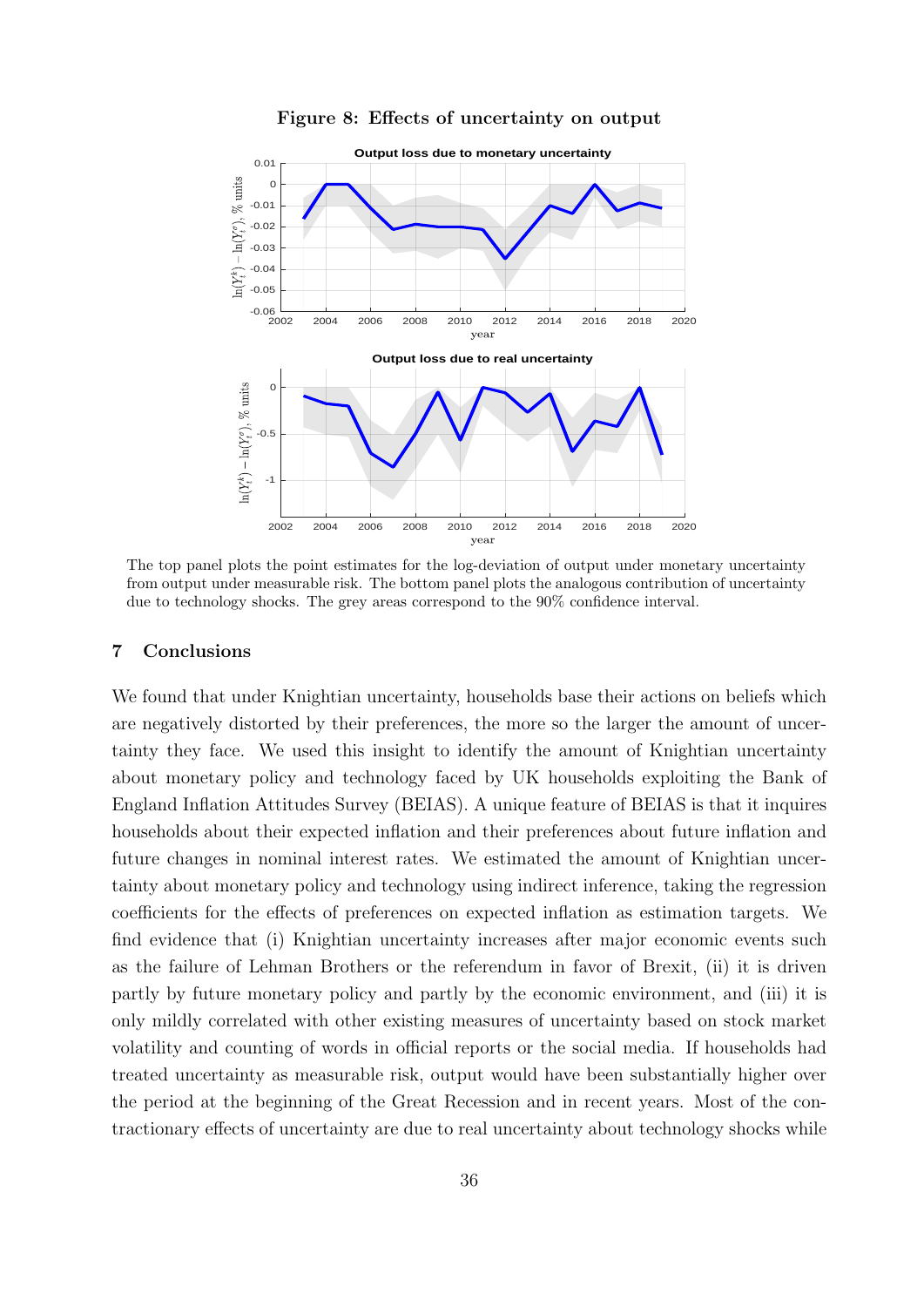**Figure 8: Effects of uncertainty on output**

The top panel plots the point estimates for the log-deviation of output under monetary uncertainty from output under measurable risk. The bottom panel plots the analogous contribution of uncertainty due to technology shocks. The grey areas correspond to the 90% confidence interval.

## 7 Conclusions

We found that under Knightian uncertainty, households base their actions on beliefs which are negatively distorted by their preferences, the more so the larger the amount of uncertainty they face. We used this insight to identify the amount of Knightian uncertainty about monetary policy and technology faced by UK households exploiting the Bank of England Inflation Attitudes Survey (BEIAS). A unique feature of BEIAS is that it inquires households about their expected inflation and their preferences about future inflation and future changes in nominal interest rates. We estimated the amount of Knightian uncertainty about monetary policy and technology using indirect inference, taking the regression coefficients for the effects of preferences on expected inflation as estimation targets. We find evidence that (i) Knightian uncertainty increases after major economic events such as the failure of Lehman Brothers or the referendum in favor of Brexit, (ii) it is driven partly by future monetary policy and partly by the economic environment, and (iii) it is only mildly correlated with other existing measures of uncertainty based on stock market volatility and counting of words in official reports or the social media. If households had treated uncertainty as measurable risk, output would have been substantially higher over the period at the beginning of the Great Recession and in recent years. Most of the contractionary effects of uncertainty are due to real uncertainty about technology shocks while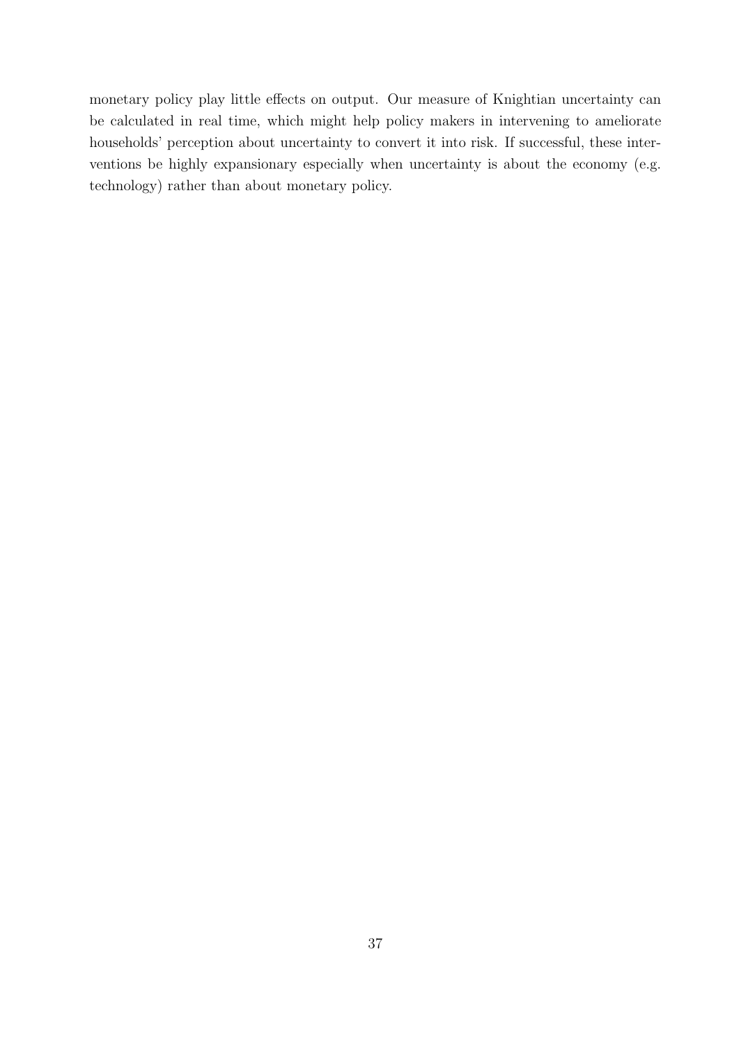monetary policy play little effects on output. Our measure of Knightian uncertainty can be calculated in real time, which might help policy makers in intervening to ameliorate households' perception about uncertainty to convert it into risk. If successful, these interventions be highly expansionary especially when uncertainty is about the economy (e.g. technology) rather than about monetary policy.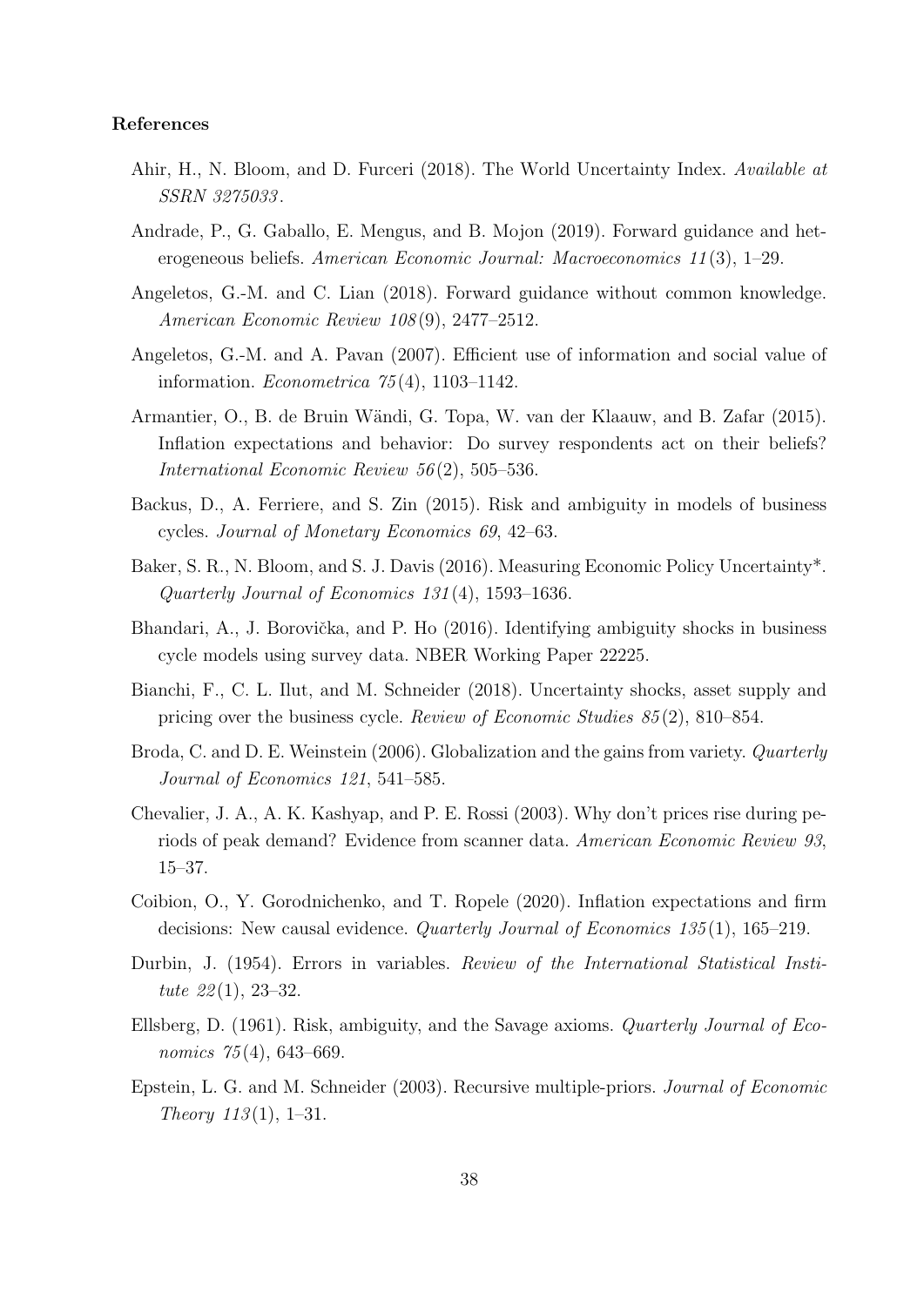### References

Ahir, H., N. Bloom, and D. Furceri (2018). The World Uncertainty Index. *Available at SSRN 3275033*.

Andrade, P., G. Gaballo, E. Mengus, and B. Mojon (2019). Forward guidance and heterogeneous beliefs. *American Economic Journal: Macroeconomics 11*(3), 1–29.

Angeletos, G.-M. and C. Lian (2018). Forward guidance without common knowledge. *American Economic Review 108*(9), 2477–2512.

Angeletos, G.-M. and A. Pavan (2007). Efficient use of information and social value of information. *Econometrica 75*(4), 1103–1142.

Armantier, O., B. de Bruin Wändi, G. Topa, W. van der Klaauw, and B. Zafar (2015). Inflation expectations and behavior: Do survey respondents act on their beliefs? *International Economic Review 56*(2), 505–536.

Backus, D., A. Ferriere, and S. Zin (2015). Risk and ambiguity in models of business cycles. *Journal of Monetary Economics 69*, 42–63.

Baker, S. R., N. Bloom, and S. J. Davis (2016). Measuring Economic Policy Uncertainty*. *Quarterly Journal of Economics 131*(4), 1593–1636.

Bhandari, A., J. Borovička, and P. Ho (2016). Identifying ambiguity shocks in business cycle models using survey data. NBER Working Paper 22225.

Bianchi, F., C. L. Ilut, and M. Schneider (2018). Uncertainty shocks, asset supply and pricing over the business cycle. *Review of Economic Studies 85*(2), 810–854.

Broda, C. and D. E. Weinstein (2006). Globalization and the gains from variety. *Quarterly Journal of Economics 121*, 541–585.

Chevalier, J. A., A. K. Kashyap, and P. E. Rossi (2003). Why don't prices rise during periods of peak demand? Evidence from scanner data. *American Economic Review 93*, 15–37.

Coibion, O., Y. Gorodnichenko, and T. Ropele (2020). Inflation expectations and firm decisions: New causal evidence. *Quarterly Journal of Economics 135*(1), 165–219.

Durbin, J. (1954). Errors in variables. *Review of the International Statistical Institute 22*(1), 23–32.

Ellsberg, D. (1961). Risk, ambiguity, and the Savage axioms. *Quarterly Journal of Economics 75*(4), 643–669.

Epstein, L. G. and M. Schneider (2003). Recursive multiple-priors. *Journal of Economic Theory 113*(1), 1–31.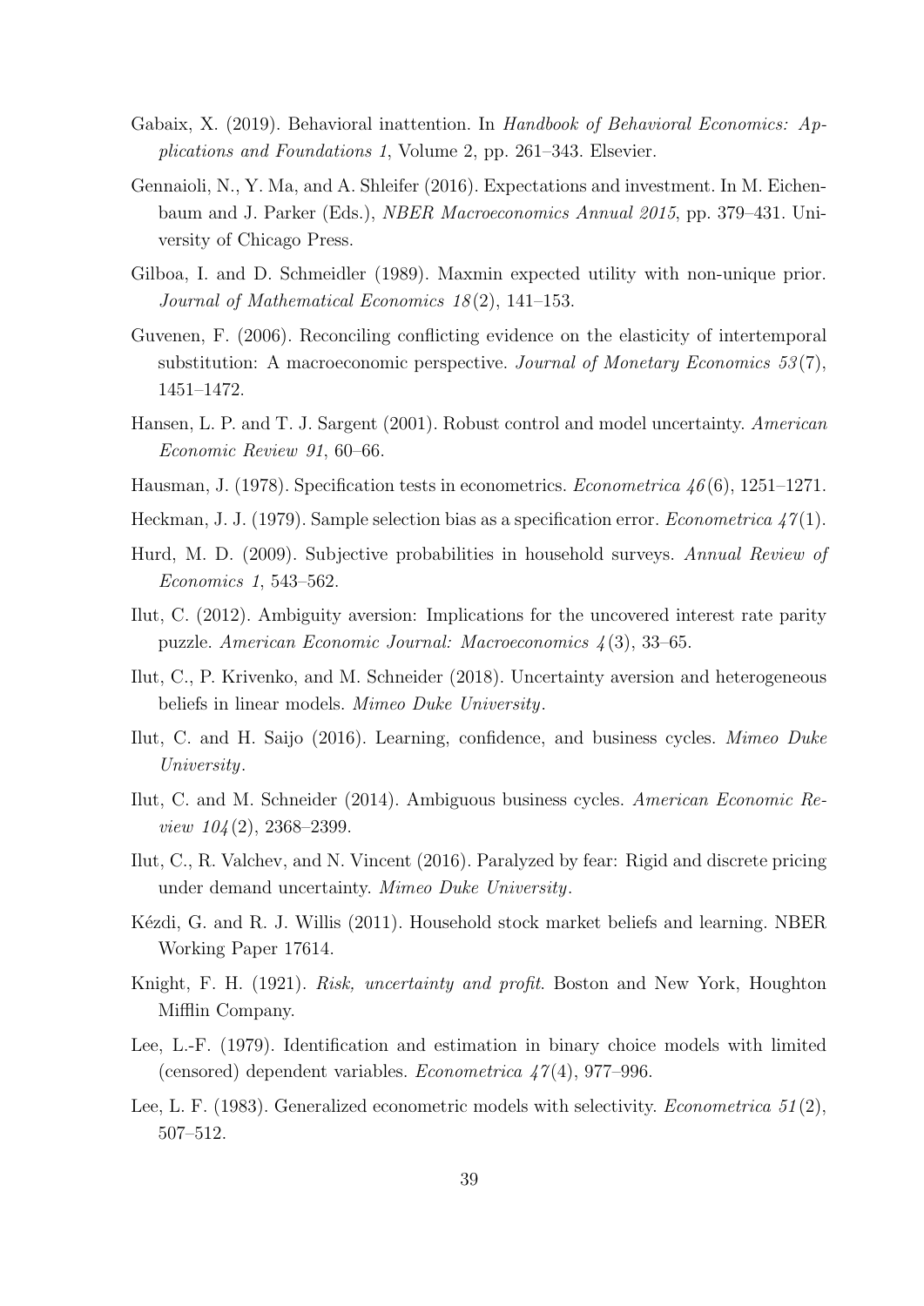Gabaix, X. (2019). Behavioral inattention. In *Handbook of Behavioral Economics: Applications and Foundations 1*, Volume 2, pp. 261–343. Elsevier.

Gennaioli, N., Y. Ma, and A. Shleifer (2016). Expectations and investment. In M. Eichenbaum and J. Parker (Eds.), *NBER Macroeconomics Annual 2015*, pp. 379–431. University of Chicago Press.

Gilboa, I. and D. Schmeidler (1989). Maxmin expected utility with non-unique prior. *Journal of Mathematical Economics 18*(2), 141–153.

Guvenen, F. (2006). Reconciling conflicting evidence on the elasticity of intertemporal substitution: A macroeconomic perspective. *Journal of Monetary Economics 53*(7), 1451–1472.

Hansen, L. P. and T. J. Sargent (2001). Robust control and model uncertainty. *American Economic Review 91*, 60–66.

Hausman, J. (1978). Specification tests in econometrics. *Econometrica 46*(6), 1251–1271.

Heckman, J. J. (1979). Sample selection bias as a specification error. *Econometrica 47*(1).

Hurd, M. D. (2009). Subjective probabilities in household surveys. *Annual Review of Economics 1*, 543–562.

Ilut, C. (2012). Ambiguity aversion: Implications for the uncovered interest rate parity puzzle. *American Economic Journal: Macroeconomics 4*(3), 33–65.

Ilut, C., P. Krivenko, and M. Schneider (2018). Uncertainty aversion and heterogeneous beliefs in linear models. *Mimeo Duke University*.

Ilut, C. and H. Saijo (2016). Learning, confidence, and business cycles. *Mimeo Duke University*.

Ilut, C. and M. Schneider (2014). Ambiguous business cycles. *American Economic Review 104*(2), 2368–2399.

Ilut, C., R. Valchev, and N. Vincent (2016). Paralyzed by fear: Rigid and discrete pricing under demand uncertainty. *Mimeo Duke University*.

Kézdi, G. and R. J. Willis (2011). Household stock market beliefs and learning. NBER Working Paper 17614.

Knight, F. H. (1921). *Risk, uncertainty and profit*. Boston and New York, Houghton Mifflin Company.

Lee, L.-F. (1979). Identification and estimation in binary choice models with limited (censored) dependent variables. *Econometrica 47*(4), 977–996.

Lee, L. F. (1983). Generalized econometric models with selectivity. *Econometrica 51*(2), 507–512.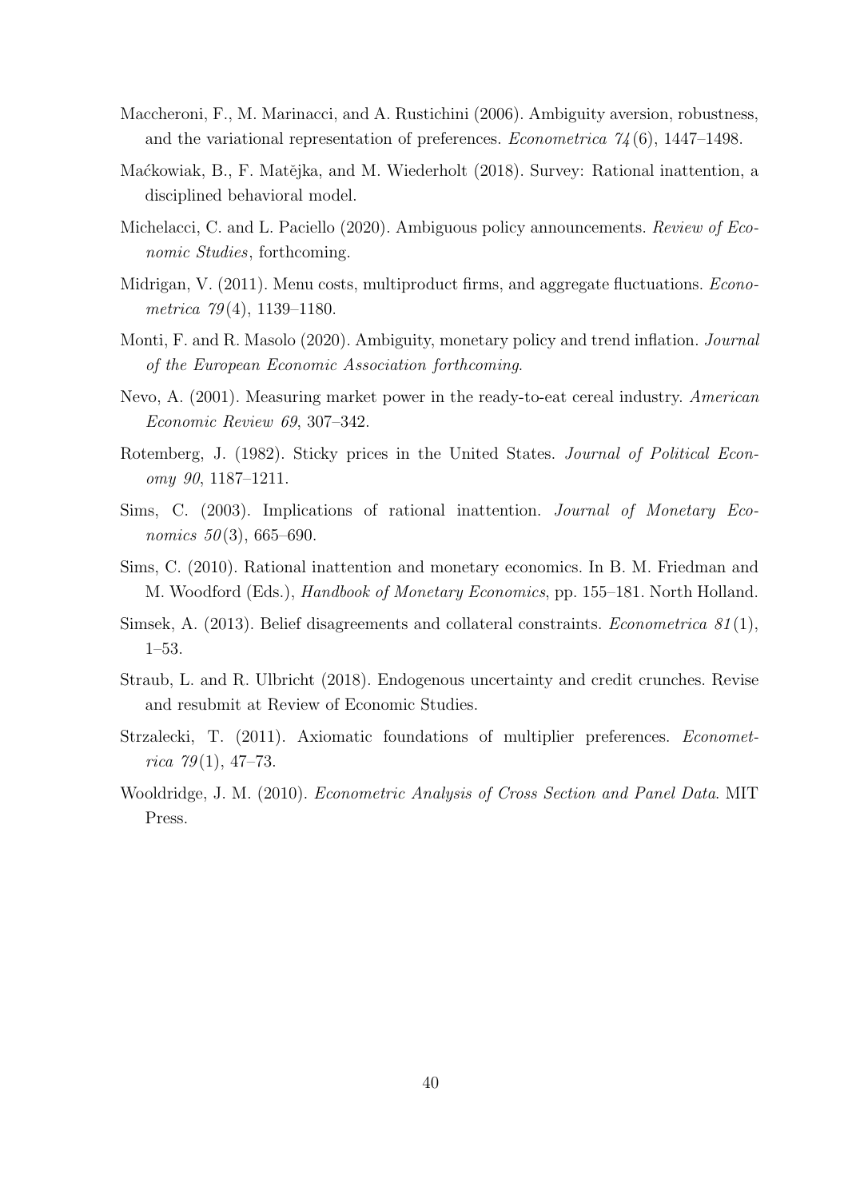Maccheroni, F., M. Marinacci, and A. Rustichini (2006). Ambiguity aversion, robustness, and the variational representation of preferences. *Econometrica 74*(6), 1447–1498.

Maćkowiak, B., F. Matějka, and M. Wiederholt (2018). Survey: Rational inattention, a disciplined behavioral model.

Michelacci, C. and L. Paciello (2020). Ambiguous policy announcements. *Review of Economic Studies*, forthcoming.

Midrigan, V. (2011). Menu costs, multiproduct firms, and aggregate fluctuations. *Econometrica 79*(4), 1139–1180.

Monti, F. and R. Masolo (2020). Ambiguity, monetary policy and trend inflation. *Journal of the European Economic Association forthcoming*.

Nevo, A. (2001). Measuring market power in the ready-to-eat cereal industry. *American Economic Review 69*, 307–342.

Rotemberg, J. (1982). Sticky prices in the United States. *Journal of Political Economy 90*, 1187–1211.

Sims, C. (2003). Implications of rational inattention. *Journal of Monetary Economics 50*(3), 665–690.

Sims, C. (2010). Rational inattention and monetary economics. In B. M. Friedman and M. Woodford (Eds.), *Handbook of Monetary Economics*, pp. 155–181. North Holland.

Simsek, A. (2013). Belief disagreements and collateral constraints. *Econometrica 81*(1), 1–53.

Straub, L. and R. Ulbricht (2018). Endogenous uncertainty and credit crunches. Revise and resubmit at Review of Economic Studies.

Strzalecki, T. (2011). Axiomatic foundations of multiplier preferences. *Econometrica 79*(1), 47–73.

Wooldridge, J. M. (2010). *Econometric Analysis of Cross Section and Panel Data*. MIT Press.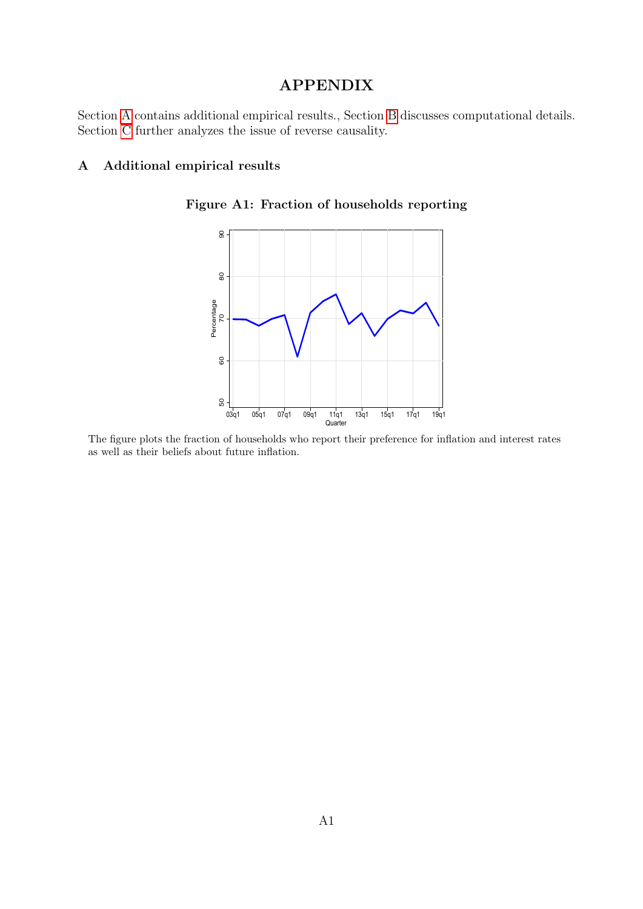# APPENDIX

Section A contains additional empirical results., Section B discusses computational details. Section C further analyzes the issue of reverse causality.

## A Additional empirical results

**Figure A1: Fraction of households reporting**

The figure plots the fraction of households who report their preference for inflation and interest rates as well as their beliefs about future inflation.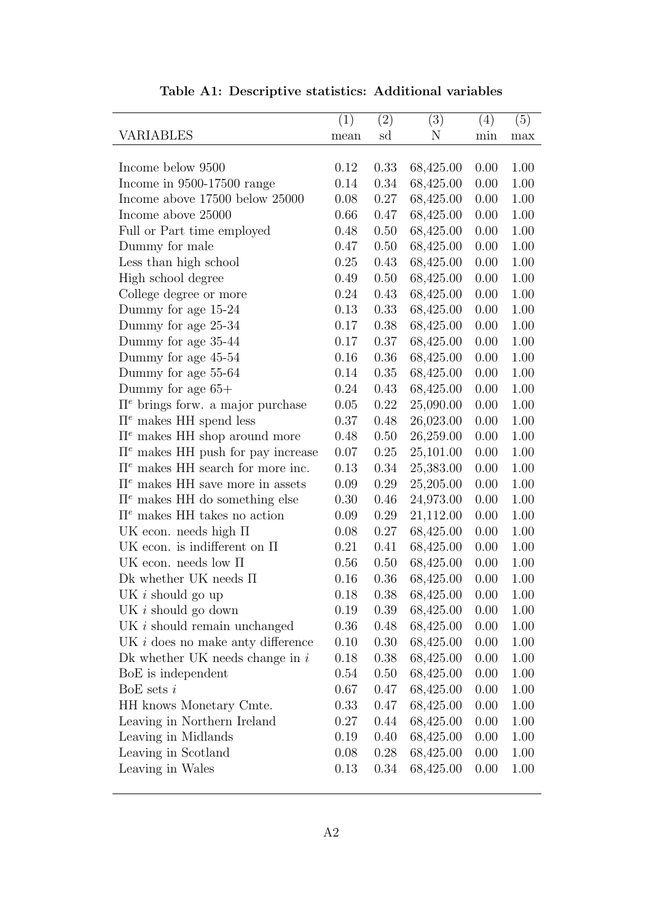**Table A1: Descriptive statistics: Additional variables**

| VARIABLES | (1) mean | (2) sd | (3) N | (4) min | (5) max |
|---|---|---|---|---|---|
| Income below 9500 | 0.12 | 0.33 | 68,425.00 | 0.00 | 1.00 |
| Income in 9500-17500 range | 0.14 | 0.34 | 68,425.00 | 0.00 | 1.00 |
| Income above 17500 below 25000 | 0.08 | 0.27 | 68,425.00 | 0.00 | 1.00 |
| Income above 25000 | 0.66 | 0.47 | 68,425.00 | 0.00 | 1.00 |
| Full or Part time employed | 0.48 | 0.50 | 68,425.00 | 0.00 | 1.00 |
| Dummy for male | 0.47 | 0.50 | 68,425.00 | 0.00 | 1.00 |
| Less than high school | 0.25 | 0.43 | 68,425.00 | 0.00 | 1.00 |
| High school degree | 0.49 | 0.50 | 68,425.00 | 0.00 | 1.00 |
| College degree or more | 0.24 | 0.43 | 68,425.00 | 0.00 | 1.00 |
| Dummy for age 15-24 | 0.13 | 0.33 | 68,425.00 | 0.00 | 1.00 |
| Dummy for age 25-34 | 0.17 | 0.38 | 68,425.00 | 0.00 | 1.00 |
| Dummy for age 35-44 | 0.17 | 0.37 | 68,425.00 | 0.00 | 1.00 |
| Dummy for age 45-54 | 0.16 | 0.36 | 68,425.00 | 0.00 | 1.00 |
| Dummy for age 55-64 | 0.14 | 0.35 | 68,425.00 | 0.00 | 1.00 |
| Dummy for age 65+ | 0.24 | 0.43 | 68,425.00 | 0.00 | 1.00 |
| $\Pi^e$ brings forw. a major purchase | 0.05 | 0.22 | 25,090.00 | 0.00 | 1.00 |
| $\Pi^e$ makes HH spend less | 0.37 | 0.48 | 26,023.00 | 0.00 | 1.00 |
| $\Pi^e$ makes HH shop around more | 0.48 | 0.50 | 26,259.00 | 0.00 | 1.00 |
| $\Pi^e$ makes HH push for pay increase | 0.07 | 0.25 | 25,101.00 | 0.00 | 1.00 |
| $\Pi^e$ makes HH search for more inc. | 0.13 | 0.34 | 25,383.00 | 0.00 | 1.00 |
| $\Pi^e$ makes HH save more in assets | 0.09 | 0.29 | 25,205.00 | 0.00 | 1.00 |
| $\Pi^e$ makes HH do something else | 0.30 | 0.46 | 24,973.00 | 0.00 | 1.00 |
| $\Pi^e$ makes HH takes no action | 0.09 | 0.29 | 21,112.00 | 0.00 | 1.00 |
| UK econ. needs high $\Pi$ | 0.08 | 0.27 | 68,425.00 | 0.00 | 1.00 |
| UK econ. is indifferent on $\Pi$ | 0.21 | 0.41 | 68,425.00 | 0.00 | 1.00 |
| UK econ. needs low $\Pi$ | 0.56 | 0.50 | 68,425.00 | 0.00 | 1.00 |
| Dk whether UK needs $\Pi$ | 0.16 | 0.36 | 68,425.00 | 0.00 | 1.00 |
| UK $i$ should go up | 0.18 | 0.38 | 68,425.00 | 0.00 | 1.00 |
| UK $i$ should go down | 0.19 | 0.39 | 68,425.00 | 0.00 | 1.00 |
| UK $i$ should remain unchanged | 0.36 | 0.48 | 68,425.00 | 0.00 | 1.00 |
| UK $i$ does no make anty difference | 0.10 | 0.30 | 68,425.00 | 0.00 | 1.00 |
| Dk whether UK needs change in $i$ | 0.18 | 0.38 | 68,425.00 | 0.00 | 1.00 |
| BoE is independent | 0.54 | 0.50 | 68,425.00 | 0.00 | 1.00 |
| BoE sets $i$ | 0.67 | 0.47 | 68,425.00 | 0.00 | 1.00 |
| HH knows Monetary Cmte. | 0.33 | 0.47 | 68,425.00 | 0.00 | 1.00 |
| Leaving in Northern Ireland | 0.27 | 0.44 | 68,425.00 | 0.00 | 1.00 |
| Leaving in Midlands | 0.19 | 0.40 | 68,425.00 | 0.00 | 1.00 |
| Leaving in Scotland | 0.08 | 0.28 | 68,425.00 | 0.00 | 1.00 |
| Leaving in Wales | 0.13 | 0.34 | 68,425.00 | 0.00 | 1.00 |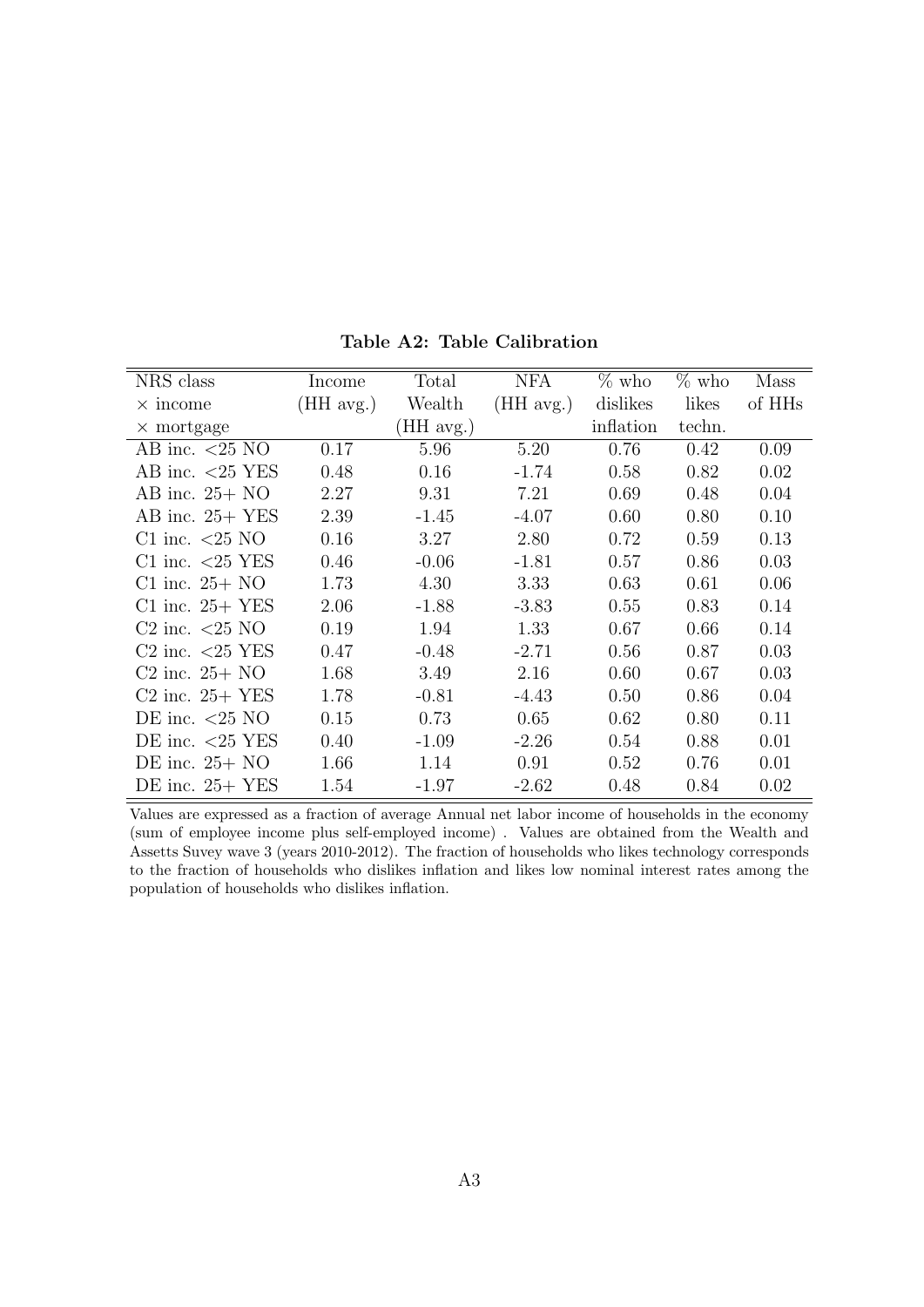**Table A2: Table Calibration**

| NRS class × income × mortgage | Income (HH avg.) | Total Wealth (HH avg.) | NFA (HH avg.) | % who dislikes inflation | % who likes techn. | Mass of HHs |
|---|---|---|---|---|---|---|
| AB inc. <25 NO | 0.17 | 5.96 | 5.20 | 0.76 | 0.42 | 0.09 |
| AB inc. <25 YES | 0.48 | 0.16 | -1.74 | 0.58 | 0.82 | 0.02 |
| AB inc. 25+ NO | 2.27 | 9.31 | 7.21 | 0.69 | 0.48 | 0.04 |
| AB inc. 25+ YES | 2.39 | -1.45 | -4.07 | 0.60 | 0.80 | 0.10 |
| C1 inc. <25 NO | 0.16 | 3.27 | 2.80 | 0.72 | 0.59 | 0.13 |
| C1 inc. <25 YES | 0.46 | -0.06 | -1.81 | 0.57 | 0.86 | 0.03 |
| C1 inc. 25+ NO | 1.73 | 4.30 | 3.33 | 0.63 | 0.61 | 0.06 |
| C1 inc. 25+ YES | 2.06 | -1.88 | -3.83 | 0.55 | 0.83 | 0.14 |
| C2 inc. <25 NO | 0.19 | 1.94 | 1.33 | 0.67 | 0.66 | 0.14 |
| C2 inc. <25 YES | 0.47 | -0.48 | -2.71 | 0.56 | 0.87 | 0.03 |
| C2 inc. 25+ NO | 1.68 | 3.49 | 2.16 | 0.60 | 0.67 | 0.03 |
| C2 inc. 25+ YES | 1.78 | -0.81 | -4.43 | 0.50 | 0.86 | 0.04 |
| DE inc. <25 NO | 0.15 | 0.73 | 0.65 | 0.62 | 0.80 | 0.11 |
| DE inc. <25 YES | 0.40 | -1.09 | -2.26 | 0.54 | 0.88 | 0.01 |
| DE inc. 25+ NO | 1.66 | 1.14 | 0.91 | 0.52 | 0.76 | 0.01 |
| DE inc. 25+ YES | 1.54 | -1.97 | -2.62 | 0.48 | 0.84 | 0.02 |

Values are expressed as a fraction of average Annual net labor income of households in the economy (sum of employee income plus self-employed income) . Values are obtained from the Wealth and Assetts Suvey wave 3 (years 2010-2012). The fraction of households who likes technology corresponds to the fraction of households who dislikes inflation and likes low nominal interest rates among the population of households who dislikes inflation.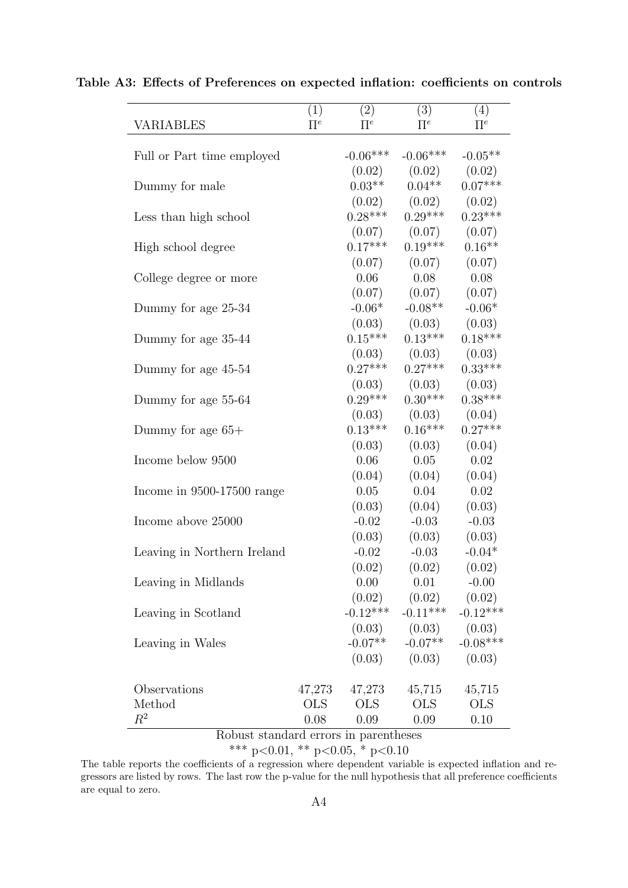**Table A3: Effects of Preferences on expected inflation: coefficients on controls**

| VARIABLES | (1) $\Pi^e$ | (2) $\Pi^e$ | (3) $\Pi^e$ | (4) $\Pi^e$ |
|---|---|---|---|---|
| Full or Part time employed | | -0.06*** | -0.06*** | -0.05** |
| | | (0.02) | (0.02) | (0.02) |
| Dummy for male | | 0.03** | 0.04** | 0.07*** |
| | | (0.02) | (0.02) | (0.02) |
| Less than high school | | 0.28*** | 0.29*** | 0.23*** |
| | | (0.07) | (0.07) | (0.07) |
| High school degree | | 0.17*** | 0.19*** | 0.16** |
| | | (0.07) | (0.07) | (0.07) |
| College degree or more | | 0.06 | 0.08 | 0.08 |
| | | (0.07) | (0.07) | (0.07) |
| Dummy for age 25-34 | | -0.06* | -0.08** | -0.06* |
| | | (0.03) | (0.03) | (0.03) |
| Dummy for age 35-44 | | 0.15*** | 0.13*** | 0.18*** |
| | | (0.03) | (0.03) | (0.03) |
| Dummy for age 45-54 | | 0.27*** | 0.27*** | 0.33*** |
| | | (0.03) | (0.03) | (0.03) |
| Dummy for age 55-64 | | 0.29*** | 0.30*** | 0.38*** |
| | | (0.03) | (0.03) | (0.04) |
| Dummy for age 65+ | | 0.13*** | 0.16*** | 0.27*** |
| | | (0.03) | (0.03) | (0.04) |
| Income below 9500 | | 0.06 | 0.05 | 0.02 |
| | | (0.04) | (0.04) | (0.04) |
| Income in 9500-17500 range | | 0.05 | 0.04 | 0.02 |
| | | (0.03) | (0.04) | (0.03) |
| Income above 25000 | | -0.02 | -0.03 | -0.03 |
| | | (0.03) | (0.03) | (0.03) |
| Leaving in Northern Ireland | | -0.02 | -0.03 | -0.04* |
| | | (0.02) | (0.02) | (0.02) |
| Leaving in Midlands | | 0.00 | 0.01 | -0.00 |
| | | (0.02) | (0.02) | (0.02) |
| Leaving in Scotland | | -0.12*** | -0.11*** | -0.12*** |
| | | (0.03) | (0.03) | (0.03) |
| Leaving in Wales | | -0.07** | -0.07** | -0.08*** |
| | | (0.03) | (0.03) | (0.03) |
| Observations | 47,273 | 47,273 | 45,715 | 45,715 |
| Method | OLS | OLS | OLS | OLS |
| $R^2$ | 0.08 | 0.09 | 0.09 | 0.10 |

Robust standard errors in parentheses

*** $p<0.01$, ** $p<0.05$, * $p<0.10$

The table reports the coefficients of a regression where dependent variable is expected inflation and regressors are listed by rows. The last row the p-value for the null hypothesis that all preference coefficients are equal to zero.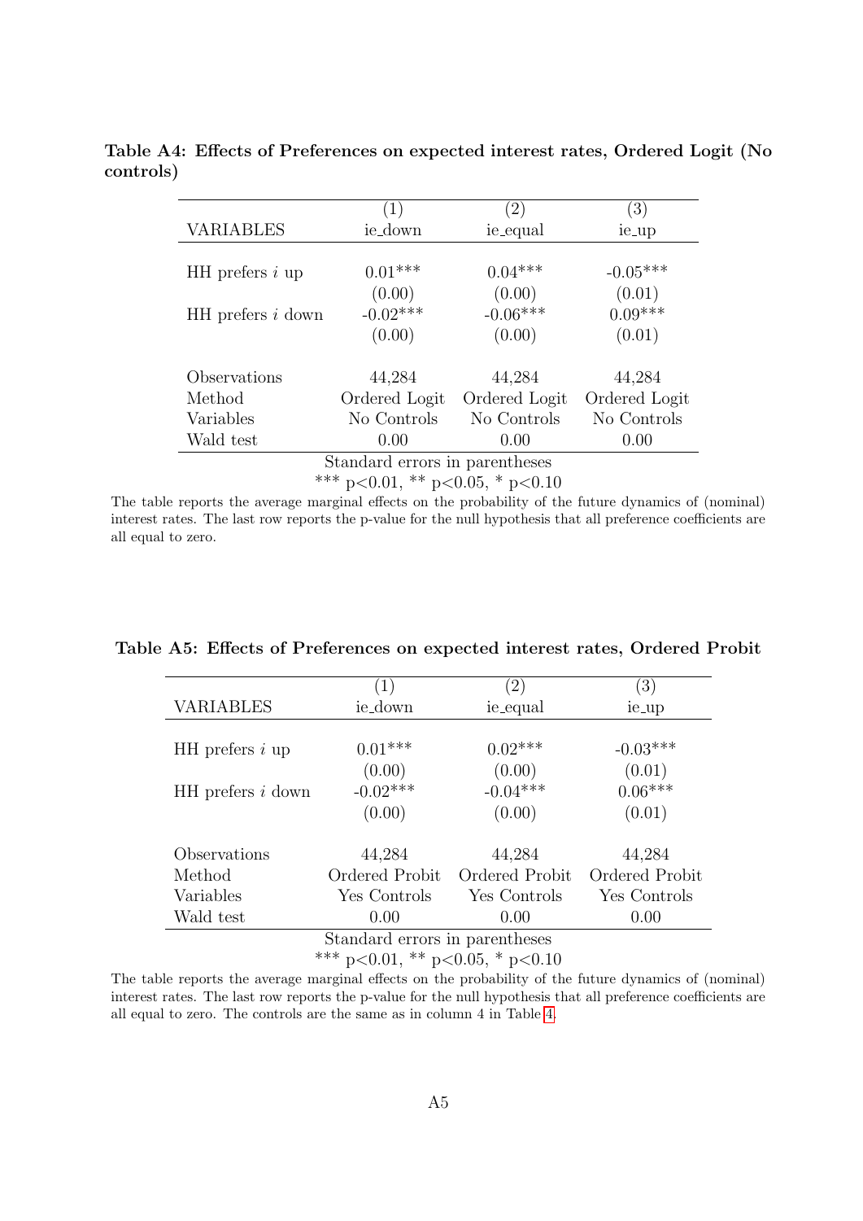**Table A4: Effects of Preferences on expected interest rates, Ordered Logit (No controls)**

| | (1) | (2) | (3) |
|---|---|---|---|
| VARIABLES | ie_down | ie_equal | ie_up |
| HH prefers $i$ up | 0.01*** | 0.04*** | -0.05*** |
| | (0.00) | (0.00) | (0.01) |
| HH prefers $i$ down | -0.02*** | -0.06*** | 0.09*** |
| | (0.00) | (0.00) | (0.01) |
| Observations | 44,284 | 44,284 | 44,284 |
| Method | Ordered Logit | Ordered Logit | Ordered Logit |
| Variables | No Controls | No Controls | No Controls |
| Wald test | 0.00 | 0.00 | 0.00 |

Standard errors in parentheses

*** $p<0.01$, ** $p<0.05$, * $p<0.10$

The table reports the average marginal effects on the probability of the future dynamics of (nominal) interest rates. The last row reports the p-value for the null hypothesis that all preference coefficients are all equal to zero.

**Table A5: Effects of Preferences on expected interest rates, Ordered Probit**

| | (1) | (2) | (3) |
|---|---|---|---|
| VARIABLES | ie_down | ie_equal | ie_up |
| HH prefers $i$ up | 0.01*** | 0.02*** | -0.03*** |
| | (0.00) | (0.00) | (0.01) |
| HH prefers $i$ down | -0.02*** | -0.04*** | 0.06*** |
| | (0.00) | (0.00) | (0.01) |
| Observations | 44,284 | 44,284 | 44,284 |
| Method | Ordered Probit | Ordered Probit | Ordered Probit |
| Variables | Yes Controls | Yes Controls | Yes Controls |
| Wald test | 0.00 | 0.00 | 0.00 |

Standard errors in parentheses

*** $p<0.01$, ** $p<0.05$, * $p<0.10$

The table reports the average marginal effects on the probability of the future dynamics of (nominal) interest rates. The last row reports the p-value for the null hypothesis that all preference coefficients are all equal to zero. The controls are the same as in column 4 in Table 4.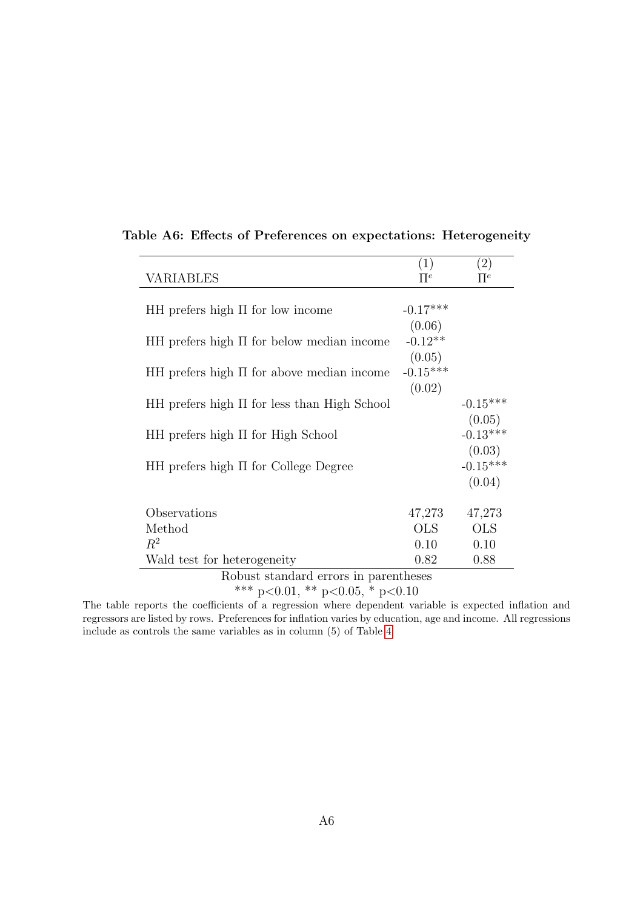**Table A6: Effects of Preferences on expectations: Heterogeneity**

| VARIABLES | (1)<br>$\Pi^e$ | (2)<br>$\Pi^e$ |
|---|---|---|
| HH prefers high $\Pi$ for low income | -0.17*** | |
| | (0.06) | |
| HH prefers high $\Pi$ for below median income | -0.12** | |
| | (0.05) | |
| HH prefers high $\Pi$ for above median income | -0.15*** | |
| | (0.02) | |
| HH prefers high $\Pi$ for less than High School | | -0.15*** |
| | | (0.05) |
| HH prefers high $\Pi$ for High School | | -0.13*** |
| | | (0.03) |
| HH prefers high $\Pi$ for College Degree | | -0.15*** |
| | | (0.04) |
| Observations | 47,273 | 47,273 |
| Method | OLS | OLS |
| $R^2$ | 0.10 | 0.10 |
| Wald test for heterogeneity | 0.82 | 0.88 |

Robust standard errors in parentheses

*** $p<0.01$, ** $p<0.05$, * $p<0.10$

The table reports the coefficients of a regression where dependent variable is expected inflation and regressors are listed by rows. Preferences for inflation varies by education, age and income. All regressions include as controls the same variables as in column (5) of Table 4.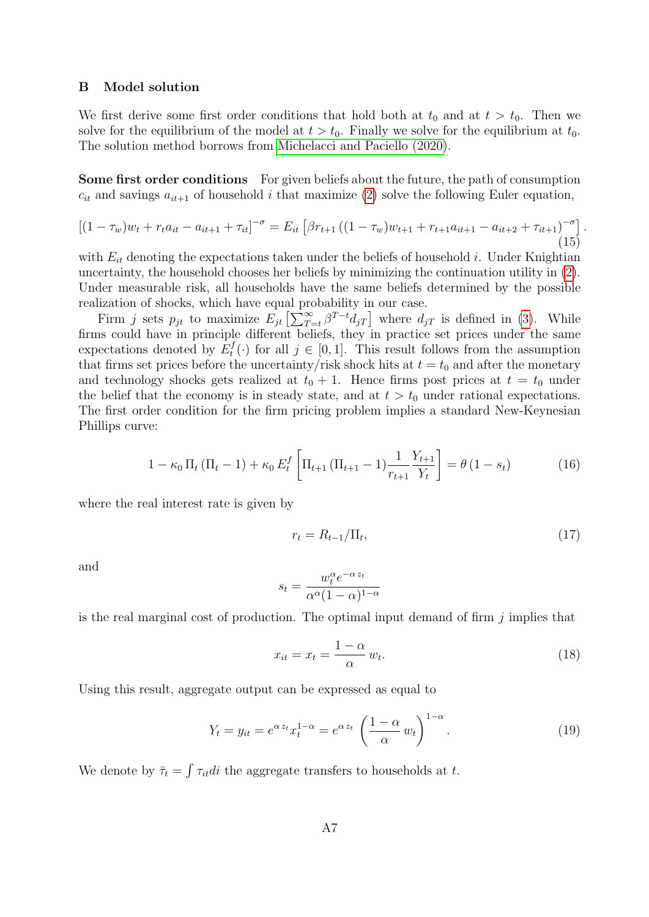## B Model solution

We first derive some first order conditions that hold both at $t_0$ and at $t > t_0$. Then we solve for the equilibrium of the model at $t > t_0$. Finally we solve for the equilibrium at $t_0$. The solution method borrows from Michelacci and Paciello (2020).

**Some first order conditions** For given beliefs about the future, the path of consumption $c_{it}$ and savings $a_{it+1}$ of household $i$ that maximize (2) solve the following Euler equation,

$$[(1-\tau_w)w_t + r_t a_{it} - a_{it+1} + \tau_{it}]^{-\sigma} = E_{it}\left[\beta r_{t+1}\left((1-\tau_w)w_{t+1} + r_{t+1}a_{it+1} - a_{it+2} + \tau_{it+1}\right)^{-\sigma}\right]. \tag{15}$$

with $E_{it}$ denoting the expectations taken under the beliefs of household $i$. Under Knightian uncertainty, the household chooses her beliefs by minimizing the continuation utility in (2). Under measurable risk, all households have the same beliefs determined by the possible realization of shocks, which have equal probability in our case.

Firm $j$ sets $p_{jt}$ to maximize $E_{jt}\left[\sum_{T=t}^{\infty}\beta^{T-t}d_{jT}\right]$ where $d_{jT}$ is defined in (3). While firms could have in principle different beliefs, they in practice set prices under the same expectations denoted by $E_t^f(\cdot)$ for all $j \in [0,1]$. This result follows from the assumption that firms set prices before the uncertainty/risk shock hits at $t = t_0$ and after the monetary and technology shocks gets realized at $t_0 + 1$. Hence firms post prices at $t = t_0$ under the belief that the economy is in steady state, and at $t > t_0$ under rational expectations. The first order condition for the firm pricing problem implies a standard New-Keynesian Phillips curve:

$$1 - \kappa_0\,\Pi_t\left(\Pi_t - 1\right) + \kappa_0\,E_t^f\left[\Pi_{t+1}\left(\Pi_{t+1} - 1\right)\frac{1}{r_{t+1}}\frac{Y_{t+1}}{Y_t}\right] = \theta\left(1 - s_t\right) \tag{16}$$

where the real interest rate is given by

$$r_t = R_{t-1}/\Pi_t, \tag{17}$$

and

$$s_t = \frac{w_t^{\alpha}e^{-\alpha z_t}}{\alpha^{\alpha}(1-\alpha)^{1-\alpha}}$$

is the real marginal cost of production. The optimal input demand of firm $j$ implies that

$$x_{it} = x_t = \frac{1-\alpha}{\alpha}\,w_t. \tag{18}$$

Using this result, aggregate output can be expressed as equal to

$$Y_t = y_{it} = e^{\alpha z_t}x_t^{1-\alpha} = e^{\alpha z_t}\left(\frac{1-\alpha}{\alpha}\,w_t\right)^{1-\alpha}. \tag{19}$$

We denote by $\bar{\tau}_t = \int \tau_{it}di$ the aggregate transfers to households at $t$.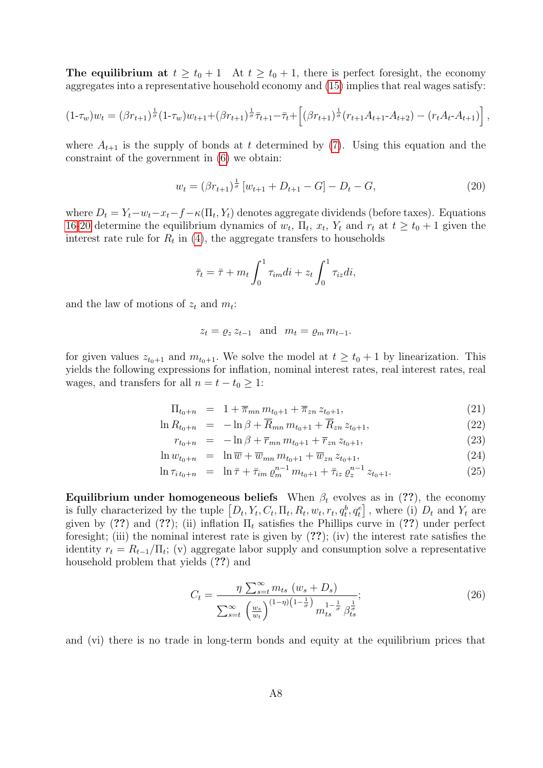**The equilibrium at $t \geq t_0+1$** At $t \geq t_0+1$, there is perfect foresight, the economy aggregates into a representative household economy and (15) implies that real wages satisfy:

$$(1\text{-}\tau_w)w_t = (\beta r_{t+1})^{\frac{1}{\sigma}}(1\text{-}\tau_w)w_{t+1} + (\beta r_{t+1})^{\frac{1}{\sigma}}\bar{\tau}_{t+1} - \bar{\tau}_t + \left[(\beta r_{t+1})^{\frac{1}{\sigma}}(r_{t+1}A_{t+1}\text{-}A_{t+2}) - (r_t A_t\text{-}A_{t+1})\right],$$

where $A_{t+1}$ is the supply of bonds at $t$ determined by (7). Using this equation and the constraint of the government in (6) we obtain:

$$w_t = (\beta r_{t+1})^{\frac{1}{\sigma}}\left[w_{t+1} + D_{t+1} - G\right] - D_t - G, \tag{20}$$

where $D_t = Y_t - w_t - x_t - f - \kappa(\Pi_t, Y_t)$ denotes aggregate dividends (before taxes). Equations 16-20 determine the equilibrium dynamics of $w_t$, $\Pi_t$, $x_t$, $Y_t$ and $r_t$ at $t \geq t_0+1$ given the interest rate rule for $R_t$ in (4), the aggregate transfers to households

$$\bar{\tau}_t = \bar{\tau} + m_t \int_0^1 \tau_{im} di + z_t \int_0^1 \tau_{iz} di,$$

and the law of motions of $z_t$ and $m_t$:

$$z_t = \varrho_z \, z_{t-1} \quad \text{and} \quad m_t = \varrho_m \, m_{t-1}.$$

for given values $z_{t_0+1}$ and $m_{t_0+1}$. We solve the model at $t \geq t_0+1$ by linearization. This yields the following expressions for inflation, nominal interest rates, real interest rates, real wages, and transfers for all $n = t - t_0 \geq 1$:

$$\Pi_{t_0+n} = 1 + \overline{\pi}_{mn} \, m_{t_0+1} + \overline{\pi}_{zn} \, z_{t_0+1}, \tag{21}$$

$$\ln R_{t_0+n} = -\ln\beta + \overline{R}_{mn} \, m_{t_0+1} + \overline{R}_{zn} \, z_{t_0+1}, \tag{22}$$

$$r_{t_0+n} = -\ln\beta + \overline{r}_{mn} \, m_{t_0+1} + \overline{r}_{zn} \, z_{t_0+1}, \tag{23}$$

$$\ln w_{t_0+n} = \ln\overline{w} + \overline{w}_{mn} \, m_{t_0+1} + \overline{w}_{zn} \, z_{t_0+1}, \tag{24}$$

$$\ln \tau_{i\,t_0+n} = \ln\bar{\tau} + \bar{\tau}_{im} \, \varrho_m^{n-1} \, m_{t_0+1} + \bar{\tau}_{iz} \, \varrho_z^{n-1} \, z_{t_0+1}. \tag{25}$$

**Equilibrium under homogeneous beliefs** When $\beta_t$ evolves as in (??), the economy is fully characterized by the tuple $\left[D_t, Y_t, C_t, \Pi_t, R_t, w_t, r_t, q_t^b, q_t^e\right]$, where (i) $D_t$ and $Y_t$ are given by (??) and (??); (ii) inflation $\Pi_t$ satisfies the Phillips curve in (??) under perfect foresight; (iii) the nominal interest rate is given by (??); (iv) the interest rate satisfies the identity $r_t = R_{t-1}/\Pi_t$; (v) aggregate labor supply and consumption solve a representative household problem that yields (??) and

$$C_t = \frac{\eta \sum_{s=t}^{\infty} m_{ts} \, (w_s + D_s)}{\sum_{s=t}^{\infty} \left(\frac{w_s}{w_t}\right)^{(1-\eta)\left(1-\frac{1}{\sigma}\right)} m_{ts}^{1-\frac{1}{\sigma}} \, \beta_{ts}^{\frac{1}{\sigma}}}; \tag{26}$$

and (vi) there is no trade in long-term bonds and equity at the equilibrium prices that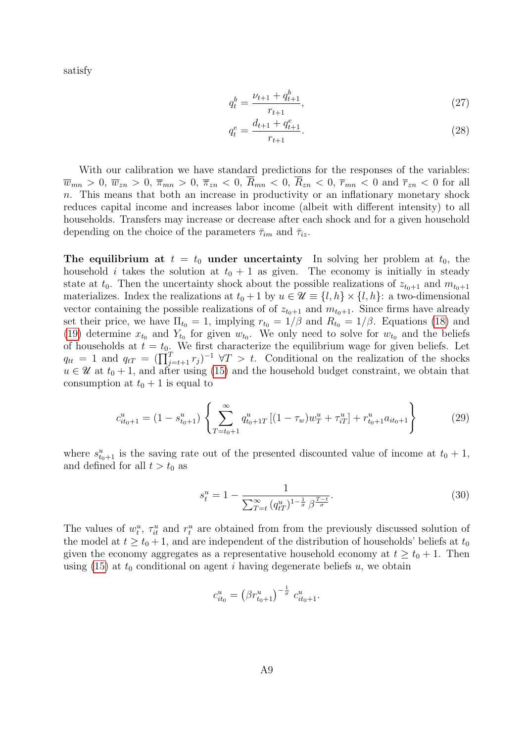satisfy

$$q_t^b = \frac{\nu_{t+1} + q_{t+1}^b}{r_{t+1}}, \tag{27}$$

$$q_t^e = \frac{d_{t+1} + q_{t+1}^e}{r_{t+1}}. \tag{28}$$

With our calibration we have standard predictions for the responses of the variables: $\overline{w}_{mn} > 0$, $\overline{w}_{zn} > 0$, $\overline{\pi}_{mn} > 0$, $\overline{\pi}_{zn} < 0$, $\overline{R}_{mn} < 0$, $\overline{R}_{zn} < 0$, $\overline{r}_{mn} < 0$ and $\overline{r}_{zn} < 0$ for all $n$. This means that both an increase in productivity or an inflationary monetary shock reduces capital income and increases labor income (albeit with different intensity) to all households. Transfers may increase or decrease after each shock and for a given household depending on the choice of the parameters $\bar{\tau}_{im}$ and $\bar{\tau}_{iz}$.

**The equilibrium at $t = t_0$ under uncertainty** In solving her problem at $t_0$, the household $i$ takes the solution at $t_0 + 1$ as given. The economy is initially in steady state at $t_0$. Then the uncertainty shock about the possible realizations of $z_{t_0+1}$ and $m_{t_0+1}$ materializes. Index the realizations at $t_0 + 1$ by $u \in \mathscr{U} \equiv \{l, h\} \times \{l, h\}$: a two-dimensional vector containing the possible realizations of of $z_{t_0+1}$ and $m_{t_0+1}$. Since firms have already set their price, we have $\Pi_{t_0} = 1$, implying $r_{t_0} = 1/\beta$ and $R_{t_0} = 1/\beta$. Equations (18) and (19) determine $x_{t_0}$ and $Y_{t_0}$ for given $w_{t_0}$. We only need to solve for $w_{t_0}$ and the beliefs of households at $t = t_0$. We first characterize the equilibrium wage for given beliefs. Let $q_{tt} = 1$ and $q_{tT} = (\prod_{j=t+1}^{T} r_j)^{-1}$ $\forall T > t$. Conditional on the realization of the shocks $u \in \mathscr{U}$ at $t_0 + 1$, and after using (15) and the household budget constraint, we obtain that consumption at $t_0 + 1$ is equal to

$$c_{it_0+1}^u = (1 - s_{t_0+1}^u) \left\{ \sum_{T=t_0+1}^{\infty} q_{t_0+1T}^u \left[(1 - \tau_w) w_T^u + \tau_{iT}^u\right] + r_{t_0+1}^u a_{it_0+1} \right\} \tag{29}$$

where $s_{t_0+1}^u$ is the saving rate out of the presented discounted value of income at $t_0 + 1$, and defined for all $t > t_0$ as

$$s_t^u = 1 - \frac{1}{\sum_{T=t}^{\infty} (q_{tT}^u)^{1-\frac{1}{\sigma}} \beta^{\frac{T-t}{\sigma}}}. \tag{30}$$

The values of $w_t^u$, $\tau_{it}^u$ and $r_t^u$ are obtained from from the previously discussed solution of the model at $t \geq t_0 + 1$, and are independent of the distribution of households' beliefs at $t_0$ given the economy aggregates as a representative household economy at $t \geq t_0 + 1$. Then using (15) at $t_0$ conditional on agent $i$ having degenerate beliefs $u$, we obtain

$$c_{it_0}^u = \left(\beta r_{t_0+1}^u\right)^{-\frac{1}{\sigma}} c_{it_0+1}^u.$$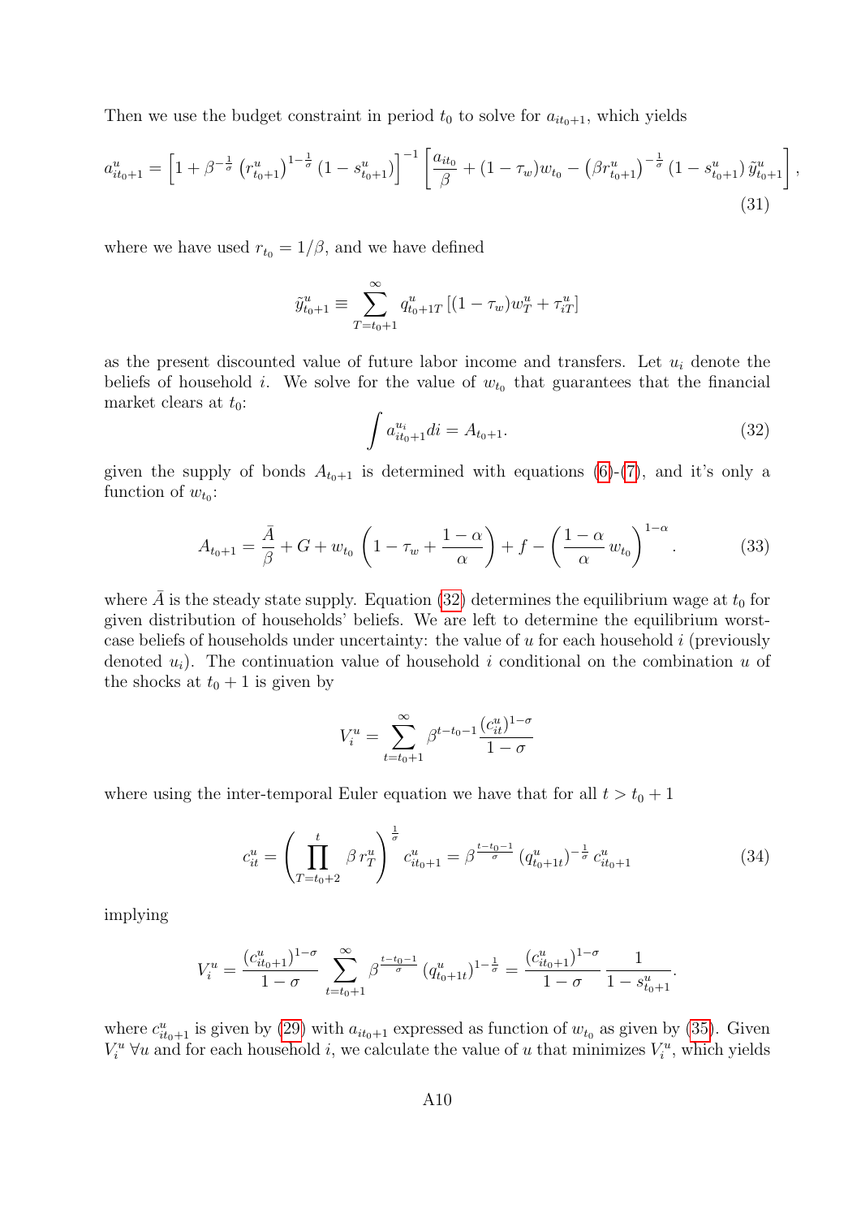Then we use the budget constraint in period $t_0$ to solve for $a_{it_0+1}$, which yields

$$a^u_{it_0+1} = \left[1 + \beta^{-\frac{1}{\sigma}} \left(r^u_{t_0+1}\right)^{1-\frac{1}{\sigma}} \left(1 - s^u_{t_0+1}\right)\right]^{-1} \left[\frac{a_{it_0}}{\beta} + (1-\tau_w)w_{t_0} - \left(\beta r^u_{t_0+1}\right)^{-\frac{1}{\sigma}} \left(1 - s^u_{t_0+1}\right) \tilde{y}^u_{t_0+1}\right], \tag{31}$$

where we have used $r_{t_0} = 1/\beta$, and we have defined

$$\tilde{y}^u_{t_0+1} \equiv \sum_{T=t_0+1}^{\infty} q^u_{t_0+1T} \left[(1-\tau_w)w^u_T + \tau^u_{iT}\right]$$

as the present discounted value of future labor income and transfers. Let $u_i$ denote the beliefs of household $i$. We solve for the value of $w_{t_0}$ that guarantees that the financial market clears at $t_0$:

$$\int a^{u_i}_{it_0+1} di = A_{t_0+1}. \tag{32}$$

given the supply of bonds $A_{t_0+1}$ is determined with equations (6)-(7), and it's only a function of $w_{t_0}$:

$$A_{t_0+1} = \frac{\bar{A}}{\beta} + G + w_{t_0}\left(1 - \tau_w + \frac{1-\alpha}{\alpha}\right) + f - \left(\frac{1-\alpha}{\alpha} w_{t_0}\right)^{1-\alpha}. \tag{33}$$

where $\bar{A}$ is the steady state supply. Equation (32) determines the equilibrium wage at $t_0$ for given distribution of households' beliefs. We are left to determine the equilibrium worst-case beliefs of households under uncertainty: the value of $u$ for each household $i$ (previously denoted $u_i$). The continuation value of household $i$ conditional on the combination $u$ of the shocks at $t_0+1$ is given by

$$V^u_i = \sum_{t=t_0+1}^{\infty} \beta^{t-t_0-1} \frac{(c^u_{it})^{1-\sigma}}{1-\sigma}$$

where using the inter-temporal Euler equation we have that for all $t > t_0+1$

$$c^u_{it} = \left(\prod_{T=t_0+2}^{t} \beta\, r^u_T\right)^{\frac{1}{\sigma}} c^u_{it_0+1} = \beta^{\frac{t-t_0-1}{\sigma}} \left(q^u_{t_0+1t}\right)^{-\frac{1}{\sigma}} c^u_{it_0+1} \tag{34}$$

implying

$$V^u_i = \frac{(c^u_{it_0+1})^{1-\sigma}}{1-\sigma} \sum_{t=t_0+1}^{\infty} \beta^{\frac{t-t_0-1}{\sigma}} \left(q^u_{t_0+1t}\right)^{1-\frac{1}{\sigma}} = \frac{(c^u_{it_0+1})^{1-\sigma}}{1-\sigma} \frac{1}{1-s^u_{t_0+1}}.$$

where $c^u_{it_0+1}$ is given by (29) with $a_{it_0+1}$ expressed as function of $w_{t_0}$ as given by (35). Given $V^u_i$ $\forall u$ and for each household $i$, we calculate the value of $u$ that minimizes $V^u_i$, which yields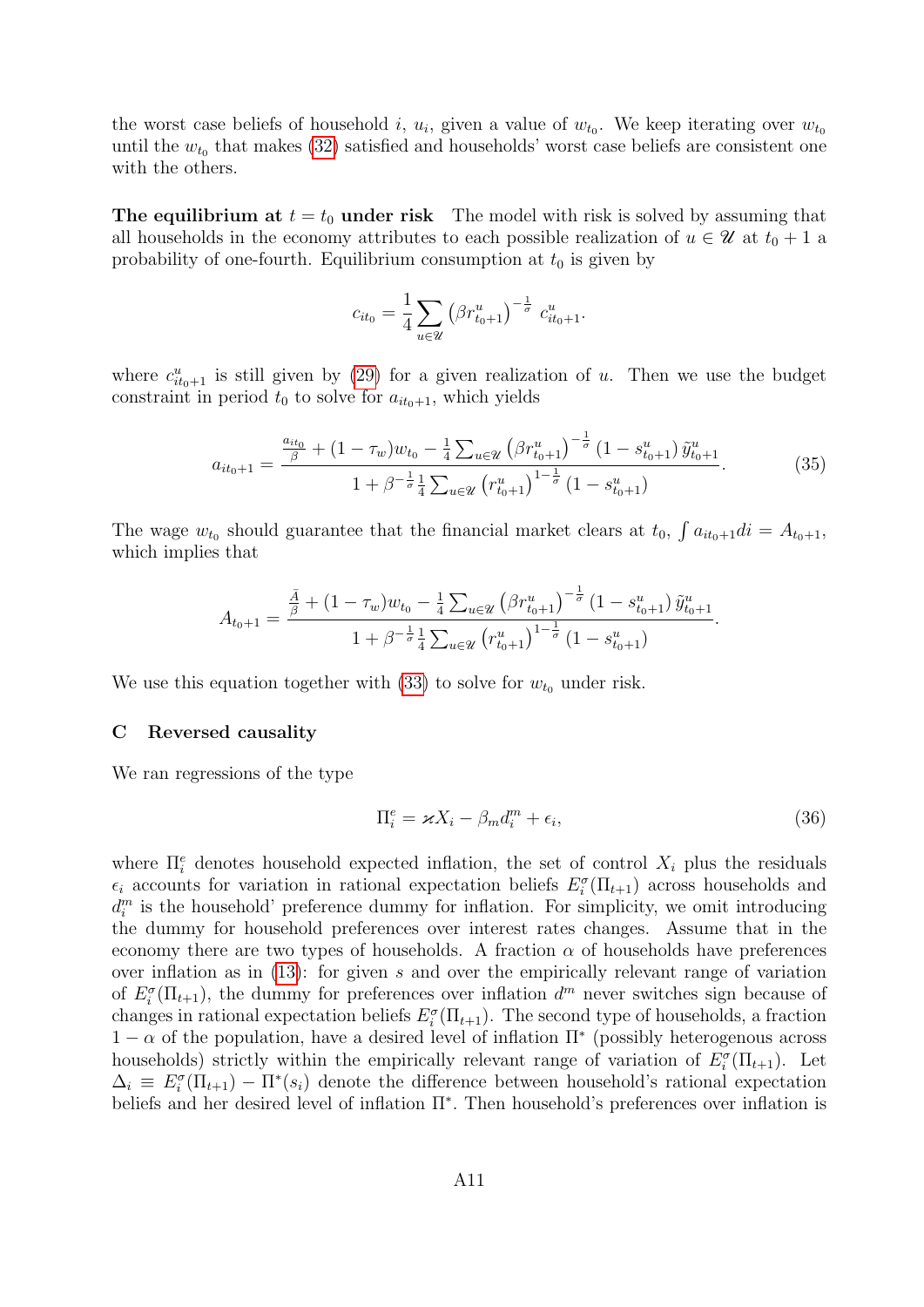the worst case beliefs of household $i$, $u_i$, given a value of $w_{t_0}$. We keep iterating over $w_{t_0}$ until the $w_{t_0}$ that makes (32) satisfied and households' worst case beliefs are consistent one with the others.

**The equilibrium at $t = t_0$ under risk** The model with risk is solved by assuming that all households in the economy attributes to each possible realization of $u \in \mathscr{U}$ at $t_0 + 1$ a probability of one-fourth. Equilibrium consumption at $t_0$ is given by

$$c_{it_0} = \frac{1}{4} \sum_{u \in \mathscr{U}} \left(\beta r^u_{t_0+1}\right)^{-\frac{1}{\sigma}} c^u_{it_0+1}.$$

where $c^u_{it_0+1}$ is still given by (29) for a given realization of $u$. Then we use the budget constraint in period $t_0$ to solve for $a_{it_0+1}$, which yields

$$a_{it_0+1} = \frac{\frac{a_{it_0}}{\beta} + (1-\tau_w) w_{t_0} - \frac{1}{4} \sum_{u \in \mathscr{U}} \left(\beta r^u_{t_0+1}\right)^{-\frac{1}{\sigma}} \left(1 - s^u_{t_0+1}\right) \tilde{y}^u_{t_0+1}}{1 + \beta^{-\frac{1}{\sigma}} \frac{1}{4} \sum_{u \in \mathscr{U}} \left(r^u_{t_0+1}\right)^{1-\frac{1}{\sigma}} \left(1 - s^u_{t_0+1}\right)}. \tag{35}$$

The wage $w_{t_0}$ should guarantee that the financial market clears at $t_0$, $\int a_{it_0+1} di = A_{t_0+1}$, which implies that

$$A_{t_0+1} = \frac{\frac{\bar{A}}{\beta} + (1-\tau_w) w_{t_0} - \frac{1}{4} \sum_{u \in \mathscr{U}} \left(\beta r^u_{t_0+1}\right)^{-\frac{1}{\sigma}} \left(1 - s^u_{t_0+1}\right) \tilde{y}^u_{t_0+1}}{1 + \beta^{-\frac{1}{\sigma}} \frac{1}{4} \sum_{u \in \mathscr{U}} \left(r^u_{t_0+1}\right)^{1-\frac{1}{\sigma}} \left(1 - s^u_{t_0+1}\right)}.$$

We use this equation together with (33) to solve for $w_{t_0}$ under risk.

## C Reversed causality

We ran regressions of the type

$$\Pi^e_i = \varkappa X_i - \beta_m d^m_i + \epsilon_i, \tag{36}$$

where $\Pi^e_i$ denotes household expected inflation, the set of control $X_i$ plus the residuals $\epsilon_i$ accounts for variation in rational expectation beliefs $E^\sigma_i(\Pi_{t+1})$ across households and $d^m_i$ is the household' preference dummy for inflation. For simplicity, we omit introducing the dummy for household preferences over interest rates changes. Assume that in the economy there are two types of households. A fraction $\alpha$ of households have preferences over inflation as in (13): for given $s$ and over the empirically relevant range of variation of $E^\sigma_i(\Pi_{t+1})$, the dummy for preferences over inflation $d^m$ never switches sign because of changes in rational expectation beliefs $E^\sigma_i(\Pi_{t+1})$. The second type of households, a fraction $1 - \alpha$ of the population, have a desired level of inflation $\Pi^*$ (possibly heterogenous across households) strictly within the empirically relevant range of variation of $E^\sigma_i(\Pi_{t+1})$. Let $\Delta_i \equiv E^\sigma_i(\Pi_{t+1}) - \Pi^*(s_i)$ denote the difference between household's rational expectation beliefs and her desired level of inflation $\Pi^*$. Then household's preferences over inflation is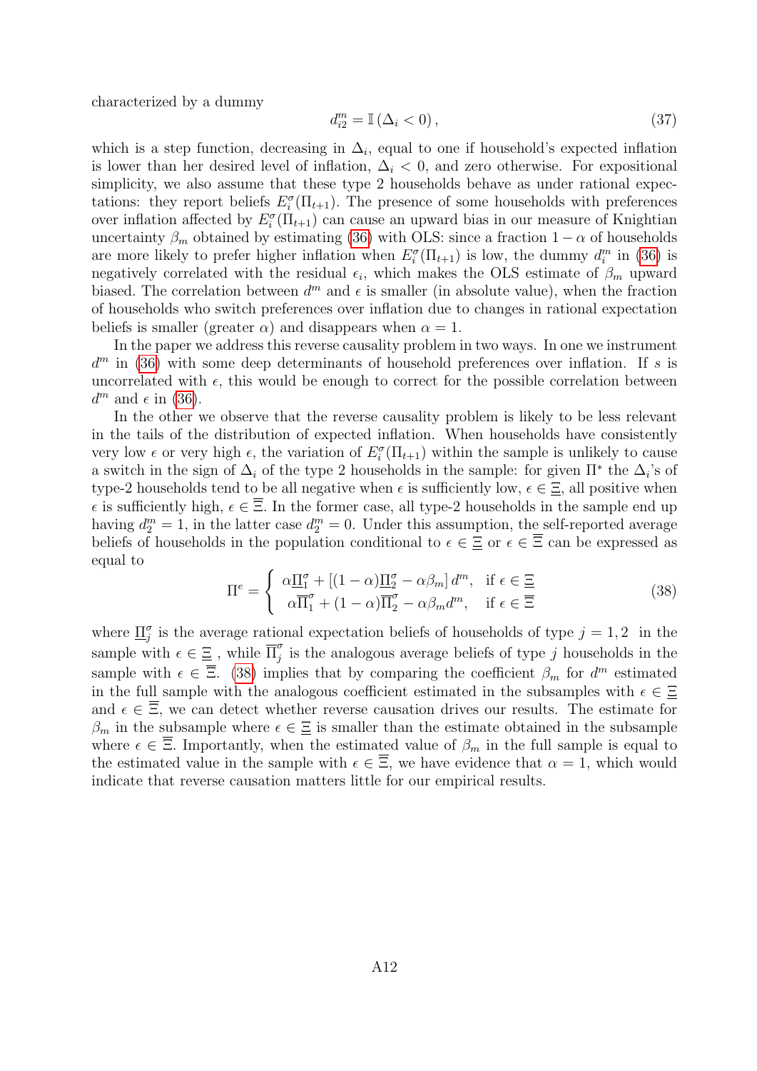characterized by a dummy

$$d_{i2}^{m} = \mathbb{I}\left(\Delta_i < 0\right), \tag{37}$$

which is a step function, decreasing in $\Delta_i$, equal to one if household's expected inflation is lower than her desired level of inflation, $\Delta_i < 0$, and zero otherwise. For expositional simplicity, we also assume that these type 2 households behave as under rational expectations: they report beliefs $E_i^{\sigma}(\Pi_{t+1})$. The presence of some households with preferences over inflation affected by $E_i^{\sigma}(\Pi_{t+1})$ can cause an upward bias in our measure of Knightian uncertainty $\beta_m$ obtained by estimating (36) with OLS: since a fraction $1-\alpha$ of households are more likely to prefer higher inflation when $E_i^{\sigma}(\Pi_{t+1})$ is low, the dummy $d_i^m$ in (36) is negatively correlated with the residual $\epsilon_i$, which makes the OLS estimate of $\beta_m$ upward biased. The correlation between $d^m$ and $\epsilon$ is smaller (in absolute value), when the fraction of households who switch preferences over inflation due to changes in rational expectation beliefs is smaller (greater $\alpha$) and disappears when $\alpha = 1$.

In the paper we address this reverse causality problem in two ways. In one we instrument $d^m$ in (36) with some deep determinants of household preferences over inflation. If $s$ is uncorrelated with $\epsilon$, this would be enough to correct for the possible correlation between $d^m$ and $\epsilon$ in (36).

In the other we observe that the reverse causality problem is likely to be less relevant in the tails of the distribution of expected inflation. When households have consistently very low $\epsilon$ or very high $\epsilon$, the variation of $E_i^{\sigma}(\Pi_{t+1})$ within the sample is unlikely to cause a switch in the sign of $\Delta_i$ of the type 2 households in the sample: for given $\Pi^*$ the $\Delta_i$'s of type-2 households tend to be all negative when $\epsilon$ is sufficiently low, $\epsilon \in \underline{\Xi}$, all positive when $\epsilon$ is sufficiently high, $\epsilon \in \overline{\Xi}$. In the former case, all type-2 households in the sample end up having $d_2^m = 1$, in the latter case $d_2^m = 0$. Under this assumption, the self-reported average beliefs of households in the population conditional to $\epsilon \in \underline{\Xi}$ or $\epsilon \in \overline{\Xi}$ can be expressed as equal to

$$\Pi^e = \begin{cases} \alpha \underline{\Pi}_1^{\sigma} + \left[(1-\alpha)\underline{\Pi}_2^{\sigma} - \alpha\beta_m\right] d^m, & \text{if } \epsilon \in \underline{\Xi} \\ \alpha \overline{\Pi}_1^{\sigma} + (1-\alpha)\overline{\Pi}_2^{\sigma} - \alpha\beta_m d^m, & \text{if } \epsilon \in \overline{\Xi} \end{cases} \tag{38}$$

where $\underline{\Pi}_j^{\sigma}$ is the average rational expectation beliefs of households of type $j = 1, 2$ in the sample with $\epsilon \in \underline{\Xi}$, while $\overline{\Pi}_j^{\sigma}$ is the analogous average beliefs of type $j$ households in the sample with $\epsilon \in \overline{\Xi}$. (38) implies that by comparing the coefficient $\beta_m$ for $d^m$ estimated in the full sample with the analogous coefficient estimated in the subsamples with $\epsilon \in \underline{\Xi}$ and $\epsilon \in \overline{\Xi}$, we can detect whether reverse causation drives our results. The estimate for $\beta_m$ in the subsample where $\epsilon \in \underline{\Xi}$ is smaller than the estimate obtained in the subsample where $\epsilon \in \overline{\Xi}$. Importantly, when the estimated value of $\beta_m$ in the full sample is equal to the estimated value in the sample with $\epsilon \in \overline{\Xi}$, we have evidence that $\alpha = 1$, which would indicate that reverse causation matters little for our empirical results.